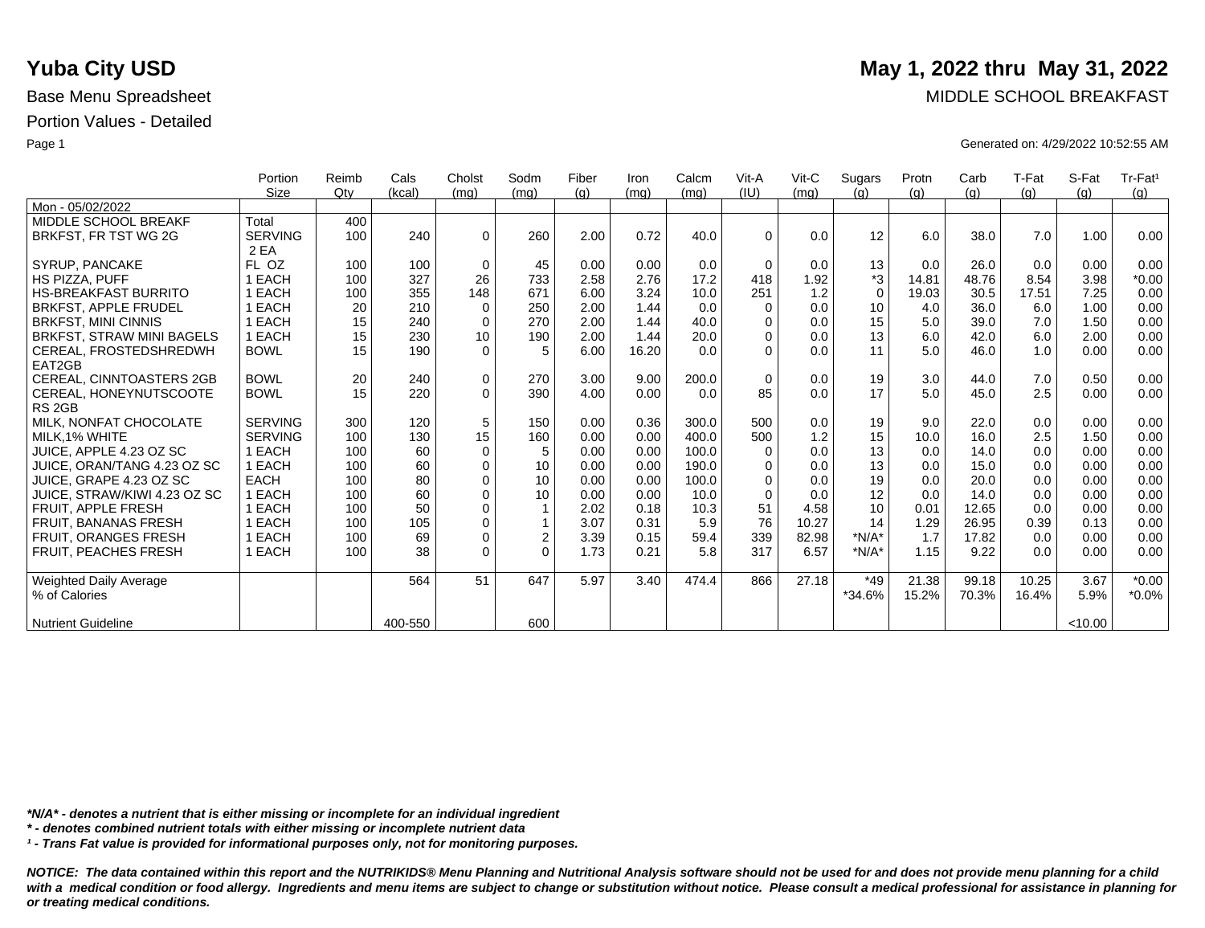# Yuba City USD

**May 1, 2022 thru May 31, 2022**

Base Menu Spreadsheet

MIDDLE SCHOOL BREAKFAST

Portion Values - Detailed

Generated on: 4/29/2022 10:52:55 AM

| | Portion Size | Reimb Qty | Cals (kcal) | Cholst (mg) | Sodm (mg) | Fiber (g) | Iron (mg) | Calcm (mg) | Vit-A (IU) | Vit-C (mg) | Sugars (g) | Protn (g) | Carb (g) | T-Fat (g) | S-Fat (g) | Tr-Fat¹ (g) |
|---|---|---|---|---|---|---|---|---|---|---|---|---|---|---|---|---|
| Mon - 05/02/2022 | | | | | | | | | | | | | | | | |
| MIDDLE SCHOOL BREAKF | Total | 400 | | | | | | | | | | | | | | |
| BRKFST, FR TST WG 2G | SERVING 2 EA | 100 | 240 | 0 | 260 | 2.00 | 0.72 | 40.0 | 0 | 0.0 | 12 | 6.0 | 38.0 | 7.0 | 1.00 | 0.00 |
| SYRUP, PANCAKE | FL OZ | 100 | 100 | 0 | 45 | 0.00 | 0.00 | 0.0 | 0 | 0.0 | 13 | 0.0 | 26.0 | 0.0 | 0.00 | 0.00 |
| HS PIZZA, PUFF | 1 EACH | 100 | 327 | 26 | 733 | 2.58 | 2.76 | 17.2 | 418 | 1.92 | *3 | 14.81 | 48.76 | 8.54 | 3.98 | *0.00 |
| HS-BREAKFAST BURRITO | 1 EACH | 100 | 355 | 148 | 671 | 6.00 | 3.24 | 10.0 | 251 | 1.2 | 0 | 19.03 | 30.5 | 17.51 | 7.25 | 0.00 |
| BRKFST, APPLE FRUDEL | 1 EACH | 20 | 210 | 0 | 250 | 2.00 | 1.44 | 0.0 | 0 | 0.0 | 10 | 4.0 | 36.0 | 6.0 | 1.00 | 0.00 |
| BRKFST, MINI CINNIS | 1 EACH | 15 | 240 | 0 | 270 | 2.00 | 1.44 | 40.0 | 0 | 0.0 | 15 | 5.0 | 39.0 | 7.0 | 1.50 | 0.00 |
| BRKFST, STRAW MINI BAGELS | 1 EACH | 15 | 230 | 10 | 190 | 2.00 | 1.44 | 20.0 | 0 | 0.0 | 13 | 6.0 | 42.0 | 6.0 | 2.00 | 0.00 |
| CEREAL, FROSTEDSHREDWH EAT2GB | BOWL | 15 | 190 | 0 | 5 | 6.00 | 16.20 | 0.0 | 0 | 0.0 | 11 | 5.0 | 46.0 | 1.0 | 0.00 | 0.00 |
| CEREAL, CINNTOASTERS 2GB | BOWL | 20 | 240 | 0 | 270 | 3.00 | 9.00 | 200.0 | 0 | 0.0 | 19 | 3.0 | 44.0 | 7.0 | 0.50 | 0.00 |
| CEREAL, HONEYNUTSCOOTE RS 2GB | BOWL | 15 | 220 | 0 | 390 | 4.00 | 0.00 | 0.0 | 85 | 0.0 | 17 | 5.0 | 45.0 | 2.5 | 0.00 | 0.00 |
| MILK, NONFAT CHOCOLATE | SERVING | 300 | 120 | 5 | 150 | 0.00 | 0.36 | 300.0 | 500 | 0.0 | 19 | 9.0 | 22.0 | 0.0 | 0.00 | 0.00 |
| MILK,1% WHITE | SERVING | 100 | 130 | 15 | 160 | 0.00 | 0.00 | 400.0 | 500 | 1.2 | 15 | 10.0 | 16.0 | 2.5 | 1.50 | 0.00 |
| JUICE, APPLE 4.23 OZ SC | 1 EACH | 100 | 60 | 0 | 5 | 0.00 | 0.00 | 100.0 | 0 | 0.0 | 13 | 0.0 | 14.0 | 0.0 | 0.00 | 0.00 |
| JUICE, ORAN/TANG 4.23 OZ SC | 1 EACH | 100 | 60 | 0 | 10 | 0.00 | 0.00 | 190.0 | 0 | 0.0 | 13 | 0.0 | 15.0 | 0.0 | 0.00 | 0.00 |
| JUICE, GRAPE 4.23 OZ SC | EACH | 100 | 80 | 0 | 10 | 0.00 | 0.00 | 100.0 | 0 | 0.0 | 19 | 0.0 | 20.0 | 0.0 | 0.00 | 0.00 |
| JUICE, STRAW/KIWI 4.23 OZ SC | 1 EACH | 100 | 60 | 0 | 10 | 0.00 | 0.00 | 10.0 | 0 | 0.0 | 12 | 0.0 | 14.0 | 0.0 | 0.00 | 0.00 |
| FRUIT, APPLE FRESH | 1 EACH | 100 | 50 | 0 | 1 | 2.02 | 0.18 | 10.3 | 51 | 4.58 | 10 | 0.01 | 12.65 | 0.0 | 0.00 | 0.00 |
| FRUIT, BANANAS FRESH | 1 EACH | 100 | 105 | 0 | 1 | 3.07 | 0.31 | 5.9 | 76 | 10.27 | 14 | 1.29 | 26.95 | 0.39 | 0.13 | 0.00 |
| FRUIT, ORANGES FRESH | 1 EACH | 100 | 69 | 0 | 2 | 3.39 | 0.15 | 59.4 | 339 | 82.98 | *N/A* | 1.7 | 17.82 | 0.0 | 0.00 | 0.00 |
| FRUIT, PEACHES FRESH | 1 EACH | 100 | 38 | 0 | 0 | 1.73 | 0.21 | 5.8 | 317 | 6.57 | *N/A* | 1.15 | 9.22 | 0.0 | 0.00 | 0.00 |
| Weighted Daily Average | | | 564 | 51 | 647 | 5.97 | 3.40 | 474.4 | 866 | 27.18 | *49 | 21.38 | 99.18 | 10.25 | 3.67 | *0.00 |
| % of Calories | | | | | | | | | | | *34.6% | 15.2% | 70.3% | 16.4% | 5.9% | *0.0% |
| Nutrient Guideline | | | 400-550 | | 600 | | | | | | | | | | <10.00 | |

*\*N/A\* - denotes a nutrient that is either missing or incomplete for an individual ingredient*

*\* - denotes combined nutrient totals with either missing or incomplete nutrient data*

*¹ - Trans Fat value is provided for informational purposes only, not for monitoring purposes.*

***NOTICE: The data contained within this report and the NUTRIKIDS® Menu Planning and Nutritional Analysis software should not be used for and does not provide menu planning for a child with a medical condition or food allergy. Ingredients and menu items are subject to change or substitution without notice. Please consult a medical professional for assistance in planning for or treating medical conditions.***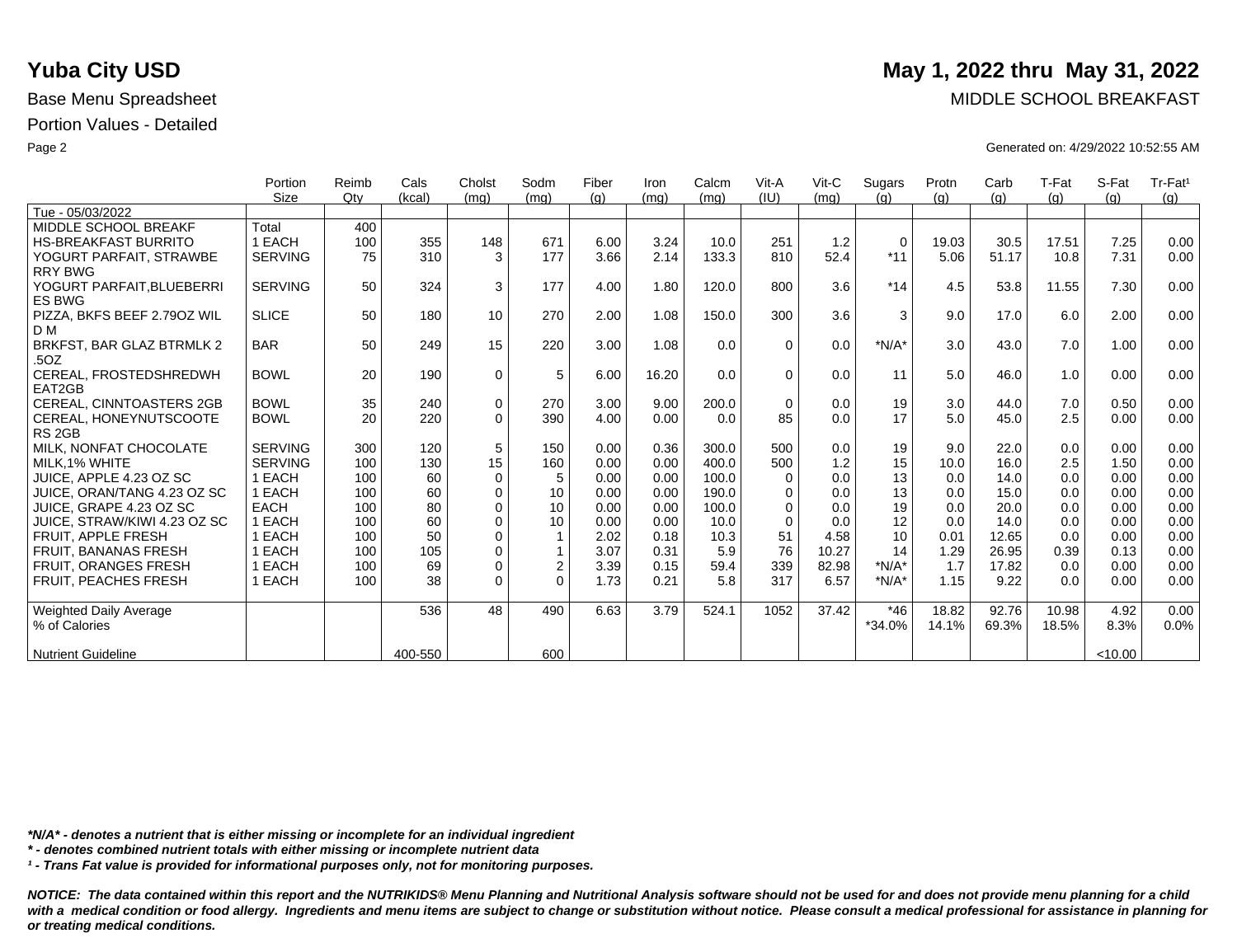# Yuba City USD

**May 1, 2022 thru May 31, 2022**

Base Menu Spreadsheet

MIDDLE SCHOOL BREAKFAST

Portion Values - Detailed

Generated on: 4/29/2022 10:52:55 AM

| | Portion Size | Reimb Qty | Cals (kcal) | Cholst (mg) | Sodm (mg) | Fiber (g) | Iron (mg) | Calcm (mg) | Vit-A (IU) | Vit-C (mg) | Sugars (g) | Protn (g) | Carb (g) | T-Fat (g) | S-Fat (g) | Tr-Fat¹ (g) |
|---|---|---|---|---|---|---|---|---|---|---|---|---|---|---|---|---|
| Tue - 05/03/2022 | | | | | | | | | | | | | | | | |
| MIDDLE SCHOOL BREAKF | Total | 400 | | | | | | | | | | | | | | |
| HS-BREAKFAST BURRITO | 1 EACH | 100 | 355 | 148 | 671 | 6.00 | 3.24 | 10.0 | 251 | 1.2 | 0 | 19.03 | 30.5 | 17.51 | 7.25 | 0.00 |
| YOGURT PARFAIT, STRAWBERRY BWG | SERVING | 75 | 310 | 3 | 177 | 3.66 | 2.14 | 133.3 | 810 | 52.4 | *11 | 5.06 | 51.17 | 10.8 | 7.31 | 0.00 |
| YOGURT PARFAIT,BLUEBERRIES BWG | SERVING | 50 | 324 | 3 | 177 | 4.00 | 1.80 | 120.0 | 800 | 3.6 | *14 | 4.5 | 53.8 | 11.55 | 7.30 | 0.00 |
| PIZZA, BKFS BEEF 2.79OZ WILD M | SLICE | 50 | 180 | 10 | 270 | 2.00 | 1.08 | 150.0 | 300 | 3.6 | 3 | 9.0 | 17.0 | 6.0 | 2.00 | 0.00 |
| BRKFST, BAR GLAZ BTRMLK 2.5OZ | BAR | 50 | 249 | 15 | 220 | 3.00 | 1.08 | 0.0 | 0 | 0.0 | *N/A* | 3.0 | 43.0 | 7.0 | 1.00 | 0.00 |
| CEREAL, FROSTEDSHREDWHEAT2GB | BOWL | 20 | 190 | 0 | 5 | 6.00 | 16.20 | 0.0 | 0 | 0.0 | 11 | 5.0 | 46.0 | 1.0 | 0.00 | 0.00 |
| CEREAL, CINNTOASTERS 2GB | BOWL | 35 | 240 | 0 | 270 | 3.00 | 9.00 | 200.0 | 0 | 0.0 | 19 | 3.0 | 44.0 | 7.0 | 0.50 | 0.00 |
| CEREAL, HONEYNUTSCOOTERS 2GB | BOWL | 20 | 220 | 0 | 390 | 4.00 | 0.00 | 0.0 | 85 | 0.0 | 17 | 5.0 | 45.0 | 2.5 | 0.00 | 0.00 |
| MILK, NONFAT CHOCOLATE | SERVING | 300 | 120 | 5 | 150 | 0.00 | 0.36 | 300.0 | 500 | 0.0 | 19 | 9.0 | 22.0 | 0.0 | 0.00 | 0.00 |
| MILK,1% WHITE | SERVING | 100 | 130 | 15 | 160 | 0.00 | 0.00 | 400.0 | 500 | 1.2 | 15 | 10.0 | 16.0 | 2.5 | 1.50 | 0.00 |
| JUICE, APPLE 4.23 OZ SC | 1 EACH | 100 | 60 | 0 | 5 | 0.00 | 0.00 | 100.0 | 0 | 0.0 | 13 | 0.0 | 14.0 | 0.0 | 0.00 | 0.00 |
| JUICE, ORAN/TANG 4.23 OZ SC | 1 EACH | 100 | 60 | 0 | 10 | 0.00 | 0.00 | 190.0 | 0 | 0.0 | 13 | 0.0 | 15.0 | 0.0 | 0.00 | 0.00 |
| JUICE, GRAPE 4.23 OZ SC | EACH | 100 | 80 | 0 | 10 | 0.00 | 0.00 | 100.0 | 0 | 0.0 | 19 | 0.0 | 20.0 | 0.0 | 0.00 | 0.00 |
| JUICE, STRAW/KIWI 4.23 OZ SC | 1 EACH | 100 | 60 | 0 | 10 | 0.00 | 0.00 | 10.0 | 0 | 0.0 | 12 | 0.0 | 14.0 | 0.0 | 0.00 | 0.00 |
| FRUIT, APPLE FRESH | 1 EACH | 100 | 50 | 0 | 1 | 2.02 | 0.18 | 10.3 | 51 | 4.58 | 10 | 0.01 | 12.65 | 0.0 | 0.00 | 0.00 |
| FRUIT, BANANAS FRESH | 1 EACH | 100 | 105 | 0 | 1 | 3.07 | 0.31 | 5.9 | 76 | 10.27 | 14 | 1.29 | 26.95 | 0.39 | 0.13 | 0.00 |
| FRUIT, ORANGES FRESH | 1 EACH | 100 | 69 | 0 | 2 | 3.39 | 0.15 | 59.4 | 339 | 82.98 | *N/A* | 1.7 | 17.82 | 0.0 | 0.00 | 0.00 |
| FRUIT, PEACHES FRESH | 1 EACH | 100 | 38 | 0 | 0 | 1.73 | 0.21 | 5.8 | 317 | 6.57 | *N/A* | 1.15 | 9.22 | 0.0 | 0.00 | 0.00 |
| Weighted Daily Average | | | 536 | 48 | 490 | 6.63 | 3.79 | 524.1 | 1052 | 37.42 | *46 | 18.82 | 92.76 | 10.98 | 4.92 | 0.00 |
| % of Calories | | | | | | | | | | | *34.0% | 14.1% | 69.3% | 18.5% | 8.3% | 0.0% |
| Nutrient Guideline | | | 400-550 | | 600 | | | | | | | | | | <10.00 | |

***N/A* - denotes a nutrient that is either missing or incomplete for an individual ingredient***

*** - denotes combined nutrient totals with either missing or incomplete nutrient data***

***¹ - Trans Fat value is provided for informational purposes only, not for monitoring purposes.***

***NOTICE: The data contained within this report and the NUTRIKIDS® Menu Planning and Nutritional Analysis software should not be used for and does not provide menu planning for a child with a medical condition or food allergy. Ingredients and menu items are subject to change or substitution without notice. Please consult a medical professional for assistance in planning for or treating medical conditions.***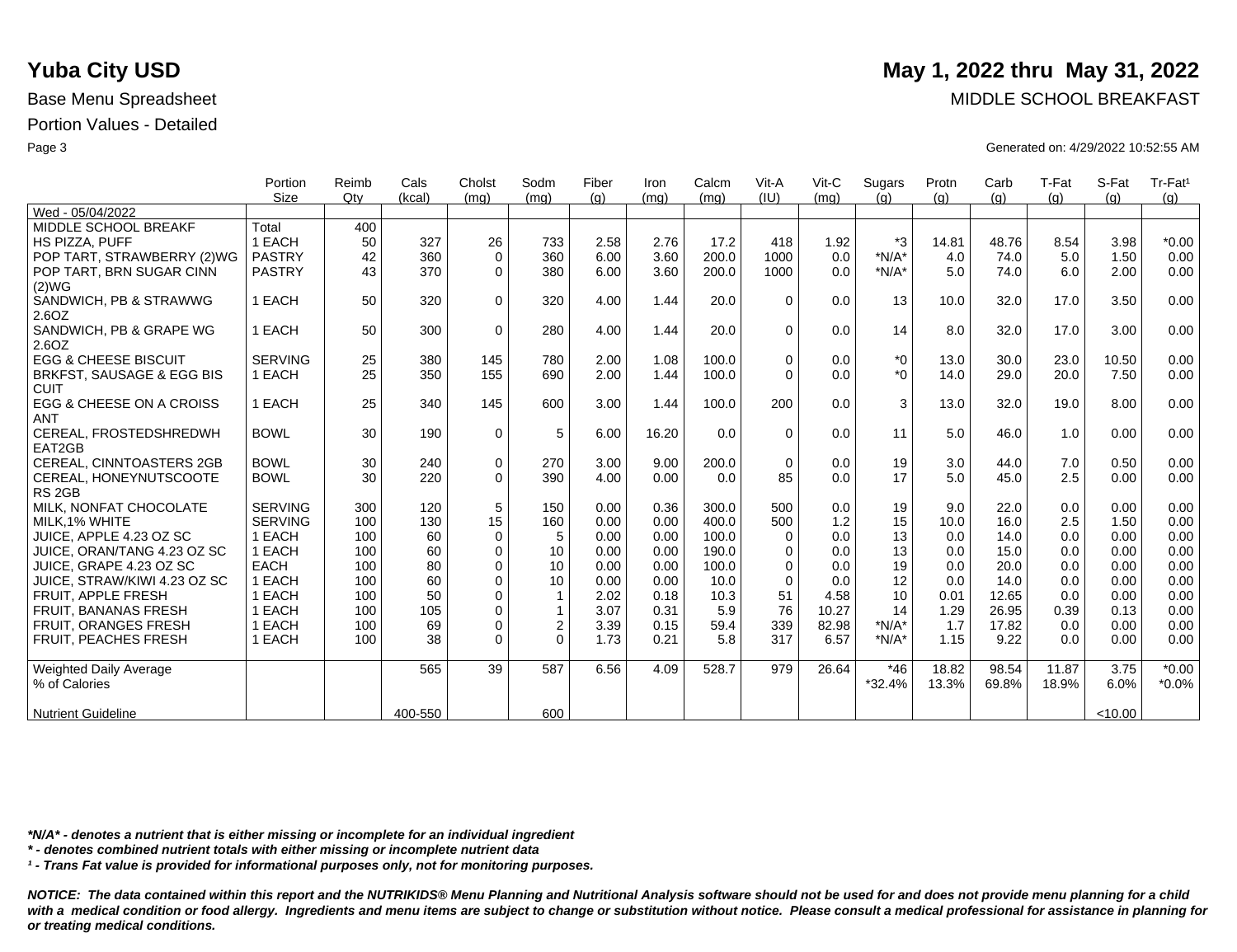# Yuba City USD

**May 1, 2022 thru May 31, 2022**

Base Menu Spreadsheet

MIDDLE SCHOOL BREAKFAST

Portion Values - Detailed

Generated on: 4/29/2022 10:52:55 AM

| | Portion Size | Reimb Qty | Cals (kcal) | Cholst (mg) | Sodm (mg) | Fiber (g) | Iron (mg) | Calcm (mg) | Vit-A (IU) | Vit-C (mg) | Sugars (g) | Protn (g) | Carb (g) | T-Fat (g) | S-Fat (g) | Tr-Fat¹ (g) |
|---|---|---|---|---|---|---|---|---|---|---|---|---|---|---|---|---|
| Wed - 05/04/2022 | | | | | | | | | | | | | | | | |
| MIDDLE SCHOOL BREAKF | Total | 400 | | | | | | | | | | | | | | |
| HS PIZZA, PUFF | 1 EACH | 50 | 327 | 26 | 733 | 2.58 | 2.76 | 17.2 | 418 | 1.92 | *3 | 14.81 | 48.76 | 8.54 | 3.98 | *0.00 |
| POP TART, STRAWBERRY (2)WG | PASTRY | 42 | 360 | 0 | 360 | 6.00 | 3.60 | 200.0 | 1000 | 0.0 | *N/A* | 4.0 | 74.0 | 5.0 | 1.50 | 0.00 |
| POP TART, BRN SUGAR CINN (2)WG | PASTRY | 43 | 370 | 0 | 380 | 6.00 | 3.60 | 200.0 | 1000 | 0.0 | *N/A* | 5.0 | 74.0 | 6.0 | 2.00 | 0.00 |
| SANDWICH, PB & STRAWWG 2.6OZ | 1 EACH | 50 | 320 | 0 | 320 | 4.00 | 1.44 | 20.0 | 0 | 0.0 | 13 | 10.0 | 32.0 | 17.0 | 3.50 | 0.00 |
| SANDWICH, PB & GRAPE WG 2.6OZ | 1 EACH | 50 | 300 | 0 | 280 | 4.00 | 1.44 | 20.0 | 0 | 0.0 | 14 | 8.0 | 32.0 | 17.0 | 3.00 | 0.00 |
| EGG & CHEESE BISCUIT | SERVING | 25 | 380 | 145 | 780 | 2.00 | 1.08 | 100.0 | 0 | 0.0 | *0 | 13.0 | 30.0 | 23.0 | 10.50 | 0.00 |
| BRKFST, SAUSAGE & EGG BISCUIT | 1 EACH | 25 | 350 | 155 | 690 | 2.00 | 1.44 | 100.0 | 0 | 0.0 | *0 | 14.0 | 29.0 | 20.0 | 7.50 | 0.00 |
| EGG & CHEESE ON A CROISSANT | 1 EACH | 25 | 340 | 145 | 600 | 3.00 | 1.44 | 100.0 | 200 | 0.0 | 3 | 13.0 | 32.0 | 19.0 | 8.00 | 0.00 |
| CEREAL, FROSTEDSHREDWHEAT2GB | BOWL | 30 | 190 | 0 | 5 | 6.00 | 16.20 | 0.0 | 0 | 0.0 | 11 | 5.0 | 46.0 | 1.0 | 0.00 | 0.00 |
| CEREAL, CINNTOASTERS 2GB | BOWL | 30 | 240 | 0 | 270 | 3.00 | 9.00 | 200.0 | 0 | 0.0 | 19 | 3.0 | 44.0 | 7.0 | 0.50 | 0.00 |
| CEREAL, HONEYNUTSCOOTERS 2GB | BOWL | 30 | 220 | 0 | 390 | 4.00 | 0.00 | 0.0 | 85 | 0.0 | 17 | 5.0 | 45.0 | 2.5 | 0.00 | 0.00 |
| MILK, NONFAT CHOCOLATE | SERVING | 300 | 120 | 5 | 150 | 0.00 | 0.36 | 300.0 | 500 | 0.0 | 19 | 9.0 | 22.0 | 0.0 | 0.00 | 0.00 |
| MILK,1% WHITE | SERVING | 100 | 130 | 15 | 160 | 0.00 | 0.00 | 400.0 | 500 | 1.2 | 15 | 10.0 | 16.0 | 2.5 | 1.50 | 0.00 |
| JUICE, APPLE 4.23 OZ SC | 1 EACH | 100 | 60 | 0 | 5 | 0.00 | 0.00 | 100.0 | 0 | 0.0 | 13 | 0.0 | 14.0 | 0.0 | 0.00 | 0.00 |
| JUICE, ORAN/TANG 4.23 OZ SC | 1 EACH | 100 | 60 | 0 | 10 | 0.00 | 0.00 | 190.0 | 0 | 0.0 | 13 | 0.0 | 15.0 | 0.0 | 0.00 | 0.00 |
| JUICE, GRAPE 4.23 OZ SC | EACH | 100 | 80 | 0 | 10 | 0.00 | 0.00 | 100.0 | 0 | 0.0 | 19 | 0.0 | 20.0 | 0.0 | 0.00 | 0.00 |
| JUICE, STRAW/KIWI 4.23 OZ SC | 1 EACH | 100 | 60 | 0 | 10 | 0.00 | 0.00 | 10.0 | 0 | 0.0 | 12 | 0.0 | 14.0 | 0.0 | 0.00 | 0.00 |
| FRUIT, APPLE FRESH | 1 EACH | 100 | 50 | 0 | 1 | 2.02 | 0.18 | 10.3 | 51 | 4.58 | 10 | 0.01 | 12.65 | 0.0 | 0.00 | 0.00 |
| FRUIT, BANANAS FRESH | 1 EACH | 100 | 105 | 0 | 1 | 3.07 | 0.31 | 5.9 | 76 | 10.27 | 14 | 1.29 | 26.95 | 0.39 | 0.13 | 0.00 |
| FRUIT, ORANGES FRESH | 1 EACH | 100 | 69 | 0 | 2 | 3.39 | 0.15 | 59.4 | 339 | 82.98 | *N/A* | 1.7 | 17.82 | 0.0 | 0.00 | 0.00 |
| FRUIT, PEACHES FRESH | 1 EACH | 100 | 38 | 0 | 0 | 1.73 | 0.21 | 5.8 | 317 | 6.57 | *N/A* | 1.15 | 9.22 | 0.0 | 0.00 | 0.00 |
| Weighted Daily Average | | | 565 | 39 | 587 | 6.56 | 4.09 | 528.7 | 979 | 26.64 | *46 | 18.82 | 98.54 | 11.87 | 3.75 | *0.00 |
| % of Calories | | | | | | | | | | | *32.4% | 13.3% | 69.8% | 18.9% | 6.0% | *0.0% |
| Nutrient Guideline | | | 400-550 | | 600 | | | | | | | | | | <10.00 | |

***N/A* - denotes a nutrient that is either missing or incomplete for an individual ingredient***

***\* - denotes combined nutrient totals with either missing or incomplete nutrient data***

***¹ - Trans Fat value is provided for informational purposes only, not for monitoring purposes.***

***NOTICE: The data contained within this report and the NUTRIKIDS® Menu Planning and Nutritional Analysis software should not be used for and does not provide menu planning for a child with a medical condition or food allergy. Ingredients and menu items are subject to change or substitution without notice. Please consult a medical professional for assistance in planning for or treating medical conditions.***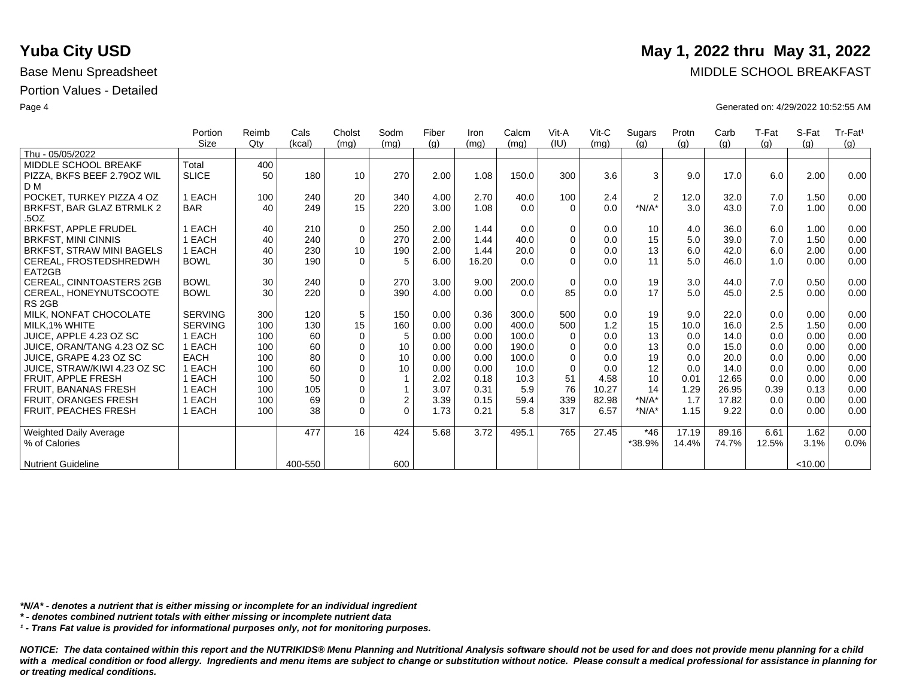# Yuba City USD

**May 1, 2022 thru May 31, 2022**

Base Menu Spreadsheet

MIDDLE SCHOOL BREAKFAST

Portion Values - Detailed

Generated on: 4/29/2022 10:52:55 AM

| | Portion Size | Reimb Qty | Cals (kcal) | Cholst (mg) | Sodm (mg) | Fiber (g) | Iron (mg) | Calcm (mg) | Vit-A (IU) | Vit-C (mg) | Sugars (g) | Protn (g) | Carb (g) | T-Fat (g) | S-Fat (g) | Tr-Fat[1] (g) |
|---|---|---|---|---|---|---|---|---|---|---|---|---|---|---|---|---|
| Thu - 05/05/2022 | | | | | | | | | | | | | | | | |
| MIDDLE SCHOOL BREAKF | Total | 400 | | | | | | | | | | | | | | |
| PIZZA, BKFS BEEF 2.79OZ WIL D M | SLICE | 50 | 180 | 10 | 270 | 2.00 | 1.08 | 150.0 | 300 | 3.6 | 3 | 9.0 | 17.0 | 6.0 | 2.00 | 0.00 |
| POCKET, TURKEY PIZZA 4 OZ | 1 EACH | 100 | 240 | 20 | 340 | 4.00 | 2.70 | 40.0 | 100 | 2.4 | 2 | 12.0 | 32.0 | 7.0 | 1.50 | 0.00 |
| BRKFST, BAR GLAZ BTRMLK 2 .5OZ | BAR | 40 | 249 | 15 | 220 | 3.00 | 1.08 | 0.0 | 0 | 0.0 | *N/A* | 3.0 | 43.0 | 7.0 | 1.00 | 0.00 |
| BRKFST, APPLE FRUDEL | 1 EACH | 40 | 210 | 0 | 250 | 2.00 | 1.44 | 0.0 | 0 | 0.0 | 10 | 4.0 | 36.0 | 6.0 | 1.00 | 0.00 |
| BRKFST, MINI CINNIS | 1 EACH | 40 | 240 | 0 | 270 | 2.00 | 1.44 | 40.0 | 0 | 0.0 | 15 | 5.0 | 39.0 | 7.0 | 1.50 | 0.00 |
| BRKFST, STRAW MINI BAGELS | 1 EACH | 40 | 230 | 10 | 190 | 2.00 | 1.44 | 20.0 | 0 | 0.0 | 13 | 6.0 | 42.0 | 6.0 | 2.00 | 0.00 |
| CEREAL, FROSTEDSHREDWH EAT2GB | BOWL | 30 | 190 | 0 | 5 | 6.00 | 16.20 | 0.0 | 0 | 0.0 | 11 | 5.0 | 46.0 | 1.0 | 0.00 | 0.00 |
| CEREAL, CINNTOASTERS 2GB | BOWL | 30 | 240 | 0 | 270 | 3.00 | 9.00 | 200.0 | 0 | 0.0 | 19 | 3.0 | 44.0 | 7.0 | 0.50 | 0.00 |
| CEREAL, HONEYNUTSCOOTE RS 2GB | BOWL | 30 | 220 | 0 | 390 | 4.00 | 0.00 | 0.0 | 85 | 0.0 | 17 | 5.0 | 45.0 | 2.5 | 0.00 | 0.00 |
| MILK, NONFAT CHOCOLATE | SERVING | 300 | 120 | 5 | 150 | 0.00 | 0.36 | 300.0 | 500 | 0.0 | 19 | 9.0 | 22.0 | 0.0 | 0.00 | 0.00 |
| MILK,1% WHITE | SERVING | 100 | 130 | 15 | 160 | 0.00 | 0.00 | 400.0 | 500 | 1.2 | 15 | 10.0 | 16.0 | 2.5 | 1.50 | 0.00 |
| JUICE, APPLE 4.23 OZ SC | 1 EACH | 100 | 60 | 0 | 5 | 0.00 | 0.00 | 100.0 | 0 | 0.0 | 13 | 0.0 | 14.0 | 0.0 | 0.00 | 0.00 |
| JUICE, ORAN/TANG 4.23 OZ SC | 1 EACH | 100 | 60 | 0 | 10 | 0.00 | 0.00 | 190.0 | 0 | 0.0 | 13 | 0.0 | 15.0 | 0.0 | 0.00 | 0.00 |
| JUICE, GRAPE 4.23 OZ SC | EACH | 100 | 80 | 0 | 10 | 0.00 | 0.00 | 100.0 | 0 | 0.0 | 19 | 0.0 | 20.0 | 0.0 | 0.00 | 0.00 |
| JUICE, STRAW/KIWI 4.23 OZ SC | 1 EACH | 100 | 60 | 0 | 10 | 0.00 | 0.00 | 10.0 | 0 | 0.0 | 12 | 0.0 | 14.0 | 0.0 | 0.00 | 0.00 |
| FRUIT, APPLE FRESH | 1 EACH | 100 | 50 | 0 | 1 | 2.02 | 0.18 | 10.3 | 51 | 4.58 | 10 | 0.01 | 12.65 | 0.0 | 0.00 | 0.00 |
| FRUIT, BANANAS FRESH | 1 EACH | 100 | 105 | 0 | 1 | 3.07 | 0.31 | 5.9 | 76 | 10.27 | 14 | 1.29 | 26.95 | 0.39 | 0.13 | 0.00 |
| FRUIT, ORANGES FRESH | 1 EACH | 100 | 69 | 0 | 2 | 3.39 | 0.15 | 59.4 | 339 | 82.98 | *N/A* | 1.7 | 17.82 | 0.0 | 0.00 | 0.00 |
| FRUIT, PEACHES FRESH | 1 EACH | 100 | 38 | 0 | 0 | 1.73 | 0.21 | 5.8 | 317 | 6.57 | *N/A* | 1.15 | 9.22 | 0.0 | 0.00 | 0.00 |
| Weighted Daily Average | | | 477 | 16 | 424 | 5.68 | 3.72 | 495.1 | 765 | 27.45 | *46 | 17.19 | 89.16 | 6.61 | 1.62 | 0.00 |
| % of Calories | | | | | | | | | | | *38.9% | 14.4% | 74.7% | 12.5% | 3.1% | 0.0% |
| Nutrient Guideline | | | 400-550 | | 600 | | | | | | | | | | <10.00 | |

***N/A* - denotes a nutrient that is either missing or incomplete for an individual ingredient***

***\* - denotes combined nutrient totals with either missing or incomplete nutrient data***

***[1] - Trans Fat value is provided for informational purposes only, not for monitoring purposes.***

***NOTICE: The data contained within this report and the NUTRIKIDS® Menu Planning and Nutritional Analysis software should not be used for and does not provide menu planning for a child with a medical condition or food allergy. Ingredients and menu items are subject to change or substitution without notice. Please consult a medical professional for assistance in planning for or treating medical conditions.***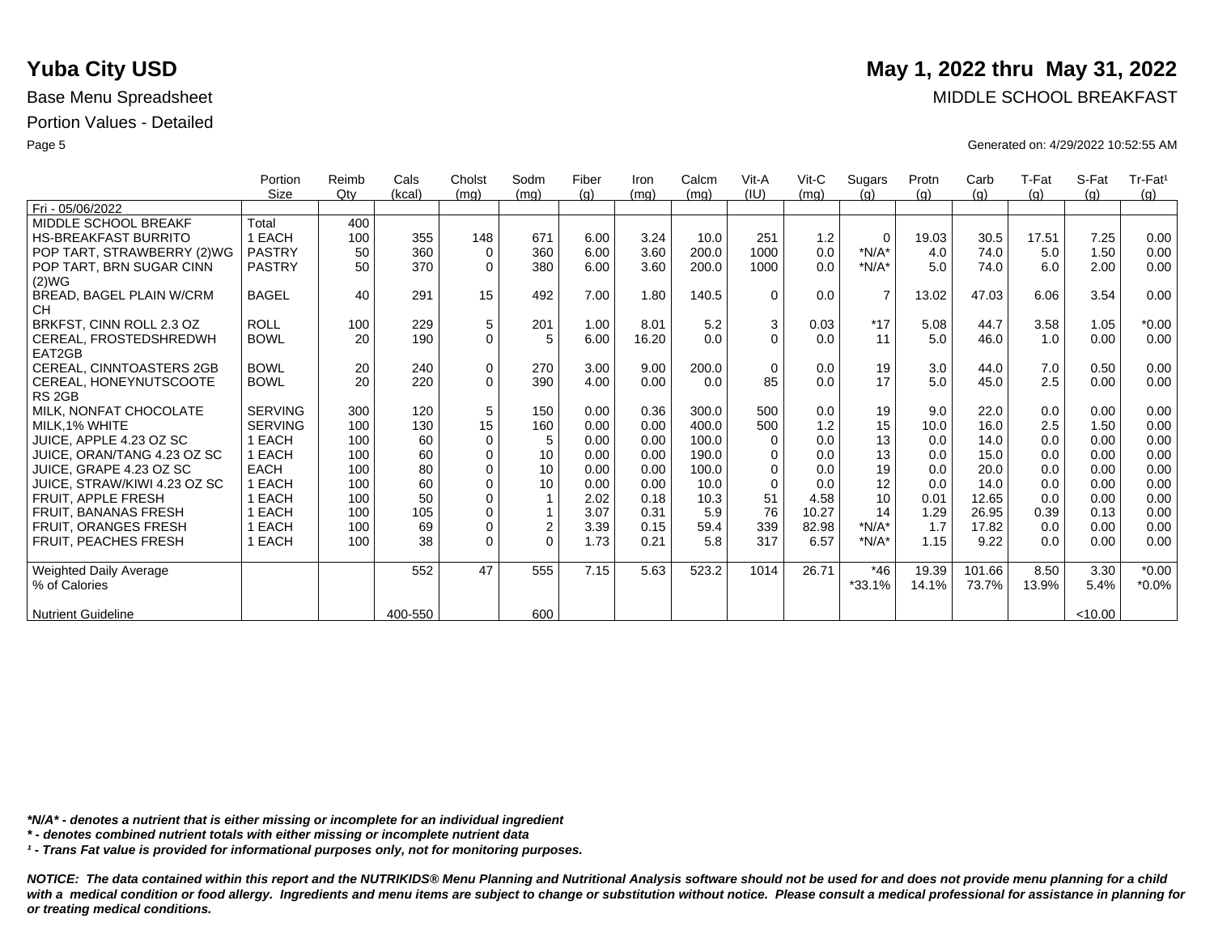# Yuba City USD

# May 1, 2022 thru May 31, 2022

Base Menu Spreadsheet

MIDDLE SCHOOL BREAKFAST

Portion Values - Detailed

Generated on: 4/29/2022 10:52:55 AM

| | Portion Size | Reimb Qty | Cals (kcal) | Cholst (mg) | Sodm (mg) | Fiber (g) | Iron (mg) | Calcm (mg) | Vit-A (IU) | Vit-C (mg) | Sugars (g) | Protn (g) | Carb (g) | T-Fat (g) | S-Fat (g) | Tr-Fat¹ (g) |
|---|---|---|---|---|---|---|---|---|---|---|---|---|---|---|---|---|
| Fri - 05/06/2022 | | | | | | | | | | | | | | | | |
| MIDDLE SCHOOL BREAKF | Total | 400 | | | | | | | | | | | | | | |
| HS-BREAKFAST BURRITO | 1 EACH | 100 | 355 | 148 | 671 | 6.00 | 3.24 | 10.0 | 251 | 1.2 | 0 | 19.03 | 30.5 | 17.51 | 7.25 | 0.00 |
| POP TART, STRAWBERRY (2)WG | PASTRY | 50 | 360 | 0 | 360 | 6.00 | 3.60 | 200.0 | 1000 | 0.0 | *N/A* | 4.0 | 74.0 | 5.0 | 1.50 | 0.00 |
| POP TART, BRN SUGAR CINN (2)WG | PASTRY | 50 | 370 | 0 | 380 | 6.00 | 3.60 | 200.0 | 1000 | 0.0 | *N/A* | 5.0 | 74.0 | 6.0 | 2.00 | 0.00 |
| BREAD, BAGEL PLAIN W/CRM CH | BAGEL | 40 | 291 | 15 | 492 | 7.00 | 1.80 | 140.5 | 0 | 0.0 | 7 | 13.02 | 47.03 | 6.06 | 3.54 | 0.00 |
| BRKFST, CINN ROLL 2.3 OZ | ROLL | 100 | 229 | 5 | 201 | 1.00 | 8.01 | 5.2 | 3 | 0.03 | *17 | 5.08 | 44.7 | 3.58 | 1.05 | *0.00 |
| CEREAL, FROSTEDSHREDWH EAT2GB | BOWL | 20 | 190 | 0 | 5 | 6.00 | 16.20 | 0.0 | 0 | 0.0 | 11 | 5.0 | 46.0 | 1.0 | 0.00 | 0.00 |
| CEREAL, CINNTOASTERS 2GB | BOWL | 20 | 240 | 0 | 270 | 3.00 | 9.00 | 200.0 | 0 | 0.0 | 19 | 3.0 | 44.0 | 7.0 | 0.50 | 0.00 |
| CEREAL, HONEYNUTSCOOTE RS 2GB | BOWL | 20 | 220 | 0 | 390 | 4.00 | 0.00 | 0.0 | 85 | 0.0 | 17 | 5.0 | 45.0 | 2.5 | 0.00 | 0.00 |
| MILK, NONFAT CHOCOLATE | SERVING | 300 | 120 | 5 | 150 | 0.00 | 0.36 | 300.0 | 500 | 0.0 | 19 | 9.0 | 22.0 | 0.0 | 0.00 | 0.00 |
| MILK,1% WHITE | SERVING | 100 | 130 | 15 | 160 | 0.00 | 0.00 | 400.0 | 500 | 1.2 | 15 | 10.0 | 16.0 | 2.5 | 1.50 | 0.00 |
| JUICE, APPLE 4.23 OZ SC | 1 EACH | 100 | 60 | 0 | 5 | 0.00 | 0.00 | 100.0 | 0 | 0.0 | 13 | 0.0 | 14.0 | 0.0 | 0.00 | 0.00 |
| JUICE, ORAN/TANG 4.23 OZ SC | 1 EACH | 100 | 60 | 0 | 10 | 0.00 | 0.00 | 190.0 | 0 | 0.0 | 13 | 0.0 | 15.0 | 0.0 | 0.00 | 0.00 |
| JUICE, GRAPE 4.23 OZ SC | EACH | 100 | 80 | 0 | 10 | 0.00 | 0.00 | 100.0 | 0 | 0.0 | 19 | 0.0 | 20.0 | 0.0 | 0.00 | 0.00 |
| JUICE, STRAW/KIWI 4.23 OZ SC | 1 EACH | 100 | 60 | 0 | 10 | 0.00 | 0.00 | 10.0 | 0 | 0.0 | 12 | 0.0 | 14.0 | 0.0 | 0.00 | 0.00 |
| FRUIT, APPLE FRESH | 1 EACH | 100 | 50 | 0 | 1 | 2.02 | 0.18 | 10.3 | 51 | 4.58 | 10 | 0.01 | 12.65 | 0.0 | 0.00 | 0.00 |
| FRUIT, BANANAS FRESH | 1 EACH | 100 | 105 | 0 | 1 | 3.07 | 0.31 | 5.9 | 76 | 10.27 | 14 | 1.29 | 26.95 | 0.39 | 0.13 | 0.00 |
| FRUIT, ORANGES FRESH | 1 EACH | 100 | 69 | 0 | 2 | 3.39 | 0.15 | 59.4 | 339 | 82.98 | *N/A* | 1.7 | 17.82 | 0.0 | 0.00 | 0.00 |
| FRUIT, PEACHES FRESH | 1 EACH | 100 | 38 | 0 | 0 | 1.73 | 0.21 | 5.8 | 317 | 6.57 | *N/A* | 1.15 | 9.22 | 0.0 | 0.00 | 0.00 |
| Weighted Daily Average | | | 552 | 47 | 555 | 7.15 | 5.63 | 523.2 | 1014 | 26.71 | *46 | 19.39 | 101.66 | 8.50 | 3.30 | *0.00 |
| % of Calories | | | | | | | | | | | *33.1% | 14.1% | 73.7% | 13.9% | 5.4% | *0.0% |
| Nutrient Guideline | | | 400-550 | | 600 | | | | | | | | | | <10.00 | |

***N/A* - denotes a nutrient that is either missing or incomplete for an individual ingredient***

*** - denotes combined nutrient totals with either missing or incomplete nutrient data***

***¹ - Trans Fat value is provided for informational purposes only, not for monitoring purposes.***

***NOTICE: The data contained within this report and the NUTRIKIDS® Menu Planning and Nutritional Analysis software should not be used for and does not provide menu planning for a child with a medical condition or food allergy. Ingredients and menu items are subject to change or substitution without notice. Please consult a medical professional for assistance in planning for or treating medical conditions.***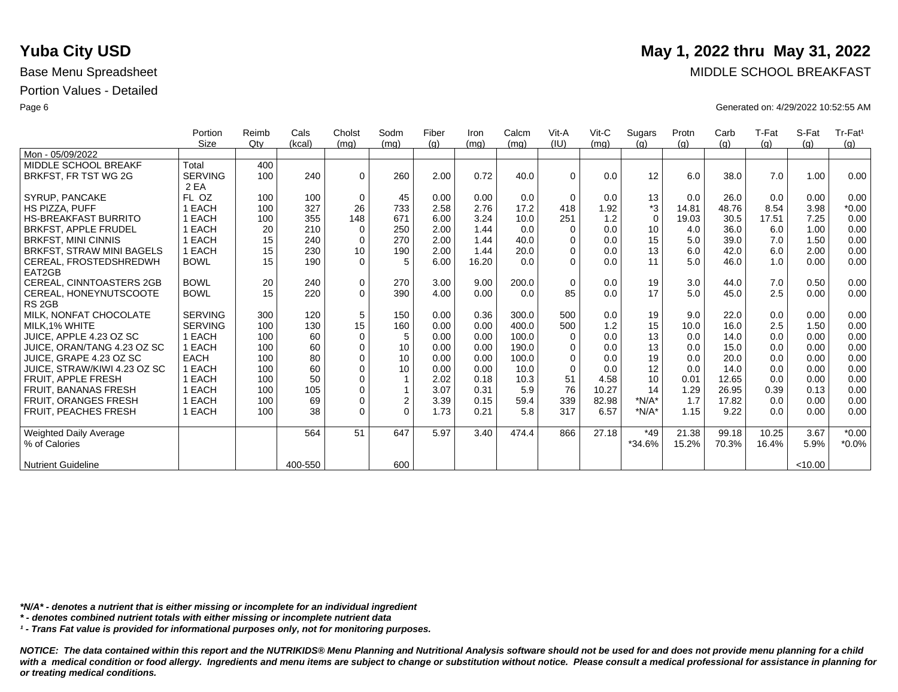# Yuba City USD

**May 1, 2022 thru May 31, 2022**

Base Menu Spreadsheet

MIDDLE SCHOOL BREAKFAST

Portion Values - Detailed

Generated on: 4/29/2022 10:52:55 AM

| | Portion Size | Reimb Qty | Cals (kcal) | Cholst (mg) | Sodm (mg) | Fiber (g) | Iron (mg) | Calcm (mg) | Vit-A (IU) | Vit-C (mg) | Sugars (g) | Protn (g) | Carb (g) | T-Fat (g) | S-Fat (g) | Tr-Fat[1] (g) |
|---|---|---|---|---|---|---|---|---|---|---|---|---|---|---|---|---|
| Mon - 05/09/2022 | | | | | | | | | | | | | | | | |
| MIDDLE SCHOOL BREAKF | Total | 400 | | | | | | | | | | | | | | |
| BRKFST, FR TST WG 2G | SERVING 2 EA | 100 | 240 | 0 | 260 | 2.00 | 0.72 | 40.0 | 0 | 0.0 | 12 | 6.0 | 38.0 | 7.0 | 1.00 | 0.00 |
| SYRUP, PANCAKE | FL OZ | 100 | 100 | 0 | 45 | 0.00 | 0.00 | 0.0 | 0 | 0.0 | 13 | 0.0 | 26.0 | 0.0 | 0.00 | 0.00 |
| HS PIZZA, PUFF | 1 EACH | 100 | 327 | 26 | 733 | 2.58 | 2.76 | 17.2 | 418 | 1.92 | *3 | 14.81 | 48.76 | 8.54 | 3.98 | *0.00 |
| HS-BREAKFAST BURRITO | 1 EACH | 100 | 355 | 148 | 671 | 6.00 | 3.24 | 10.0 | 251 | 1.2 | 0 | 19.03 | 30.5 | 17.51 | 7.25 | 0.00 |
| BRKFST, APPLE FRUDEL | 1 EACH | 20 | 210 | 0 | 250 | 2.00 | 1.44 | 0.0 | 0 | 0.0 | 10 | 4.0 | 36.0 | 6.0 | 1.00 | 0.00 |
| BRKFST, MINI CINNIS | 1 EACH | 15 | 240 | 0 | 270 | 2.00 | 1.44 | 40.0 | 0 | 0.0 | 15 | 5.0 | 39.0 | 7.0 | 1.50 | 0.00 |
| BRKFST, STRAW MINI BAGELS | 1 EACH | 15 | 230 | 10 | 190 | 2.00 | 1.44 | 20.0 | 0 | 0.0 | 13 | 6.0 | 42.0 | 6.0 | 2.00 | 0.00 |
| CEREAL, FROSTEDSHREDWH EAT2GB | BOWL | 15 | 190 | 0 | 5 | 6.00 | 16.20 | 0.0 | 0 | 0.0 | 11 | 5.0 | 46.0 | 1.0 | 0.00 | 0.00 |
| CEREAL, CINNTOASTERS 2GB | BOWL | 20 | 240 | 0 | 270 | 3.00 | 9.00 | 200.0 | 0 | 0.0 | 19 | 3.0 | 44.0 | 7.0 | 0.50 | 0.00 |
| CEREAL, HONEYNUTSCOOTE RS 2GB | BOWL | 15 | 220 | 0 | 390 | 4.00 | 0.00 | 0.0 | 85 | 0.0 | 17 | 5.0 | 45.0 | 2.5 | 0.00 | 0.00 |
| MILK, NONFAT CHOCOLATE | SERVING | 300 | 120 | 5 | 150 | 0.00 | 0.36 | 300.0 | 500 | 0.0 | 19 | 9.0 | 22.0 | 0.0 | 0.00 | 0.00 |
| MILK,1% WHITE | SERVING | 100 | 130 | 15 | 160 | 0.00 | 0.00 | 400.0 | 500 | 1.2 | 15 | 10.0 | 16.0 | 2.5 | 1.50 | 0.00 |
| JUICE, APPLE 4.23 OZ SC | 1 EACH | 100 | 60 | 0 | 5 | 0.00 | 0.00 | 100.0 | 0 | 0.0 | 13 | 0.0 | 14.0 | 0.0 | 0.00 | 0.00 |
| JUICE, ORAN/TANG 4.23 OZ SC | 1 EACH | 100 | 60 | 0 | 10 | 0.00 | 0.00 | 190.0 | 0 | 0.0 | 13 | 0.0 | 15.0 | 0.0 | 0.00 | 0.00 |
| JUICE, GRAPE 4.23 OZ SC | EACH | 100 | 80 | 0 | 10 | 0.00 | 0.00 | 100.0 | 0 | 0.0 | 19 | 0.0 | 20.0 | 0.0 | 0.00 | 0.00 |
| JUICE, STRAW/KIWI 4.23 OZ SC | 1 EACH | 100 | 60 | 0 | 10 | 0.00 | 0.00 | 10.0 | 0 | 0.0 | 12 | 0.0 | 14.0 | 0.0 | 0.00 | 0.00 |
| FRUIT, APPLE FRESH | 1 EACH | 100 | 50 | 0 | 1 | 2.02 | 0.18 | 10.3 | 51 | 4.58 | 10 | 0.01 | 12.65 | 0.0 | 0.00 | 0.00 |
| FRUIT, BANANAS FRESH | 1 EACH | 100 | 105 | 0 | 1 | 3.07 | 0.31 | 5.9 | 76 | 10.27 | 14 | 1.29 | 26.95 | 0.39 | 0.13 | 0.00 |
| FRUIT, ORANGES FRESH | 1 EACH | 100 | 69 | 0 | 2 | 3.39 | 0.15 | 59.4 | 339 | 82.98 | *N/A* | 1.7 | 17.82 | 0.0 | 0.00 | 0.00 |
| FRUIT, PEACHES FRESH | 1 EACH | 100 | 38 | 0 | 0 | 1.73 | 0.21 | 5.8 | 317 | 6.57 | *N/A* | 1.15 | 9.22 | 0.0 | 0.00 | 0.00 |
| Weighted Daily Average | | | 564 | 51 | 647 | 5.97 | 3.40 | 474.4 | 866 | 27.18 | *49 | 21.38 | 99.18 | 10.25 | 3.67 | *0.00 |
| % of Calories | | | | | | | | | | | *34.6% | 15.2% | 70.3% | 16.4% | 5.9% | *0.0% |
| Nutrient Guideline | | | 400-550 | | 600 | | | | | | | | | | <10.00 | |

*\*N/A\* - denotes a nutrient that is either missing or incomplete for an individual ingredient*

*\* - denotes combined nutrient totals with either missing or incomplete nutrient data*

*[1] - Trans Fat value is provided for informational purposes only, not for monitoring purposes.*

***NOTICE: The data contained within this report and the NUTRIKIDS® Menu Planning and Nutritional Analysis software should not be used for and does not provide menu planning for a child with a medical condition or food allergy. Ingredients and menu items are subject to change or substitution without notice. Please consult a medical professional for assistance in planning for or treating medical conditions.***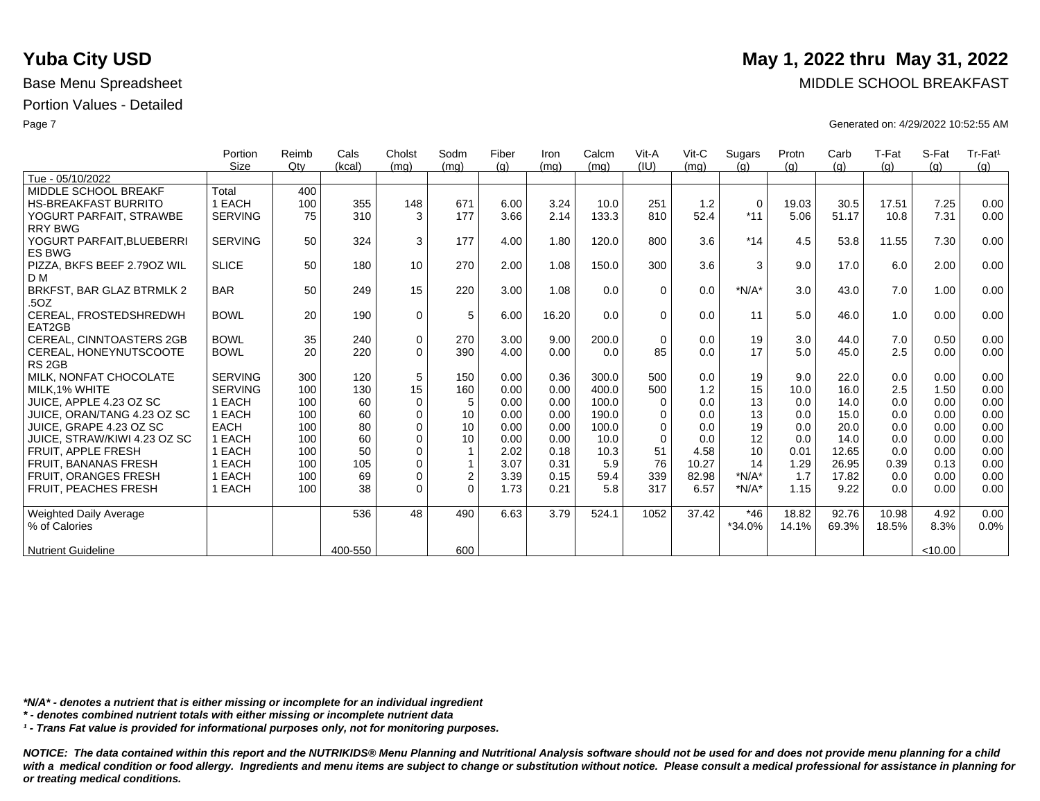# Yuba City USD

**May 1, 2022 thru May 31, 2022**

Base Menu Spreadsheet

MIDDLE SCHOOL BREAKFAST

Portion Values - Detailed

Generated on: 4/29/2022 10:52:55 AM

| | Portion Size | Reimb Qty | Cals (kcal) | Cholst (mg) | Sodm (mg) | Fiber (g) | Iron (mg) | Calcm (mg) | Vit-A (IU) | Vit-C (mg) | Sugars (g) | Protn (g) | Carb (g) | T-Fat (g) | S-Fat (g) | Tr-Fat[1] (g) |
|---|---|---|---|---|---|---|---|---|---|---|---|---|---|---|---|---|
| Tue - 05/10/2022 | | | | | | | | | | | | | | | | |
| MIDDLE SCHOOL BREAKF | Total | 400 | | | | | | | | | | | | | | |
| HS-BREAKFAST BURRITO | 1 EACH | 100 | 355 | 148 | 671 | 6.00 | 3.24 | 10.0 | 251 | 1.2 | 0 | 19.03 | 30.5 | 17.51 | 7.25 | 0.00 |
| YOGURT PARFAIT, STRAWBE RRY BWG | SERVING | 75 | 310 | 3 | 177 | 3.66 | 2.14 | 133.3 | 810 | 52.4 | *11 | 5.06 | 51.17 | 10.8 | 7.31 | 0.00 |
| YOGURT PARFAIT,BLUEBERRI ES BWG | SERVING | 50 | 324 | 3 | 177 | 4.00 | 1.80 | 120.0 | 800 | 3.6 | *14 | 4.5 | 53.8 | 11.55 | 7.30 | 0.00 |
| PIZZA, BKFS BEEF 2.79OZ WIL D M | SLICE | 50 | 180 | 10 | 270 | 2.00 | 1.08 | 150.0 | 300 | 3.6 | 3 | 9.0 | 17.0 | 6.0 | 2.00 | 0.00 |
| BRKFST, BAR GLAZ BTRMLK 2 .5OZ | BAR | 50 | 249 | 15 | 220 | 3.00 | 1.08 | 0.0 | 0 | 0.0 | *N/A* | 3.0 | 43.0 | 7.0 | 1.00 | 0.00 |
| CEREAL, FROSTEDSHREDWH EAT2GB | BOWL | 20 | 190 | 0 | 5 | 6.00 | 16.20 | 0.0 | 0 | 0.0 | 11 | 5.0 | 46.0 | 1.0 | 0.00 | 0.00 |
| CEREAL, CINNTOASTERS 2GB | BOWL | 35 | 240 | 0 | 270 | 3.00 | 9.00 | 200.0 | 0 | 0.0 | 19 | 3.0 | 44.0 | 7.0 | 0.50 | 0.00 |
| CEREAL, HONEYNUTSCOOTE RS 2GB | BOWL | 20 | 220 | 0 | 390 | 4.00 | 0.00 | 0.0 | 85 | 0.0 | 17 | 5.0 | 45.0 | 2.5 | 0.00 | 0.00 |
| MILK, NONFAT CHOCOLATE | SERVING | 300 | 120 | 5 | 150 | 0.00 | 0.36 | 300.0 | 500 | 0.0 | 19 | 9.0 | 22.0 | 0.0 | 0.00 | 0.00 |
| MILK,1% WHITE | SERVING | 100 | 130 | 15 | 160 | 0.00 | 0.00 | 400.0 | 500 | 1.2 | 15 | 10.0 | 16.0 | 2.5 | 1.50 | 0.00 |
| JUICE, APPLE 4.23 OZ SC | 1 EACH | 100 | 60 | 0 | 5 | 0.00 | 0.00 | 100.0 | 0 | 0.0 | 13 | 0.0 | 14.0 | 0.0 | 0.00 | 0.00 |
| JUICE, ORAN/TANG 4.23 OZ SC | 1 EACH | 100 | 60 | 0 | 10 | 0.00 | 0.00 | 190.0 | 0 | 0.0 | 13 | 0.0 | 15.0 | 0.0 | 0.00 | 0.00 |
| JUICE, GRAPE 4.23 OZ SC | EACH | 100 | 80 | 0 | 10 | 0.00 | 0.00 | 100.0 | 0 | 0.0 | 19 | 0.0 | 20.0 | 0.0 | 0.00 | 0.00 |
| JUICE, STRAW/KIWI 4.23 OZ SC | 1 EACH | 100 | 60 | 0 | 10 | 0.00 | 0.00 | 10.0 | 0 | 0.0 | 12 | 0.0 | 14.0 | 0.0 | 0.00 | 0.00 |
| FRUIT, APPLE FRESH | 1 EACH | 100 | 50 | 0 | 1 | 2.02 | 0.18 | 10.3 | 51 | 4.58 | 10 | 0.01 | 12.65 | 0.0 | 0.00 | 0.00 |
| FRUIT, BANANAS FRESH | 1 EACH | 100 | 105 | 0 | 1 | 3.07 | 0.31 | 5.9 | 76 | 10.27 | 14 | 1.29 | 26.95 | 0.39 | 0.13 | 0.00 |
| FRUIT, ORANGES FRESH | 1 EACH | 100 | 69 | 0 | 2 | 3.39 | 0.15 | 59.4 | 339 | 82.98 | *N/A* | 1.7 | 17.82 | 0.0 | 0.00 | 0.00 |
| FRUIT, PEACHES FRESH | 1 EACH | 100 | 38 | 0 | 0 | 1.73 | 0.21 | 5.8 | 317 | 6.57 | *N/A* | 1.15 | 9.22 | 0.0 | 0.00 | 0.00 |
| Weighted Daily Average | | | 536 | 48 | 490 | 6.63 | 3.79 | 524.1 | 1052 | 37.42 | *46 | 18.82 | 92.76 | 10.98 | 4.92 | 0.00 |
| % of Calories | | | | | | | | | | | *34.0% | 14.1% | 69.3% | 18.5% | 8.3% | 0.0% |
| Nutrient Guideline | | | 400-550 | | 600 | | | | | | | | | | <10.00 | |

*\*N/A\* - denotes a nutrient that is either missing or incomplete for an individual ingredient*

*\* - denotes combined nutrient totals with either missing or incomplete nutrient data*

*[1] - Trans Fat value is provided for informational purposes only, not for monitoring purposes.*

***NOTICE: The data contained within this report and the NUTRIKIDS® Menu Planning and Nutritional Analysis software should not be used for and does not provide menu planning for a child with a medical condition or food allergy. Ingredients and menu items are subject to change or substitution without notice. Please consult a medical professional for assistance in planning for or treating medical conditions.***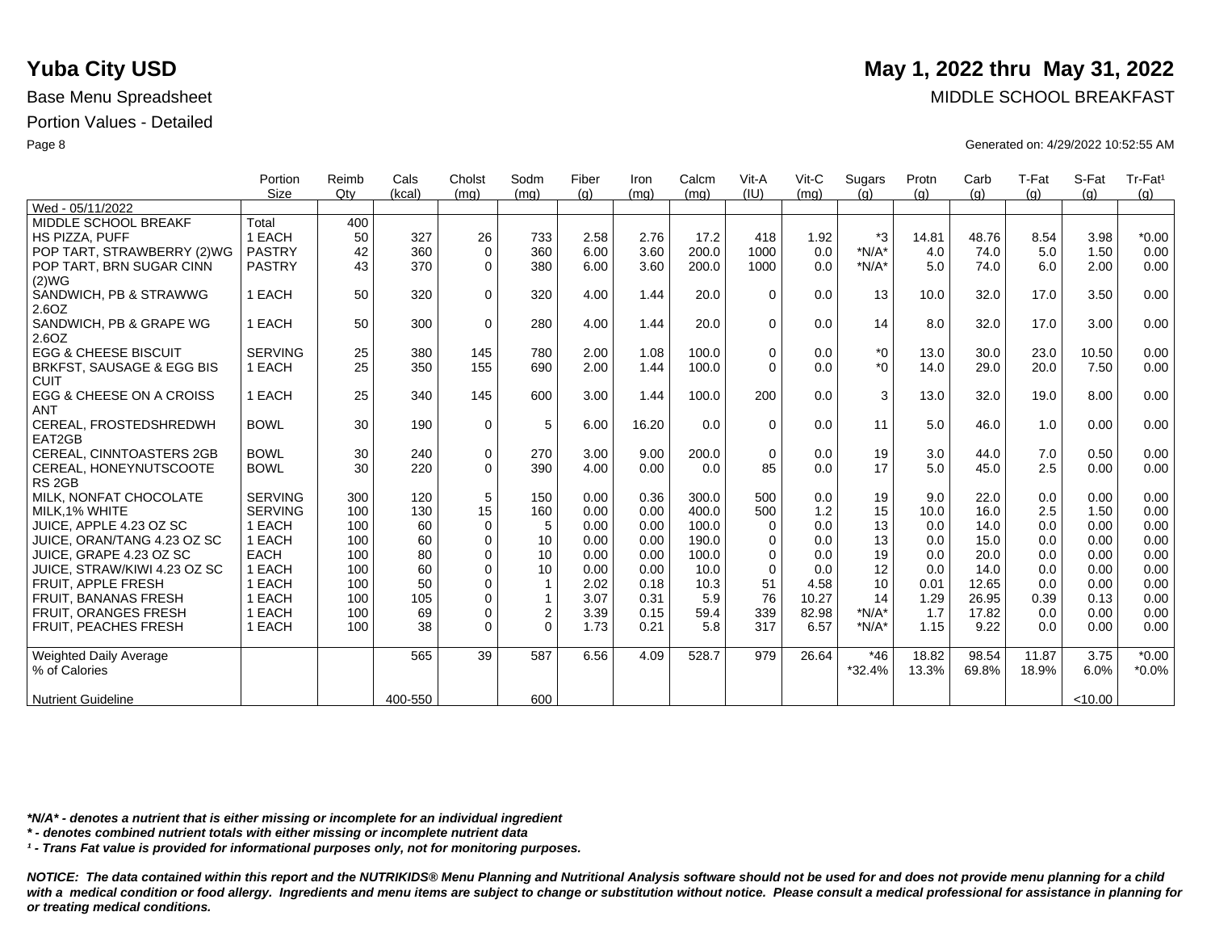# Yuba City USD

**May 1, 2022 thru May 31, 2022**

Base Menu Spreadsheet

MIDDLE SCHOOL BREAKFAST

Portion Values - Detailed

Generated on: 4/29/2022 10:52:55 AM

| | Portion Size | Reimb Qty | Cals (kcal) | Cholst (mg) | Sodm (mg) | Fiber (g) | Iron (mg) | Calcm (mg) | Vit-A (IU) | Vit-C (mg) | Sugars (g) | Protn (g) | Carb (g) | T-Fat (g) | S-Fat (g) | Tr-Fat[1] (g) |
|---|---|---|---|---|---|---|---|---|---|---|---|---|---|---|---|---|
| Wed - 05/11/2022 | | | | | | | | | | | | | | | | |
| MIDDLE SCHOOL BREAKF | Total | 400 | | | | | | | | | | | | | | |
| HS PIZZA, PUFF | 1 EACH | 50 | 327 | 26 | 733 | 2.58 | 2.76 | 17.2 | 418 | 1.92 | *3 | 14.81 | 48.76 | 8.54 | 3.98 | *0.00 |
| POP TART, STRAWBERRY (2)WG | PASTRY | 42 | 360 | 0 | 360 | 6.00 | 3.60 | 200.0 | 1000 | 0.0 | *N/A* | 4.0 | 74.0 | 5.0 | 1.50 | 0.00 |
| POP TART, BRN SUGAR CINN (2)WG | PASTRY | 43 | 370 | 0 | 380 | 6.00 | 3.60 | 200.0 | 1000 | 0.0 | *N/A* | 5.0 | 74.0 | 6.0 | 2.00 | 0.00 |
| SANDWICH, PB & STRAWWG 2.6OZ | 1 EACH | 50 | 320 | 0 | 320 | 4.00 | 1.44 | 20.0 | 0 | 0.0 | 13 | 10.0 | 32.0 | 17.0 | 3.50 | 0.00 |
| SANDWICH, PB & GRAPE WG 2.6OZ | 1 EACH | 50 | 300 | 0 | 280 | 4.00 | 1.44 | 20.0 | 0 | 0.0 | 14 | 8.0 | 32.0 | 17.0 | 3.00 | 0.00 |
| EGG & CHEESE BISCUIT | SERVING | 25 | 380 | 145 | 780 | 2.00 | 1.08 | 100.0 | 0 | 0.0 | *0 | 13.0 | 30.0 | 23.0 | 10.50 | 0.00 |
| BRKFST, SAUSAGE & EGG BISCUIT | 1 EACH | 25 | 350 | 155 | 690 | 2.00 | 1.44 | 100.0 | 0 | 0.0 | *0 | 14.0 | 29.0 | 20.0 | 7.50 | 0.00 |
| EGG & CHEESE ON A CROISSANT | 1 EACH | 25 | 340 | 145 | 600 | 3.00 | 1.44 | 100.0 | 200 | 0.0 | 3 | 13.0 | 32.0 | 19.0 | 8.00 | 0.00 |
| CEREAL, FROSTEDSHREDWHEAT2GB | BOWL | 30 | 190 | 0 | 5 | 6.00 | 16.20 | 0.0 | 0 | 0.0 | 11 | 5.0 | 46.0 | 1.0 | 0.00 | 0.00 |
| CEREAL, CINNTOASTERS 2GB | BOWL | 30 | 240 | 0 | 270 | 3.00 | 9.00 | 200.0 | 0 | 0.0 | 19 | 3.0 | 44.0 | 7.0 | 0.50 | 0.00 |
| CEREAL, HONEYNUTSCOOTERS 2GB | BOWL | 30 | 220 | 0 | 390 | 4.00 | 0.00 | 0.0 | 85 | 0.0 | 17 | 5.0 | 45.0 | 2.5 | 0.00 | 0.00 |
| MILK, NONFAT CHOCOLATE | SERVING | 300 | 120 | 5 | 150 | 0.00 | 0.36 | 300.0 | 500 | 0.0 | 19 | 9.0 | 22.0 | 0.0 | 0.00 | 0.00 |
| MILK,1% WHITE | SERVING | 100 | 130 | 15 | 160 | 0.00 | 0.00 | 400.0 | 500 | 1.2 | 15 | 10.0 | 16.0 | 2.5 | 1.50 | 0.00 |
| JUICE, APPLE 4.23 OZ SC | 1 EACH | 100 | 60 | 0 | 5 | 0.00 | 0.00 | 100.0 | 0 | 0.0 | 13 | 0.0 | 14.0 | 0.0 | 0.00 | 0.00 |
| JUICE, ORAN/TANG 4.23 OZ SC | 1 EACH | 100 | 60 | 0 | 10 | 0.00 | 0.00 | 190.0 | 0 | 0.0 | 13 | 0.0 | 15.0 | 0.0 | 0.00 | 0.00 |
| JUICE, GRAPE 4.23 OZ SC | EACH | 100 | 80 | 0 | 10 | 0.00 | 0.00 | 100.0 | 0 | 0.0 | 19 | 0.0 | 20.0 | 0.0 | 0.00 | 0.00 |
| JUICE, STRAW/KIWI 4.23 OZ SC | 1 EACH | 100 | 60 | 0 | 10 | 0.00 | 0.00 | 10.0 | 0 | 0.0 | 12 | 0.0 | 14.0 | 0.0 | 0.00 | 0.00 |
| FRUIT, APPLE FRESH | 1 EACH | 100 | 50 | 0 | 1 | 2.02 | 0.18 | 10.3 | 51 | 4.58 | 10 | 0.01 | 12.65 | 0.0 | 0.00 | 0.00 |
| FRUIT, BANANAS FRESH | 1 EACH | 100 | 105 | 0 | 1 | 3.07 | 0.31 | 5.9 | 76 | 10.27 | 14 | 1.29 | 26.95 | 0.39 | 0.13 | 0.00 |
| FRUIT, ORANGES FRESH | 1 EACH | 100 | 69 | 0 | 2 | 3.39 | 0.15 | 59.4 | 339 | 82.98 | *N/A* | 1.7 | 17.82 | 0.0 | 0.00 | 0.00 |
| FRUIT, PEACHES FRESH | 1 EACH | 100 | 38 | 0 | 0 | 1.73 | 0.21 | 5.8 | 317 | 6.57 | *N/A* | 1.15 | 9.22 | 0.0 | 0.00 | 0.00 |
| Weighted Daily Average | | | 565 | 39 | 587 | 6.56 | 4.09 | 528.7 | 979 | 26.64 | *46 | 18.82 | 98.54 | 11.87 | 3.75 | *0.00 |
| % of Calories | | | | | | | | | | | *32.4% | 13.3% | 69.8% | 18.9% | 6.0% | *0.0% |
| Nutrient Guideline | | | 400-550 | | 600 | | | | | | | | | | <10.00 | |

*\*N/A\* - denotes a nutrient that is either missing or incomplete for an individual ingredient*

*\* - denotes combined nutrient totals with either missing or incomplete nutrient data*

*[1] - Trans Fat value is provided for informational purposes only, not for monitoring purposes.*

***NOTICE: The data contained within this report and the NUTRIKIDS® Menu Planning and Nutritional Analysis software should not be used for and does not provide menu planning for a child with a medical condition or food allergy. Ingredients and menu items are subject to change or substitution without notice. Please consult a medical professional for assistance in planning for or treating medical conditions.***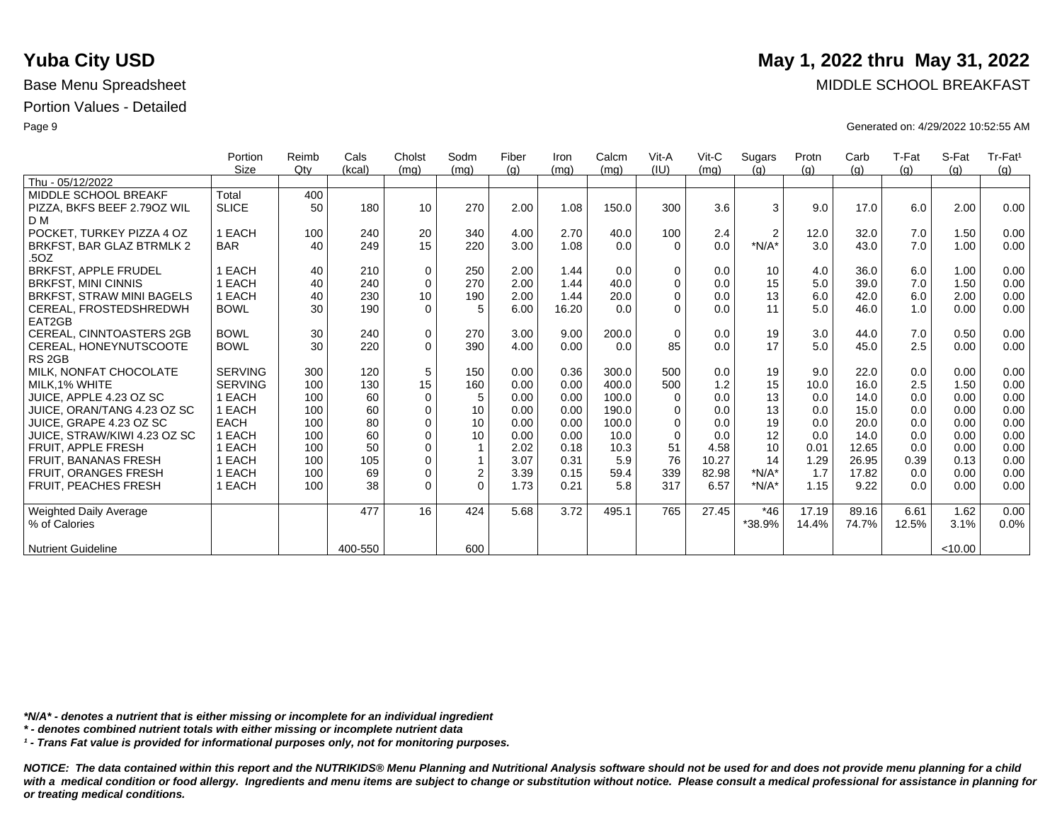**Yuba City USD**

**May 1, 2022 thru May 31, 2022**

Base Menu Spreadsheet

MIDDLE SCHOOL BREAKFAST

Portion Values - Detailed

Generated on: 4/29/2022 10:52:55 AM

| | Portion Size | Reimb Qty | Cals (kcal) | Cholst (mg) | Sodm (mg) | Fiber (g) | Iron (mg) | Calcm (mg) | Vit-A (IU) | Vit-C (mg) | Sugars (g) | Protn (g) | Carb (g) | T-Fat (g) | S-Fat (g) | Tr-Fat[1] (g) |
|---|---|---|---|---|---|---|---|---|---|---|---|---|---|---|---|---|
| Thu - 05/12/2022 | | | | | | | | | | | | | | | | |
| MIDDLE SCHOOL BREAKF | Total | 400 | | | | | | | | | | | | | | |
| PIZZA, BKFS BEEF 2.79OZ WIL D M | SLICE | 50 | 180 | 10 | 270 | 2.00 | 1.08 | 150.0 | 300 | 3.6 | 3 | 9.0 | 17.0 | 6.0 | 2.00 | 0.00 |
| POCKET, TURKEY PIZZA 4 OZ | 1 EACH | 100 | 240 | 20 | 340 | 4.00 | 2.70 | 40.0 | 100 | 2.4 | 2 | 12.0 | 32.0 | 7.0 | 1.50 | 0.00 |
| BRKFST, BAR GLAZ BTRMLK 2 .5OZ | BAR | 40 | 249 | 15 | 220 | 3.00 | 1.08 | 0.0 | 0 | 0.0 | *N/A* | 3.0 | 43.0 | 7.0 | 1.00 | 0.00 |
| BRKFST, APPLE FRUDEL | 1 EACH | 40 | 210 | 0 | 250 | 2.00 | 1.44 | 0.0 | 0 | 0.0 | 10 | 4.0 | 36.0 | 6.0 | 1.00 | 0.00 |
| BRKFST, MINI CINNIS | 1 EACH | 40 | 240 | 0 | 270 | 2.00 | 1.44 | 40.0 | 0 | 0.0 | 15 | 5.0 | 39.0 | 7.0 | 1.50 | 0.00 |
| BRKFST, STRAW MINI BAGELS | 1 EACH | 40 | 230 | 10 | 190 | 2.00 | 1.44 | 20.0 | 0 | 0.0 | 13 | 6.0 | 42.0 | 6.0 | 2.00 | 0.00 |
| CEREAL, FROSTEDSHREDWH EAT2GB | BOWL | 30 | 190 | 0 | 5 | 6.00 | 16.20 | 0.0 | 0 | 0.0 | 11 | 5.0 | 46.0 | 1.0 | 0.00 | 0.00 |
| CEREAL, CINNTOASTERS 2GB | BOWL | 30 | 240 | 0 | 270 | 3.00 | 9.00 | 200.0 | 0 | 0.0 | 19 | 3.0 | 44.0 | 7.0 | 0.50 | 0.00 |
| CEREAL, HONEYNUTSCOOTE RS 2GB | BOWL | 30 | 220 | 0 | 390 | 4.00 | 0.00 | 0.0 | 85 | 0.0 | 17 | 5.0 | 45.0 | 2.5 | 0.00 | 0.00 |
| MILK, NONFAT CHOCOLATE | SERVING | 300 | 120 | 5 | 150 | 0.00 | 0.36 | 300.0 | 500 | 0.0 | 19 | 9.0 | 22.0 | 0.0 | 0.00 | 0.00 |
| MILK,1% WHITE | SERVING | 100 | 130 | 15 | 160 | 0.00 | 0.00 | 400.0 | 500 | 1.2 | 15 | 10.0 | 16.0 | 2.5 | 1.50 | 0.00 |
| JUICE, APPLE 4.23 OZ SC | 1 EACH | 100 | 60 | 0 | 5 | 0.00 | 0.00 | 100.0 | 0 | 0.0 | 13 | 0.0 | 14.0 | 0.0 | 0.00 | 0.00 |
| JUICE, ORAN/TANG 4.23 OZ SC | 1 EACH | 100 | 60 | 0 | 10 | 0.00 | 0.00 | 190.0 | 0 | 0.0 | 13 | 0.0 | 15.0 | 0.0 | 0.00 | 0.00 |
| JUICE, GRAPE 4.23 OZ SC | EACH | 100 | 80 | 0 | 10 | 0.00 | 0.00 | 100.0 | 0 | 0.0 | 19 | 0.0 | 20.0 | 0.0 | 0.00 | 0.00 |
| JUICE, STRAW/KIWI 4.23 OZ SC | 1 EACH | 100 | 60 | 0 | 10 | 0.00 | 0.00 | 10.0 | 0 | 0.0 | 12 | 0.0 | 14.0 | 0.0 | 0.00 | 0.00 |
| FRUIT, APPLE FRESH | 1 EACH | 100 | 50 | 0 | 1 | 2.02 | 0.18 | 10.3 | 51 | 4.58 | 10 | 0.01 | 12.65 | 0.0 | 0.00 | 0.00 |
| FRUIT, BANANAS FRESH | 1 EACH | 100 | 105 | 0 | 1 | 3.07 | 0.31 | 5.9 | 76 | 10.27 | 14 | 1.29 | 26.95 | 0.39 | 0.13 | 0.00 |
| FRUIT, ORANGES FRESH | 1 EACH | 100 | 69 | 0 | 2 | 3.39 | 0.15 | 59.4 | 339 | 82.98 | *N/A* | 1.7 | 17.82 | 0.0 | 0.00 | 0.00 |
| FRUIT, PEACHES FRESH | 1 EACH | 100 | 38 | 0 | 0 | 1.73 | 0.21 | 5.8 | 317 | 6.57 | *N/A* | 1.15 | 9.22 | 0.0 | 0.00 | 0.00 |
| Weighted Daily Average | | | 477 | 16 | 424 | 5.68 | 3.72 | 495.1 | 765 | 27.45 | *46 | 17.19 | 89.16 | 6.61 | 1.62 | 0.00 |
| % of Calories | | | | | | | | | | | *38.9% | 14.4% | 74.7% | 12.5% | 3.1% | 0.0% |
| Nutrient Guideline | | | 400-550 | | 600 | | | | | | | | | | <10.00 | |

***N/A* - denotes a nutrient that is either missing or incomplete for an individual ingredient**

***\* - denotes combined nutrient totals with either missing or incomplete nutrient data***

***[1] - Trans Fat value is provided for informational purposes only, not for monitoring purposes.***

***NOTICE: The data contained within this report and the NUTRIKIDS® Menu Planning and Nutritional Analysis software should not be used for and does not provide menu planning for a child with a medical condition or food allergy. Ingredients and menu items are subject to change or substitution without notice. Please consult a medical professional for assistance in planning for or treating medical conditions.***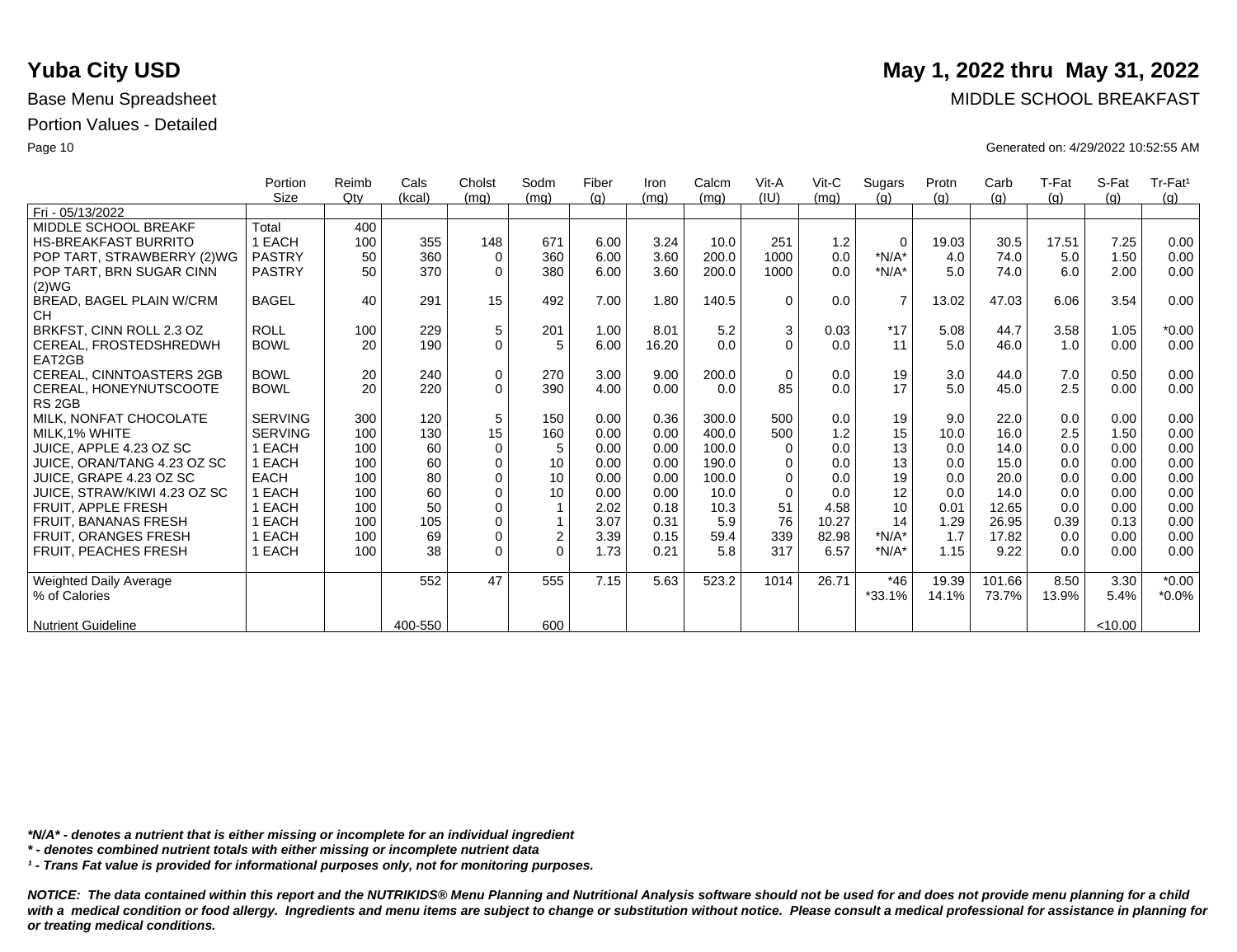# Yuba City USD

**May 1, 2022 thru May 31, 2022**

Base Menu Spreadsheet

MIDDLE SCHOOL BREAKFAST

Portion Values - Detailed

Generated on: 4/29/2022 10:52:55 AM

| | Portion Size | Reimb Qty | Cals (kcal) | Cholst (mg) | Sodm (mg) | Fiber (g) | Iron (mg) | Calcm (mg) | Vit-A (IU) | Vit-C (mg) | Sugars (g) | Protn (g) | Carb (g) | T-Fat (g) | S-Fat (g) | Tr-Fat[1] (g) |
|---|---|---|---|---|---|---|---|---|---|---|---|---|---|---|---|---|
| Fri - 05/13/2022 | | | | | | | | | | | | | | | | |
| MIDDLE SCHOOL BREAKF | Total | 400 | | | | | | | | | | | | | | |
| HS-BREAKFAST BURRITO | 1 EACH | 100 | 355 | 148 | 671 | 6.00 | 3.24 | 10.0 | 251 | 1.2 | 0 | 19.03 | 30.5 | 17.51 | 7.25 | 0.00 |
| POP TART, STRAWBERRY (2)WG | PASTRY | 50 | 360 | 0 | 360 | 6.00 | 3.60 | 200.0 | 1000 | 0.0 | *N/A* | 4.0 | 74.0 | 5.0 | 1.50 | 0.00 |
| POP TART, BRN SUGAR CINN (2)WG | PASTRY | 50 | 370 | 0 | 380 | 6.00 | 3.60 | 200.0 | 1000 | 0.0 | *N/A* | 5.0 | 74.0 | 6.0 | 2.00 | 0.00 |
| BREAD, BAGEL PLAIN W/CRM CH | BAGEL | 40 | 291 | 15 | 492 | 7.00 | 1.80 | 140.5 | 0 | 0.0 | 7 | 13.02 | 47.03 | 6.06 | 3.54 | 0.00 |
| BRKFST, CINN ROLL 2.3 OZ | ROLL | 100 | 229 | 5 | 201 | 1.00 | 8.01 | 5.2 | 3 | 0.03 | *17 | 5.08 | 44.7 | 3.58 | 1.05 | *0.00 |
| CEREAL, FROSTEDSHREDWH EAT2GB | BOWL | 20 | 190 | 0 | 5 | 6.00 | 16.20 | 0.0 | 0 | 0.0 | 11 | 5.0 | 46.0 | 1.0 | 0.00 | 0.00 |
| CEREAL, CINNTOASTERS 2GB | BOWL | 20 | 240 | 0 | 270 | 3.00 | 9.00 | 200.0 | 0 | 0.0 | 19 | 3.0 | 44.0 | 7.0 | 0.50 | 0.00 |
| CEREAL, HONEYNUTSCOOTE RS 2GB | BOWL | 20 | 220 | 0 | 390 | 4.00 | 0.00 | 0.0 | 85 | 0.0 | 17 | 5.0 | 45.0 | 2.5 | 0.00 | 0.00 |
| MILK, NONFAT CHOCOLATE | SERVING | 300 | 120 | 5 | 150 | 0.00 | 0.36 | 300.0 | 500 | 0.0 | 19 | 9.0 | 22.0 | 0.0 | 0.00 | 0.00 |
| MILK,1% WHITE | SERVING | 100 | 130 | 15 | 160 | 0.00 | 0.00 | 400.0 | 500 | 1.2 | 15 | 10.0 | 16.0 | 2.5 | 1.50 | 0.00 |
| JUICE, APPLE 4.23 OZ SC | 1 EACH | 100 | 60 | 0 | 5 | 0.00 | 0.00 | 100.0 | 0 | 0.0 | 13 | 0.0 | 14.0 | 0.0 | 0.00 | 0.00 |
| JUICE, ORAN/TANG 4.23 OZ SC | 1 EACH | 100 | 60 | 0 | 10 | 0.00 | 0.00 | 190.0 | 0 | 0.0 | 13 | 0.0 | 15.0 | 0.0 | 0.00 | 0.00 |
| JUICE, GRAPE 4.23 OZ SC | EACH | 100 | 80 | 0 | 10 | 0.00 | 0.00 | 100.0 | 0 | 0.0 | 19 | 0.0 | 20.0 | 0.0 | 0.00 | 0.00 |
| JUICE, STRAW/KIWI 4.23 OZ SC | 1 EACH | 100 | 60 | 0 | 10 | 0.00 | 0.00 | 10.0 | 0 | 0.0 | 12 | 0.0 | 14.0 | 0.0 | 0.00 | 0.00 |
| FRUIT, APPLE FRESH | 1 EACH | 100 | 50 | 0 | 1 | 2.02 | 0.18 | 10.3 | 51 | 4.58 | 10 | 0.01 | 12.65 | 0.0 | 0.00 | 0.00 |
| FRUIT, BANANAS FRESH | 1 EACH | 100 | 105 | 0 | 1 | 3.07 | 0.31 | 5.9 | 76 | 10.27 | 14 | 1.29 | 26.95 | 0.39 | 0.13 | 0.00 |
| FRUIT, ORANGES FRESH | 1 EACH | 100 | 69 | 0 | 2 | 3.39 | 0.15 | 59.4 | 339 | 82.98 | *N/A* | 1.7 | 17.82 | 0.0 | 0.00 | 0.00 |
| FRUIT, PEACHES FRESH | 1 EACH | 100 | 38 | 0 | 0 | 1.73 | 0.21 | 5.8 | 317 | 6.57 | *N/A* | 1.15 | 9.22 | 0.0 | 0.00 | 0.00 |
| Weighted Daily Average | | | 552 | 47 | 555 | 7.15 | 5.63 | 523.2 | 1014 | 26.71 | *46 | 19.39 | 101.66 | 8.50 | 3.30 | *0.00 |
| % of Calories | | | | | | | | | | | *33.1% | 14.1% | 73.7% | 13.9% | 5.4% | *0.0% |
| Nutrient Guideline | | | 400-550 | | 600 | | | | | | | | | | <10.00 | |

***N/A* - denotes a nutrient that is either missing or incomplete for an individual ingredient***

***\* - denotes combined nutrient totals with either missing or incomplete nutrient data***

***[1] - Trans Fat value is provided for informational purposes only, not for monitoring purposes.***

***NOTICE: The data contained within this report and the NUTRIKIDS® Menu Planning and Nutritional Analysis software should not be used for and does not provide menu planning for a child with a medical condition or food allergy. Ingredients and menu items are subject to change or substitution without notice. Please consult a medical professional for assistance in planning for or treating medical conditions.***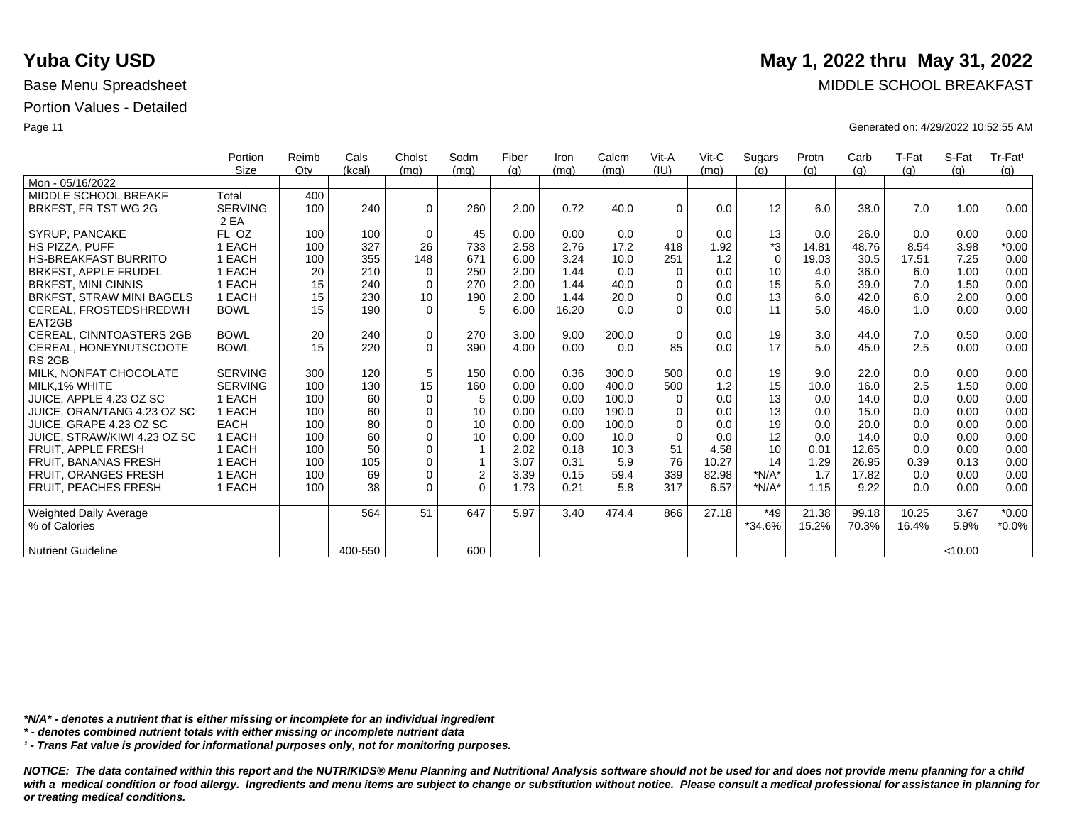**Yuba City USD** | **May 1, 2022 thru May 31, 2022**

Base Menu Spreadsheet | MIDDLE SCHOOL BREAKFAST

Portion Values - Detailed

Generated on: 4/29/2022 10:52:55 AM

| | Portion Size | Reimb Qty | Cals (kcal) | Cholst (mg) | Sodm (mg) | Fiber (g) | Iron (mg) | Calcm (mg) | Vit-A (IU) | Vit-C (mg) | Sugars (g) | Protn (g) | Carb (g) | T-Fat (g) | S-Fat (g) | Tr-Fat[1] (g) |
|---|---|---|---|---|---|---|---|---|---|---|---|---|---|---|---|---|
| Mon - 05/16/2022 | | | | | | | | | | | | | | | | |
| MIDDLE SCHOOL BREAKF | Total | 400 | | | | | | | | | | | | | | |
| BRKFST, FR TST WG 2G | SERVING 2 EA | 100 | 240 | 0 | 260 | 2.00 | 0.72 | 40.0 | 0 | 0.0 | 12 | 6.0 | 38.0 | 7.0 | 1.00 | 0.00 |
| SYRUP, PANCAKE | FL OZ | 100 | 100 | 0 | 45 | 0.00 | 0.00 | 0.0 | 0 | 0.0 | 13 | 0.0 | 26.0 | 0.0 | 0.00 | 0.00 |
| HS PIZZA, PUFF | 1 EACH | 100 | 327 | 26 | 733 | 2.58 | 2.76 | 17.2 | 418 | 1.92 | *3 | 14.81 | 48.76 | 8.54 | 3.98 | *0.00 |
| HS-BREAKFAST BURRITO | 1 EACH | 100 | 355 | 148 | 671 | 6.00 | 3.24 | 10.0 | 251 | 1.2 | 0 | 19.03 | 30.5 | 17.51 | 7.25 | 0.00 |
| BRKFST, APPLE FRUDEL | 1 EACH | 20 | 210 | 0 | 250 | 2.00 | 1.44 | 0.0 | 0 | 0.0 | 10 | 4.0 | 36.0 | 6.0 | 1.00 | 0.00 |
| BRKFST, MINI CINNIS | 1 EACH | 15 | 240 | 0 | 270 | 2.00 | 1.44 | 40.0 | 0 | 0.0 | 15 | 5.0 | 39.0 | 7.0 | 1.50 | 0.00 |
| BRKFST, STRAW MINI BAGELS | 1 EACH | 15 | 230 | 10 | 190 | 2.00 | 1.44 | 20.0 | 0 | 0.0 | 13 | 6.0 | 42.0 | 6.0 | 2.00 | 0.00 |
| CEREAL, FROSTEDSHREDWH EAT2GB | BOWL | 15 | 190 | 0 | 5 | 6.00 | 16.20 | 0.0 | 0 | 0.0 | 11 | 5.0 | 46.0 | 1.0 | 0.00 | 0.00 |
| CEREAL, CINNTOASTERS 2GB | BOWL | 20 | 240 | 0 | 270 | 3.00 | 9.00 | 200.0 | 0 | 0.0 | 19 | 3.0 | 44.0 | 7.0 | 0.50 | 0.00 |
| CEREAL, HONEYNUTSCOOTE RS 2GB | BOWL | 15 | 220 | 0 | 390 | 4.00 | 0.00 | 0.0 | 85 | 0.0 | 17 | 5.0 | 45.0 | 2.5 | 0.00 | 0.00 |
| MILK, NONFAT CHOCOLATE | SERVING | 300 | 120 | 5 | 150 | 0.00 | 0.36 | 300.0 | 500 | 0.0 | 19 | 9.0 | 22.0 | 0.0 | 0.00 | 0.00 |
| MILK,1% WHITE | SERVING | 100 | 130 | 15 | 160 | 0.00 | 0.00 | 400.0 | 500 | 1.2 | 15 | 10.0 | 16.0 | 2.5 | 1.50 | 0.00 |
| JUICE, APPLE 4.23 OZ SC | 1 EACH | 100 | 60 | 0 | 5 | 0.00 | 0.00 | 100.0 | 0 | 0.0 | 13 | 0.0 | 14.0 | 0.0 | 0.00 | 0.00 |
| JUICE, ORAN/TANG 4.23 OZ SC | 1 EACH | 100 | 60 | 0 | 10 | 0.00 | 0.00 | 190.0 | 0 | 0.0 | 13 | 0.0 | 15.0 | 0.0 | 0.00 | 0.00 |
| JUICE, GRAPE 4.23 OZ SC | EACH | 100 | 80 | 0 | 10 | 0.00 | 0.00 | 100.0 | 0 | 0.0 | 19 | 0.0 | 20.0 | 0.0 | 0.00 | 0.00 |
| JUICE, STRAW/KIWI 4.23 OZ SC | 1 EACH | 100 | 60 | 0 | 10 | 0.00 | 0.00 | 10.0 | 0 | 0.0 | 12 | 0.0 | 14.0 | 0.0 | 0.00 | 0.00 |
| FRUIT, APPLE FRESH | 1 EACH | 100 | 50 | 0 | 1 | 2.02 | 0.18 | 10.3 | 51 | 4.58 | 10 | 0.01 | 12.65 | 0.0 | 0.00 | 0.00 |
| FRUIT, BANANAS FRESH | 1 EACH | 100 | 105 | 0 | 1 | 3.07 | 0.31 | 5.9 | 76 | 10.27 | 14 | 1.29 | 26.95 | 0.39 | 0.13 | 0.00 |
| FRUIT, ORANGES FRESH | 1 EACH | 100 | 69 | 0 | 2 | 3.39 | 0.15 | 59.4 | 339 | 82.98 | *N/A* | 1.7 | 17.82 | 0.0 | 0.00 | 0.00 |
| FRUIT, PEACHES FRESH | 1 EACH | 100 | 38 | 0 | 0 | 1.73 | 0.21 | 5.8 | 317 | 6.57 | *N/A* | 1.15 | 9.22 | 0.0 | 0.00 | 0.00 |
| Weighted Daily Average | | | 564 | 51 | 647 | 5.97 | 3.40 | 474.4 | 866 | 27.18 | *49 | 21.38 | 99.18 | 10.25 | 3.67 | *0.00 |
| % of Calories | | | | | | | | | | | *34.6% | 15.2% | 70.3% | 16.4% | 5.9% | *0.0% |
| Nutrient Guideline | | | 400-550 | | 600 | | | | | | | | | | <10.00 | |

*\*N/A\* - denotes a nutrient that is either missing or incomplete for an individual ingredient*

*\* - denotes combined nutrient totals with either missing or incomplete nutrient data*

*[1] - Trans Fat value is provided for informational purposes only, not for monitoring purposes.*

***NOTICE: The data contained within this report and the NUTRIKIDS® Menu Planning and Nutritional Analysis software should not be used for and does not provide menu planning for a child with a medical condition or food allergy. Ingredients and menu items are subject to change or substitution without notice. Please consult a medical professional for assistance in planning for or treating medical conditions.***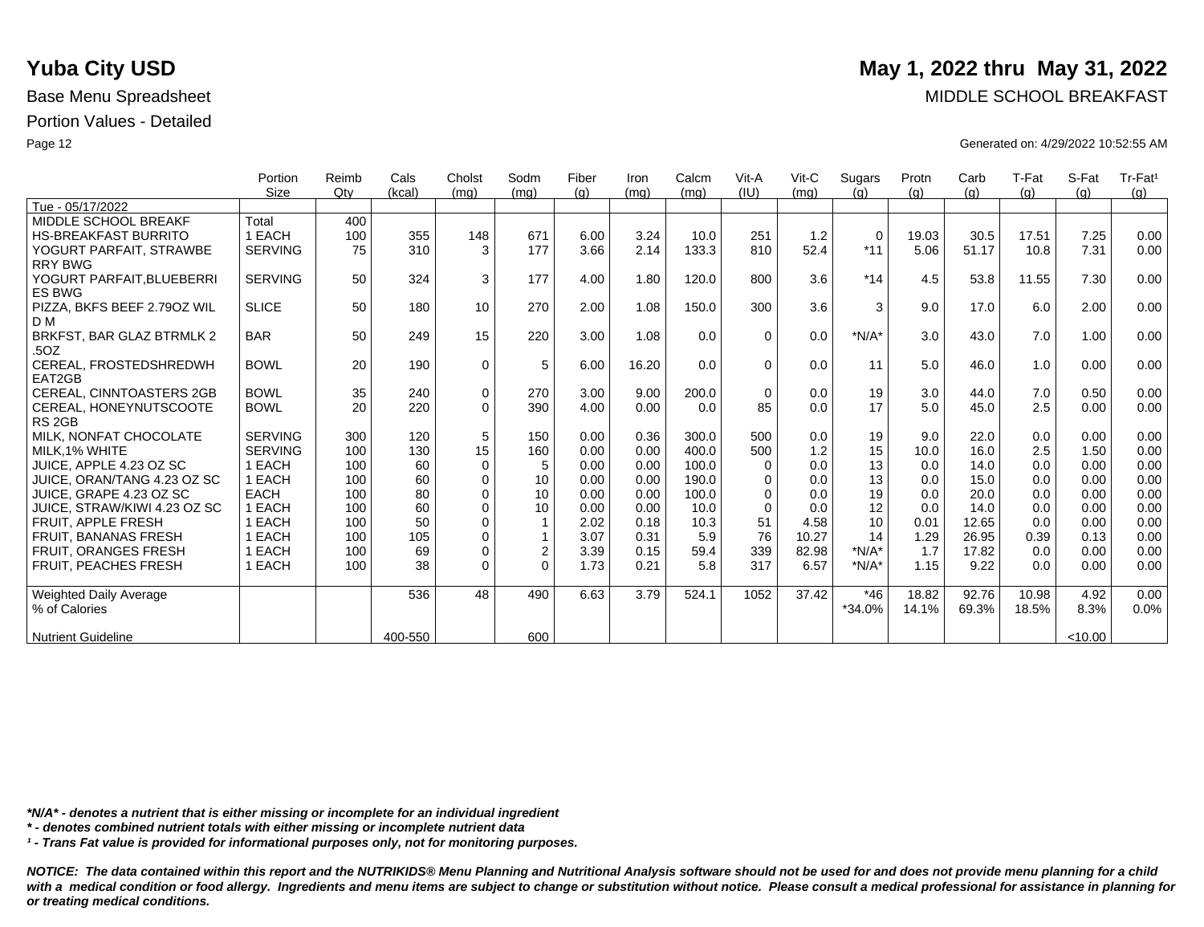# Yuba City USD

## May 1, 2022 thru May 31, 2022

Base Menu Spreadsheet

MIDDLE SCHOOL BREAKFAST

Portion Values - Detailed

Generated on: 4/29/2022 10:52:55 AM

| | Portion Size | Reimb Qty | Cals (kcal) | Cholst (mg) | Sodm (mg) | Fiber (g) | Iron (mg) | Calcm (mg) | Vit-A (IU) | Vit-C (mg) | Sugars (g) | Protn (g) | Carb (g) | T-Fat (g) | S-Fat (g) | Tr-Fat[1] (g) |
|---|---|---|---|---|---|---|---|---|---|---|---|---|---|---|---|---|
| Tue - 05/17/2022 | | | | | | | | | | | | | | | | |
| MIDDLE SCHOOL BREAKF | Total | 400 | | | | | | | | | | | | | | |
| HS-BREAKFAST BURRITO | 1 EACH | 100 | 355 | 148 | 671 | 6.00 | 3.24 | 10.0 | 251 | 1.2 | 0 | 19.03 | 30.5 | 17.51 | 7.25 | 0.00 |
| YOGURT PARFAIT, STRAWBERRY BWG | SERVING | 75 | 310 | 3 | 177 | 3.66 | 2.14 | 133.3 | 810 | 52.4 | *11 | 5.06 | 51.17 | 10.8 | 7.31 | 0.00 |
| YOGURT PARFAIT,BLUEBERRIES BWG | SERVING | 50 | 324 | 3 | 177 | 4.00 | 1.80 | 120.0 | 800 | 3.6 | *14 | 4.5 | 53.8 | 11.55 | 7.30 | 0.00 |
| PIZZA, BKFS BEEF 2.79OZ WILD M | SLICE | 50 | 180 | 10 | 270 | 2.00 | 1.08 | 150.0 | 300 | 3.6 | 3 | 9.0 | 17.0 | 6.0 | 2.00 | 0.00 |
| BRKFST, BAR GLAZ BTRMLK 2.5OZ | BAR | 50 | 249 | 15 | 220 | 3.00 | 1.08 | 0.0 | 0 | 0.0 | *N/A* | 3.0 | 43.0 | 7.0 | 1.00 | 0.00 |
| CEREAL, FROSTEDSHREDWHEAT2GB | BOWL | 20 | 190 | 0 | 5 | 6.00 | 16.20 | 0.0 | 0 | 0.0 | 11 | 5.0 | 46.0 | 1.0 | 0.00 | 0.00 |
| CEREAL, CINNTOASTERS 2GB | BOWL | 35 | 240 | 0 | 270 | 3.00 | 9.00 | 200.0 | 0 | 0.0 | 19 | 3.0 | 44.0 | 7.0 | 0.50 | 0.00 |
| CEREAL, HONEYNUTSCOOTERS 2GB | BOWL | 20 | 220 | 0 | 390 | 4.00 | 0.00 | 0.0 | 85 | 0.0 | 17 | 5.0 | 45.0 | 2.5 | 0.00 | 0.00 |
| MILK, NONFAT CHOCOLATE | SERVING | 300 | 120 | 5 | 150 | 0.00 | 0.36 | 300.0 | 500 | 0.0 | 19 | 9.0 | 22.0 | 0.0 | 0.00 | 0.00 |
| MILK,1% WHITE | SERVING | 100 | 130 | 15 | 160 | 0.00 | 0.00 | 400.0 | 500 | 1.2 | 15 | 10.0 | 16.0 | 2.5 | 1.50 | 0.00 |
| JUICE, APPLE 4.23 OZ SC | 1 EACH | 100 | 60 | 0 | 5 | 0.00 | 0.00 | 100.0 | 0 | 0.0 | 13 | 0.0 | 14.0 | 0.0 | 0.00 | 0.00 |
| JUICE, ORAN/TANG 4.23 OZ SC | 1 EACH | 100 | 60 | 0 | 10 | 0.00 | 0.00 | 190.0 | 0 | 0.0 | 13 | 0.0 | 15.0 | 0.0 | 0.00 | 0.00 |
| JUICE, GRAPE 4.23 OZ SC | EACH | 100 | 80 | 0 | 10 | 0.00 | 0.00 | 100.0 | 0 | 0.0 | 19 | 0.0 | 20.0 | 0.0 | 0.00 | 0.00 |
| JUICE, STRAW/KIWI 4.23 OZ SC | 1 EACH | 100 | 60 | 0 | 10 | 0.00 | 0.00 | 10.0 | 0 | 0.0 | 12 | 0.0 | 14.0 | 0.0 | 0.00 | 0.00 |
| FRUIT, APPLE FRESH | 1 EACH | 100 | 50 | 0 | 1 | 2.02 | 0.18 | 10.3 | 51 | 4.58 | 10 | 0.01 | 12.65 | 0.0 | 0.00 | 0.00 |
| FRUIT, BANANAS FRESH | 1 EACH | 100 | 105 | 0 | 1 | 3.07 | 0.31 | 5.9 | 76 | 10.27 | 14 | 1.29 | 26.95 | 0.39 | 0.13 | 0.00 |
| FRUIT, ORANGES FRESH | 1 EACH | 100 | 69 | 0 | 2 | 3.39 | 0.15 | 59.4 | 339 | 82.98 | *N/A* | 1.7 | 17.82 | 0.0 | 0.00 | 0.00 |
| FRUIT, PEACHES FRESH | 1 EACH | 100 | 38 | 0 | 0 | 1.73 | 0.21 | 5.8 | 317 | 6.57 | *N/A* | 1.15 | 9.22 | 0.0 | 0.00 | 0.00 |
| Weighted Daily Average | | | 536 | 48 | 490 | 6.63 | 3.79 | 524.1 | 1052 | 37.42 | *46 | 18.82 | 92.76 | 10.98 | 4.92 | 0.00 |
| % of Calories | | | | | | | | | | | *34.0% | 14.1% | 69.3% | 18.5% | 8.3% | 0.0% |
| Nutrient Guideline | | | 400-550 | | 600 | | | | | | | | | | <10.00 | |

*\*N/A\* - denotes a nutrient that is either missing or incomplete for an individual ingredient*

*\* - denotes combined nutrient totals with either missing or incomplete nutrient data*

*[1] - Trans Fat value is provided for informational purposes only, not for monitoring purposes.*

***NOTICE: The data contained within this report and the NUTRIKIDS® Menu Planning and Nutritional Analysis software should not be used for and does not provide menu planning for a child with a medical condition or food allergy. Ingredients and menu items are subject to change or substitution without notice. Please consult a medical professional for assistance in planning for or treating medical conditions.***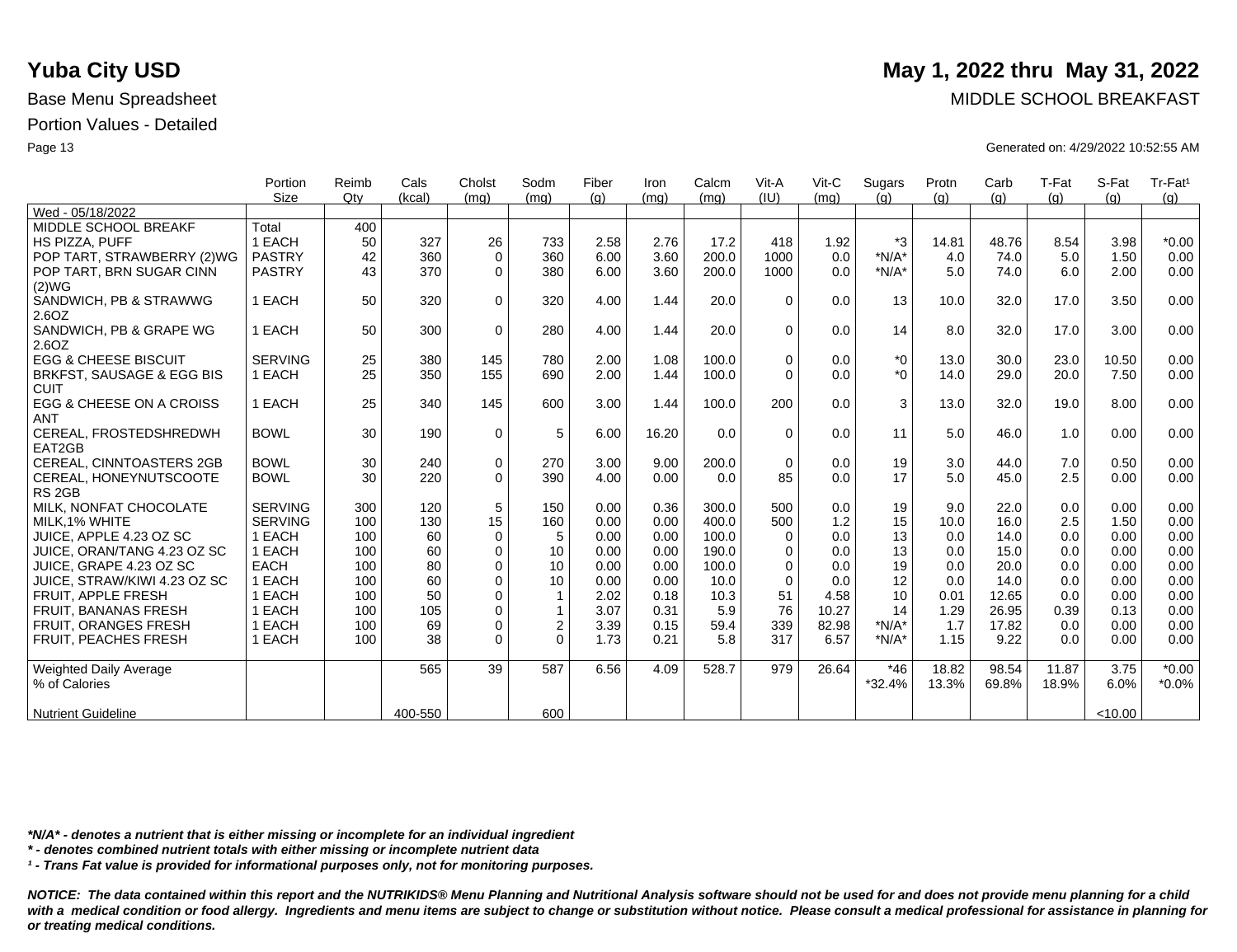# Yuba City USD

**May 1, 2022 thru May 31, 2022**

Base Menu Spreadsheet

MIDDLE SCHOOL BREAKFAST

Portion Values - Detailed

Generated on: 4/29/2022 10:52:55 AM

| | Portion Size | Reimb Qty | Cals (kcal) | Cholst (mg) | Sodm (mg) | Fiber (g) | Iron (mg) | Calcm (mg) | Vit-A (IU) | Vit-C (mg) | Sugars (g) | Protn (g) | Carb (g) | T-Fat (g) | S-Fat (g) | Tr-Fat¹ (g) |
|---|---|---|---|---|---|---|---|---|---|---|---|---|---|---|---|---|
| Wed - 05/18/2022 | | | | | | | | | | | | | | | | |
| MIDDLE SCHOOL BREAKF | Total | 400 | | | | | | | | | | | | | | |
| HS PIZZA, PUFF | 1 EACH | 50 | 327 | 26 | 733 | 2.58 | 2.76 | 17.2 | 418 | 1.92 | *3 | 14.81 | 48.76 | 8.54 | 3.98 | *0.00 |
| POP TART, STRAWBERRY (2)WG | PASTRY | 42 | 360 | 0 | 360 | 6.00 | 3.60 | 200.0 | 1000 | 0.0 | *N/A* | 4.0 | 74.0 | 5.0 | 1.50 | 0.00 |
| POP TART, BRN SUGAR CINN (2)WG | PASTRY | 43 | 370 | 0 | 380 | 6.00 | 3.60 | 200.0 | 1000 | 0.0 | *N/A* | 5.0 | 74.0 | 6.0 | 2.00 | 0.00 |
| SANDWICH, PB & STRAWWG 2.6OZ | 1 EACH | 50 | 320 | 0 | 320 | 4.00 | 1.44 | 20.0 | 0 | 0.0 | 13 | 10.0 | 32.0 | 17.0 | 3.50 | 0.00 |
| SANDWICH, PB & GRAPE WG 2.6OZ | 1 EACH | 50 | 300 | 0 | 280 | 4.00 | 1.44 | 20.0 | 0 | 0.0 | 14 | 8.0 | 32.0 | 17.0 | 3.00 | 0.00 |
| EGG & CHEESE BISCUIT | SERVING | 25 | 380 | 145 | 780 | 2.00 | 1.08 | 100.0 | 0 | 0.0 | *0 | 13.0 | 30.0 | 23.0 | 10.50 | 0.00 |
| BRKFST, SAUSAGE & EGG BISCUIT | 1 EACH | 25 | 350 | 155 | 690 | 2.00 | 1.44 | 100.0 | 0 | 0.0 | *0 | 14.0 | 29.0 | 20.0 | 7.50 | 0.00 |
| EGG & CHEESE ON A CROISSANT | 1 EACH | 25 | 340 | 145 | 600 | 3.00 | 1.44 | 100.0 | 200 | 0.0 | 3 | 13.0 | 32.0 | 19.0 | 8.00 | 0.00 |
| CEREAL, FROSTEDSHREDWHEAT2GB | BOWL | 30 | 190 | 0 | 5 | 6.00 | 16.20 | 0.0 | 0 | 0.0 | 11 | 5.0 | 46.0 | 1.0 | 0.00 | 0.00 |
| CEREAL, CINNTOASTERS 2GB | BOWL | 30 | 240 | 0 | 270 | 3.00 | 9.00 | 200.0 | 0 | 0.0 | 19 | 3.0 | 44.0 | 7.0 | 0.50 | 0.00 |
| CEREAL, HONEYNUTSCOOTERS 2GB | BOWL | 30 | 220 | 0 | 390 | 4.00 | 0.00 | 0.0 | 85 | 0.0 | 17 | 5.0 | 45.0 | 2.5 | 0.00 | 0.00 |
| MILK, NONFAT CHOCOLATE | SERVING | 300 | 120 | 5 | 150 | 0.00 | 0.36 | 300.0 | 500 | 0.0 | 19 | 9.0 | 22.0 | 0.0 | 0.00 | 0.00 |
| MILK,1% WHITE | SERVING | 100 | 130 | 15 | 160 | 0.00 | 0.00 | 400.0 | 500 | 1.2 | 15 | 10.0 | 16.0 | 2.5 | 1.50 | 0.00 |
| JUICE, APPLE 4.23 OZ SC | 1 EACH | 100 | 60 | 0 | 5 | 0.00 | 0.00 | 100.0 | 0 | 0.0 | 13 | 0.0 | 14.0 | 0.0 | 0.00 | 0.00 |
| JUICE, ORAN/TANG 4.23 OZ SC | 1 EACH | 100 | 60 | 0 | 10 | 0.00 | 0.00 | 190.0 | 0 | 0.0 | 13 | 0.0 | 15.0 | 0.0 | 0.00 | 0.00 |
| JUICE, GRAPE 4.23 OZ SC | EACH | 100 | 80 | 0 | 10 | 0.00 | 0.00 | 100.0 | 0 | 0.0 | 19 | 0.0 | 20.0 | 0.0 | 0.00 | 0.00 |
| JUICE, STRAW/KIWI 4.23 OZ SC | 1 EACH | 100 | 60 | 0 | 10 | 0.00 | 0.00 | 10.0 | 0 | 0.0 | 12 | 0.0 | 14.0 | 0.0 | 0.00 | 0.00 |
| FRUIT, APPLE FRESH | 1 EACH | 100 | 50 | 0 | 1 | 2.02 | 0.18 | 10.3 | 51 | 4.58 | 10 | 0.01 | 12.65 | 0.0 | 0.00 | 0.00 |
| FRUIT, BANANAS FRESH | 1 EACH | 100 | 105 | 0 | 1 | 3.07 | 0.31 | 5.9 | 76 | 10.27 | 14 | 1.29 | 26.95 | 0.39 | 0.13 | 0.00 |
| FRUIT, ORANGES FRESH | 1 EACH | 100 | 69 | 0 | 2 | 3.39 | 0.15 | 59.4 | 339 | 82.98 | *N/A* | 1.7 | 17.82 | 0.0 | 0.00 | 0.00 |
| FRUIT, PEACHES FRESH | 1 EACH | 100 | 38 | 0 | 0 | 1.73 | 0.21 | 5.8 | 317 | 6.57 | *N/A* | 1.15 | 9.22 | 0.0 | 0.00 | 0.00 |
| Weighted Daily Average | | | 565 | 39 | 587 | 6.56 | 4.09 | 528.7 | 979 | 26.64 | *46 | 18.82 | 98.54 | 11.87 | 3.75 | *0.00 |
| % of Calories | | | | | | | | | | | *32.4% | 13.3% | 69.8% | 18.9% | 6.0% | *0.0% |
| Nutrient Guideline | | | 400-550 | | 600 | | | | | | | | | | <10.00 | |

***N/A* - denotes a nutrient that is either missing or incomplete for an individual ingredient***

***\* - denotes combined nutrient totals with either missing or incomplete nutrient data***

***¹ - Trans Fat value is provided for informational purposes only, not for monitoring purposes.***

***NOTICE: The data contained within this report and the NUTRIKIDS® Menu Planning and Nutritional Analysis software should not be used for and does not provide menu planning for a child with a medical condition or food allergy. Ingredients and menu items are subject to change or substitution without notice. Please consult a medical professional for assistance in planning for or treating medical conditions.***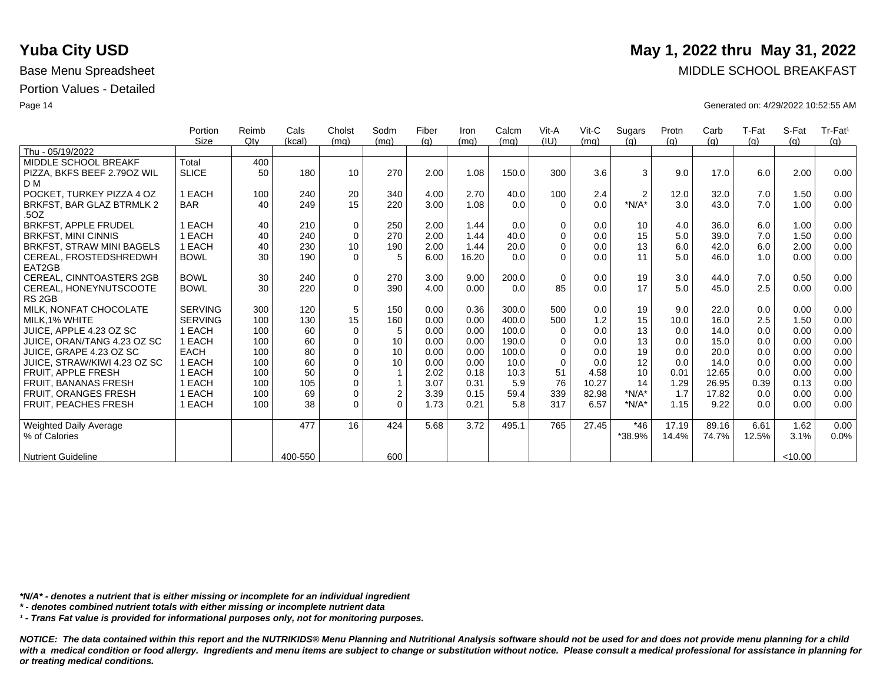# Yuba City USD

**May 1, 2022 thru May 31, 2022**

Base Menu Spreadsheet

MIDDLE SCHOOL BREAKFAST

Portion Values - Detailed

Generated on: 4/29/2022 10:52:55 AM

| | Portion Size | Reimb Qty | Cals (kcal) | Cholst (mg) | Sodm (mg) | Fiber (g) | Iron (mg) | Calcm (mg) | Vit-A (IU) | Vit-C (mg) | Sugars (g) | Protn (g) | Carb (g) | T-Fat (g) | S-Fat (g) | Tr-Fat[1] (g) |
|---|---|---|---|---|---|---|---|---|---|---|---|---|---|---|---|---|
| Thu - 05/19/2022 | | | | | | | | | | | | | | | | |
| MIDDLE SCHOOL BREAKF | Total | 400 | | | | | | | | | | | | | | |
| PIZZA, BKFS BEEF 2.79OZ WIL D M | SLICE | 50 | 180 | 10 | 270 | 2.00 | 1.08 | 150.0 | 300 | 3.6 | 3 | 9.0 | 17.0 | 6.0 | 2.00 | 0.00 |
| POCKET, TURKEY PIZZA 4 OZ | 1 EACH | 100 | 240 | 20 | 340 | 4.00 | 2.70 | 40.0 | 100 | 2.4 | 2 | 12.0 | 32.0 | 7.0 | 1.50 | 0.00 |
| BRKFST, BAR GLAZ BTRMLK 2 .5OZ | BAR | 40 | 249 | 15 | 220 | 3.00 | 1.08 | 0.0 | 0 | 0.0 | *N/A* | 3.0 | 43.0 | 7.0 | 1.00 | 0.00 |
| BRKFST, APPLE FRUDEL | 1 EACH | 40 | 210 | 0 | 250 | 2.00 | 1.44 | 0.0 | 0 | 0.0 | 10 | 4.0 | 36.0 | 6.0 | 1.00 | 0.00 |
| BRKFST, MINI CINNIS | 1 EACH | 40 | 240 | 0 | 270 | 2.00 | 1.44 | 40.0 | 0 | 0.0 | 15 | 5.0 | 39.0 | 7.0 | 1.50 | 0.00 |
| BRKFST, STRAW MINI BAGELS | 1 EACH | 40 | 230 | 10 | 190 | 2.00 | 1.44 | 20.0 | 0 | 0.0 | 13 | 6.0 | 42.0 | 6.0 | 2.00 | 0.00 |
| CEREAL, FROSTEDSHREDWH EAT2GB | BOWL | 30 | 190 | 0 | 5 | 6.00 | 16.20 | 0.0 | 0 | 0.0 | 11 | 5.0 | 46.0 | 1.0 | 0.00 | 0.00 |
| CEREAL, CINNTOASTERS 2GB | BOWL | 30 | 240 | 0 | 270 | 3.00 | 9.00 | 200.0 | 0 | 0.0 | 19 | 3.0 | 44.0 | 7.0 | 0.50 | 0.00 |
| CEREAL, HONEYNUTSCOOTE RS 2GB | BOWL | 30 | 220 | 0 | 390 | 4.00 | 0.00 | 0.0 | 85 | 0.0 | 17 | 5.0 | 45.0 | 2.5 | 0.00 | 0.00 |
| MILK, NONFAT CHOCOLATE | SERVING | 300 | 120 | 5 | 150 | 0.00 | 0.36 | 300.0 | 500 | 0.0 | 19 | 9.0 | 22.0 | 0.0 | 0.00 | 0.00 |
| MILK,1% WHITE | SERVING | 100 | 130 | 15 | 160 | 0.00 | 0.00 | 400.0 | 500 | 1.2 | 15 | 10.0 | 16.0 | 2.5 | 1.50 | 0.00 |
| JUICE, APPLE 4.23 OZ SC | 1 EACH | 100 | 60 | 0 | 5 | 0.00 | 0.00 | 100.0 | 0 | 0.0 | 13 | 0.0 | 14.0 | 0.0 | 0.00 | 0.00 |
| JUICE, ORAN/TANG 4.23 OZ SC | 1 EACH | 100 | 60 | 0 | 10 | 0.00 | 0.00 | 190.0 | 0 | 0.0 | 13 | 0.0 | 15.0 | 0.0 | 0.00 | 0.00 |
| JUICE, GRAPE 4.23 OZ SC | EACH | 100 | 80 | 0 | 10 | 0.00 | 0.00 | 100.0 | 0 | 0.0 | 19 | 0.0 | 20.0 | 0.0 | 0.00 | 0.00 |
| JUICE, STRAW/KIWI 4.23 OZ SC | 1 EACH | 100 | 60 | 0 | 10 | 0.00 | 0.00 | 10.0 | 0 | 0.0 | 12 | 0.0 | 14.0 | 0.0 | 0.00 | 0.00 |
| FRUIT, APPLE FRESH | 1 EACH | 100 | 50 | 0 | 1 | 2.02 | 0.18 | 10.3 | 51 | 4.58 | 10 | 0.01 | 12.65 | 0.0 | 0.00 | 0.00 |
| FRUIT, BANANAS FRESH | 1 EACH | 100 | 105 | 0 | 1 | 3.07 | 0.31 | 5.9 | 76 | 10.27 | 14 | 1.29 | 26.95 | 0.39 | 0.13 | 0.00 |
| FRUIT, ORANGES FRESH | 1 EACH | 100 | 69 | 0 | 2 | 3.39 | 0.15 | 59.4 | 339 | 82.98 | *N/A* | 1.7 | 17.82 | 0.0 | 0.00 | 0.00 |
| FRUIT, PEACHES FRESH | 1 EACH | 100 | 38 | 0 | 0 | 1.73 | 0.21 | 5.8 | 317 | 6.57 | *N/A* | 1.15 | 9.22 | 0.0 | 0.00 | 0.00 |
| Weighted Daily Average | | | 477 | 16 | 424 | 5.68 | 3.72 | 495.1 | 765 | 27.45 | *46 | 17.19 | 89.16 | 6.61 | 1.62 | 0.00 |
| % of Calories | | | | | | | | | | | *38.9% | 14.4% | 74.7% | 12.5% | 3.1% | 0.0% |
| Nutrient Guideline | | | 400-550 | | 600 | | | | | | | | | | <10.00 | |

*\*N/A\* - denotes a nutrient that is either missing or incomplete for an individual ingredient*

*\* - denotes combined nutrient totals with either missing or incomplete nutrient data*

*[1] - Trans Fat value is provided for informational purposes only, not for monitoring purposes.*

*NOTICE: The data contained within this report and the NUTRIKIDS® Menu Planning and Nutritional Analysis software should not be used for and does not provide menu planning for a child with a medical condition or food allergy. Ingredients and menu items are subject to change or substitution without notice. Please consult a medical professional for assistance in planning for or treating medical conditions.*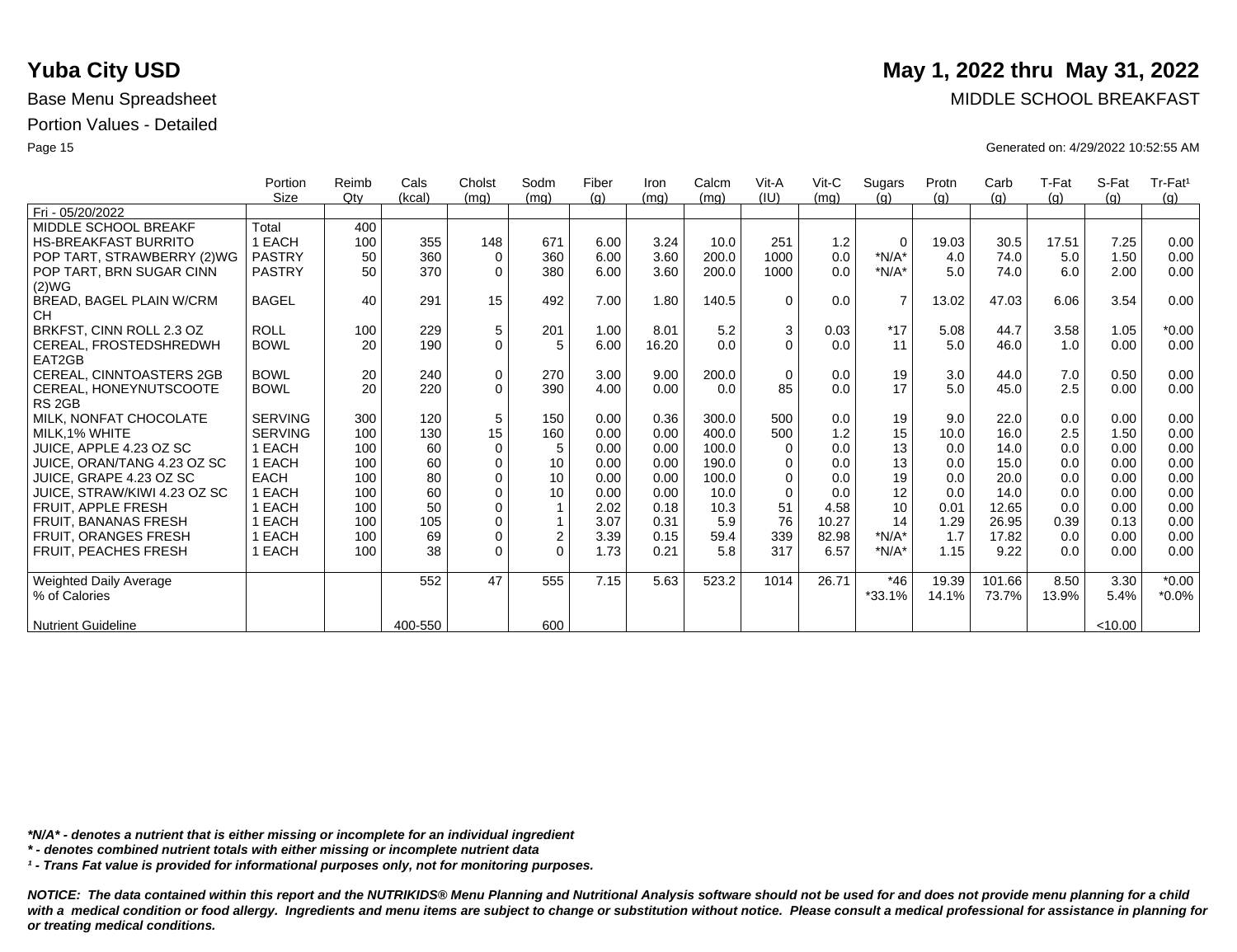# Yuba City USD

**May 1, 2022 thru May 31, 2022**

Base Menu Spreadsheet

MIDDLE SCHOOL BREAKFAST

Portion Values - Detailed

Generated on: 4/29/2022 10:52:55 AM

| | Portion Size | Reimb Qty | Cals (kcal) | Cholst (mg) | Sodm (mg) | Fiber (g) | Iron (mg) | Calcm (mg) | Vit-A (IU) | Vit-C (mg) | Sugars (g) | Protn (g) | Carb (g) | T-Fat (g) | S-Fat (g) | Tr-Fat[1] (g) |
|---|---|---|---|---|---|---|---|---|---|---|---|---|---|---|---|---|
| Fri - 05/20/2022 | | | | | | | | | | | | | | | | |
| MIDDLE SCHOOL BREAKF | Total | 400 | | | | | | | | | | | | | | |
| HS-BREAKFAST BURRITO | 1 EACH | 100 | 355 | 148 | 671 | 6.00 | 3.24 | 10.0 | 251 | 1.2 | 0 | 19.03 | 30.5 | 17.51 | 7.25 | 0.00 |
| POP TART, STRAWBERRY (2)WG | PASTRY | 50 | 360 | 0 | 360 | 6.00 | 3.60 | 200.0 | 1000 | 0.0 | *N/A* | 4.0 | 74.0 | 5.0 | 1.50 | 0.00 |
| POP TART, BRN SUGAR CINN (2)WG | PASTRY | 50 | 370 | 0 | 380 | 6.00 | 3.60 | 200.0 | 1000 | 0.0 | *N/A* | 5.0 | 74.0 | 6.0 | 2.00 | 0.00 |
| BREAD, BAGEL PLAIN W/CRM CH | BAGEL | 40 | 291 | 15 | 492 | 7.00 | 1.80 | 140.5 | 0 | 0.0 | 7 | 13.02 | 47.03 | 6.06 | 3.54 | 0.00 |
| BRKFST, CINN ROLL 2.3 OZ | ROLL | 100 | 229 | 5 | 201 | 1.00 | 8.01 | 5.2 | 3 | 0.03 | *17 | 5.08 | 44.7 | 3.58 | 1.05 | *0.00 |
| CEREAL, FROSTEDSHREDWH EAT2GB | BOWL | 20 | 190 | 0 | 5 | 6.00 | 16.20 | 0.0 | 0 | 0.0 | 11 | 5.0 | 46.0 | 1.0 | 0.00 | 0.00 |
| CEREAL, CINNTOASTERS 2GB | BOWL | 20 | 240 | 0 | 270 | 3.00 | 9.00 | 200.0 | 0 | 0.0 | 19 | 3.0 | 44.0 | 7.0 | 0.50 | 0.00 |
| CEREAL, HONEYNUTSCOOTE RS 2GB | BOWL | 20 | 220 | 0 | 390 | 4.00 | 0.00 | 0.0 | 85 | 0.0 | 17 | 5.0 | 45.0 | 2.5 | 0.00 | 0.00 |
| MILK, NONFAT CHOCOLATE | SERVING | 300 | 120 | 5 | 150 | 0.00 | 0.36 | 300.0 | 500 | 0.0 | 19 | 9.0 | 22.0 | 0.0 | 0.00 | 0.00 |
| MILK,1% WHITE | SERVING | 100 | 130 | 15 | 160 | 0.00 | 0.00 | 400.0 | 500 | 1.2 | 15 | 10.0 | 16.0 | 2.5 | 1.50 | 0.00 |
| JUICE, APPLE 4.23 OZ SC | 1 EACH | 100 | 60 | 0 | 5 | 0.00 | 0.00 | 100.0 | 0 | 0.0 | 13 | 0.0 | 14.0 | 0.0 | 0.00 | 0.00 |
| JUICE, ORAN/TANG 4.23 OZ SC | 1 EACH | 100 | 60 | 0 | 10 | 0.00 | 0.00 | 190.0 | 0 | 0.0 | 13 | 0.0 | 15.0 | 0.0 | 0.00 | 0.00 |
| JUICE, GRAPE 4.23 OZ SC | EACH | 100 | 80 | 0 | 10 | 0.00 | 0.00 | 100.0 | 0 | 0.0 | 19 | 0.0 | 20.0 | 0.0 | 0.00 | 0.00 |
| JUICE, STRAW/KIWI 4.23 OZ SC | 1 EACH | 100 | 60 | 0 | 10 | 0.00 | 0.00 | 10.0 | 0 | 0.0 | 12 | 0.0 | 14.0 | 0.0 | 0.00 | 0.00 |
| FRUIT, APPLE FRESH | 1 EACH | 100 | 50 | 0 | 1 | 2.02 | 0.18 | 10.3 | 51 | 4.58 | 10 | 0.01 | 12.65 | 0.0 | 0.00 | 0.00 |
| FRUIT, BANANAS FRESH | 1 EACH | 100 | 105 | 0 | 1 | 3.07 | 0.31 | 5.9 | 76 | 10.27 | 14 | 1.29 | 26.95 | 0.39 | 0.13 | 0.00 |
| FRUIT, ORANGES FRESH | 1 EACH | 100 | 69 | 0 | 2 | 3.39 | 0.15 | 59.4 | 339 | 82.98 | *N/A* | 1.7 | 17.82 | 0.0 | 0.00 | 0.00 |
| FRUIT, PEACHES FRESH | 1 EACH | 100 | 38 | 0 | 0 | 1.73 | 0.21 | 5.8 | 317 | 6.57 | *N/A* | 1.15 | 9.22 | 0.0 | 0.00 | 0.00 |
| Weighted Daily Average | | | 552 | 47 | 555 | 7.15 | 5.63 | 523.2 | 1014 | 26.71 | *46 | 19.39 | 101.66 | 8.50 | 3.30 | *0.00 |
| % of Calories | | | | | | | | | | | *33.1% | 14.1% | 73.7% | 13.9% | 5.4% | *0.0% |
| Nutrient Guideline | | | 400-550 | | 600 | | | | | | | | | | <10.00 | |

*\*N/A\* - denotes a nutrient that is either missing or incomplete for an individual ingredient*

*\* - denotes combined nutrient totals with either missing or incomplete nutrient data*

*[1] - Trans Fat value is provided for informational purposes only, not for monitoring purposes.*

***NOTICE: The data contained within this report and the NUTRIKIDS® Menu Planning and Nutritional Analysis software should not be used for and does not provide menu planning for a child with a medical condition or food allergy. Ingredients and menu items are subject to change or substitution without notice. Please consult a medical professional for assistance in planning for or treating medical conditions.***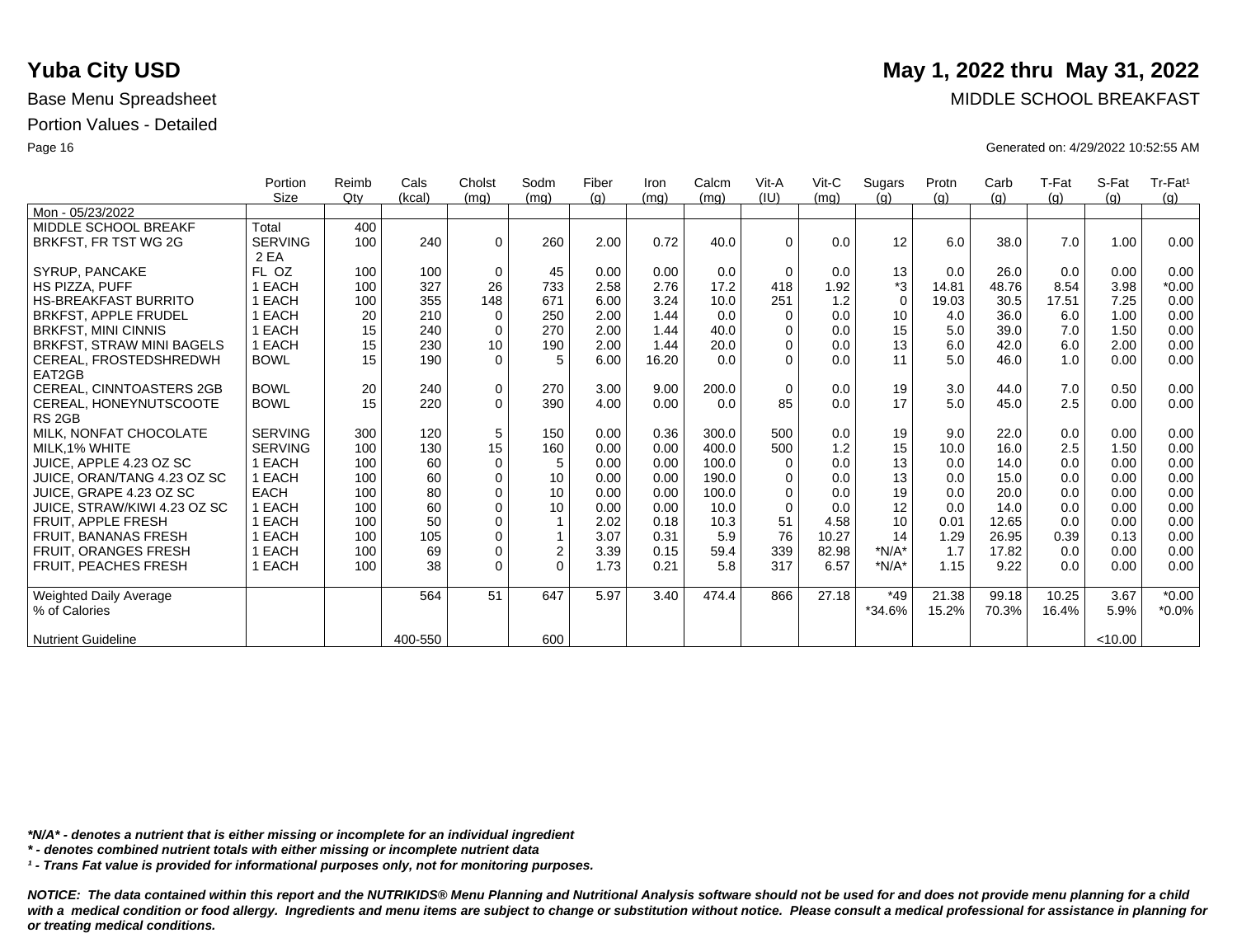# Yuba City USD

**May 1, 2022 thru May 31, 2022**

Base Menu Spreadsheet

MIDDLE SCHOOL BREAKFAST

Portion Values - Detailed

Generated on: 4/29/2022 10:52:55 AM

| | Portion Size | Reimb Qty | Cals (kcal) | Cholst (mg) | Sodm (mg) | Fiber (g) | Iron (mg) | Calcm (mg) | Vit-A (IU) | Vit-C (mg) | Sugars (g) | Protn (g) | Carb (g) | T-Fat (g) | S-Fat (g) | Tr-Fat¹ (g) |
|---|---|---|---|---|---|---|---|---|---|---|---|---|---|---|---|---|
| Mon - 05/23/2022 | | | | | | | | | | | | | | | | |
| MIDDLE SCHOOL BREAKF | Total | 400 | | | | | | | | | | | | | | |
| BRKFST, FR TST WG 2G | SERVING 2 EA | 100 | 240 | 0 | 260 | 2.00 | 0.72 | 40.0 | 0 | 0.0 | 12 | 6.0 | 38.0 | 7.0 | 1.00 | 0.00 |
| SYRUP, PANCAKE | FL OZ | 100 | 100 | 0 | 45 | 0.00 | 0.00 | 0.0 | 0 | 0.0 | 13 | 0.0 | 26.0 | 0.0 | 0.00 | 0.00 |
| HS PIZZA, PUFF | 1 EACH | 100 | 327 | 26 | 733 | 2.58 | 2.76 | 17.2 | 418 | 1.92 | *3 | 14.81 | 48.76 | 8.54 | 3.98 | *0.00 |
| HS-BREAKFAST BURRITO | 1 EACH | 100 | 355 | 148 | 671 | 6.00 | 3.24 | 10.0 | 251 | 1.2 | 0 | 19.03 | 30.5 | 17.51 | 7.25 | 0.00 |
| BRKFST, APPLE FRUDEL | 1 EACH | 20 | 210 | 0 | 250 | 2.00 | 1.44 | 0.0 | 0 | 0.0 | 10 | 4.0 | 36.0 | 6.0 | 1.00 | 0.00 |
| BRKFST, MINI CINNIS | 1 EACH | 15 | 240 | 0 | 270 | 2.00 | 1.44 | 40.0 | 0 | 0.0 | 15 | 5.0 | 39.0 | 7.0 | 1.50 | 0.00 |
| BRKFST, STRAW MINI BAGELS | 1 EACH | 15 | 230 | 10 | 190 | 2.00 | 1.44 | 20.0 | 0 | 0.0 | 13 | 6.0 | 42.0 | 6.0 | 2.00 | 0.00 |
| CEREAL, FROSTEDSHREDWH EAT2GB | BOWL | 15 | 190 | 0 | 5 | 6.00 | 16.20 | 0.0 | 0 | 0.0 | 11 | 5.0 | 46.0 | 1.0 | 0.00 | 0.00 |
| CEREAL, CINNTOASTERS 2GB | BOWL | 20 | 240 | 0 | 270 | 3.00 | 9.00 | 200.0 | 0 | 0.0 | 19 | 3.0 | 44.0 | 7.0 | 0.50 | 0.00 |
| CEREAL, HONEYNUTSCOOTE RS 2GB | BOWL | 15 | 220 | 0 | 390 | 4.00 | 0.00 | 0.0 | 85 | 0.0 | 17 | 5.0 | 45.0 | 2.5 | 0.00 | 0.00 |
| MILK, NONFAT CHOCOLATE | SERVING | 300 | 120 | 5 | 150 | 0.00 | 0.36 | 300.0 | 500 | 0.0 | 19 | 9.0 | 22.0 | 0.0 | 0.00 | 0.00 |
| MILK,1% WHITE | SERVING | 100 | 130 | 15 | 160 | 0.00 | 0.00 | 400.0 | 500 | 1.2 | 15 | 10.0 | 16.0 | 2.5 | 1.50 | 0.00 |
| JUICE, APPLE 4.23 OZ SC | 1 EACH | 100 | 60 | 0 | 5 | 0.00 | 0.00 | 100.0 | 0 | 0.0 | 13 | 0.0 | 14.0 | 0.0 | 0.00 | 0.00 |
| JUICE, ORAN/TANG 4.23 OZ SC | 1 EACH | 100 | 60 | 0 | 10 | 0.00 | 0.00 | 190.0 | 0 | 0.0 | 13 | 0.0 | 15.0 | 0.0 | 0.00 | 0.00 |
| JUICE, GRAPE 4.23 OZ SC | EACH | 100 | 80 | 0 | 10 | 0.00 | 0.00 | 100.0 | 0 | 0.0 | 19 | 0.0 | 20.0 | 0.0 | 0.00 | 0.00 |
| JUICE, STRAW/KIWI 4.23 OZ SC | 1 EACH | 100 | 60 | 0 | 10 | 0.00 | 0.00 | 10.0 | 0 | 0.0 | 12 | 0.0 | 14.0 | 0.0 | 0.00 | 0.00 |
| FRUIT, APPLE FRESH | 1 EACH | 100 | 50 | 0 | 1 | 2.02 | 0.18 | 10.3 | 51 | 4.58 | 10 | 0.01 | 12.65 | 0.0 | 0.00 | 0.00 |
| FRUIT, BANANAS FRESH | 1 EACH | 100 | 105 | 0 | 1 | 3.07 | 0.31 | 5.9 | 76 | 10.27 | 14 | 1.29 | 26.95 | 0.39 | 0.13 | 0.00 |
| FRUIT, ORANGES FRESH | 1 EACH | 100 | 69 | 0 | 2 | 3.39 | 0.15 | 59.4 | 339 | 82.98 | *N/A* | 1.7 | 17.82 | 0.0 | 0.00 | 0.00 |
| FRUIT, PEACHES FRESH | 1 EACH | 100 | 38 | 0 | 0 | 1.73 | 0.21 | 5.8 | 317 | 6.57 | *N/A* | 1.15 | 9.22 | 0.0 | 0.00 | 0.00 |
| Weighted Daily Average | | | 564 | 51 | 647 | 5.97 | 3.40 | 474.4 | 866 | 27.18 | *49 | 21.38 | 99.18 | 10.25 | 3.67 | *0.00 |
| % of Calories | | | | | | | | | | | *34.6% | 15.2% | 70.3% | 16.4% | 5.9% | *0.0% |
| Nutrient Guideline | | | 400-550 | | 600 | | | | | | | | | | <10.00 | |

*\*N/A\* - denotes a nutrient that is either missing or incomplete for an individual ingredient*

*\* - denotes combined nutrient totals with either missing or incomplete nutrient data*

*¹ - Trans Fat value is provided for informational purposes only, not for monitoring purposes.*

***NOTICE: The data contained within this report and the NUTRIKIDS® Menu Planning and Nutritional Analysis software should not be used for and does not provide menu planning for a child with a medical condition or food allergy. Ingredients and menu items are subject to change or substitution without notice. Please consult a medical professional for assistance in planning for or treating medical conditions.***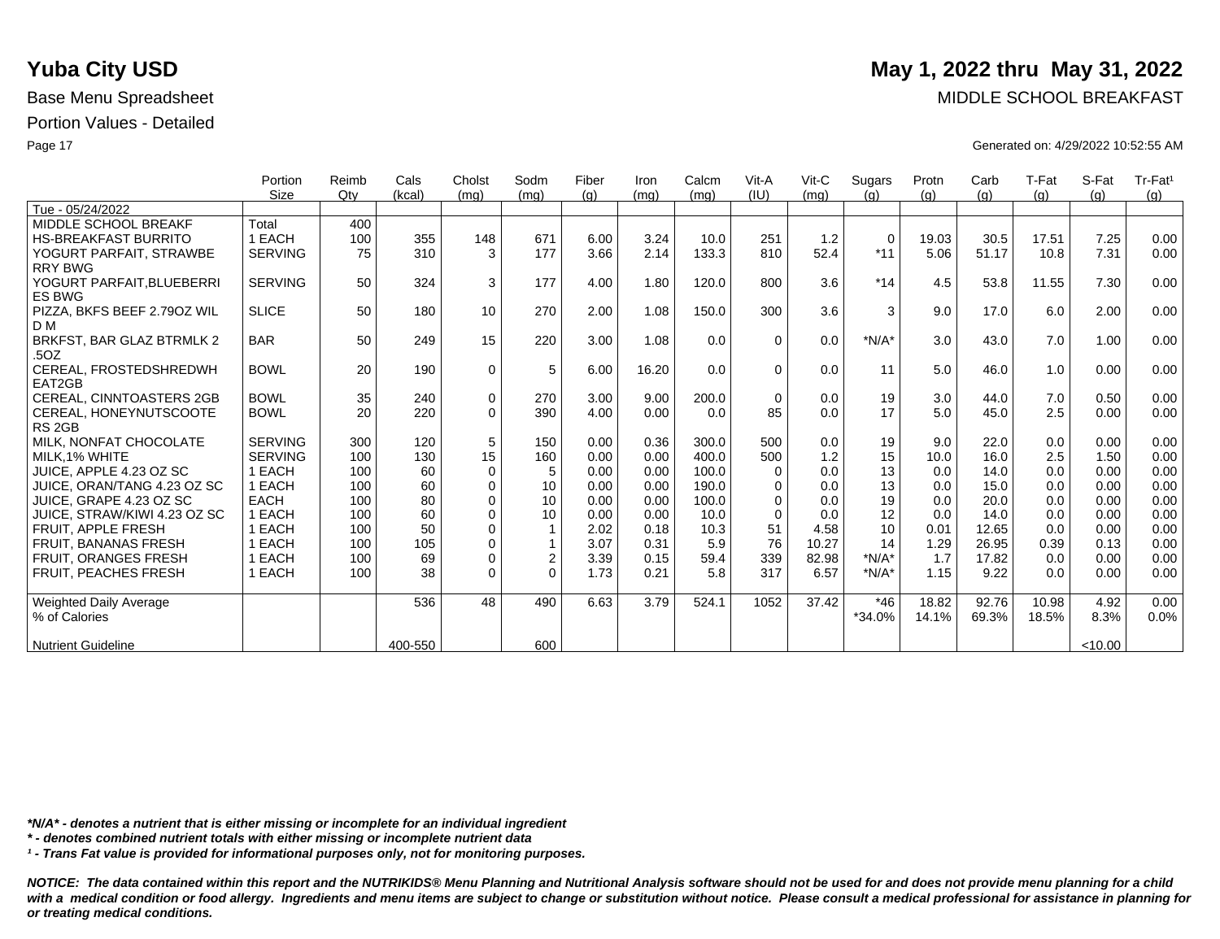# Yuba City USD

**May 1, 2022 thru May 31, 2022**

Base Menu Spreadsheet

MIDDLE SCHOOL BREAKFAST

Portion Values - Detailed

Generated on: 4/29/2022 10:52:55 AM

| | Portion Size | Reimb Qty | Cals (kcal) | Cholst (mg) | Sodm (mg) | Fiber (g) | Iron (mg) | Calcm (mg) | Vit-A (IU) | Vit-C (mg) | Sugars (g) | Protn (g) | Carb (g) | T-Fat (g) | S-Fat (g) | Tr-Fat[1] (g) |
|---|---|---|---|---|---|---|---|---|---|---|---|---|---|---|---|---|
| Tue - 05/24/2022 | | | | | | | | | | | | | | | | |
| MIDDLE SCHOOL BREAKF | Total | 400 | | | | | | | | | | | | | | |
| HS-BREAKFAST BURRITO | 1 EACH | 100 | 355 | 148 | 671 | 6.00 | 3.24 | 10.0 | 251 | 1.2 | 0 | 19.03 | 30.5 | 17.51 | 7.25 | 0.00 |
| YOGURT PARFAIT, STRAWBERRY BWG | SERVING | 75 | 310 | 3 | 177 | 3.66 | 2.14 | 133.3 | 810 | 52.4 | *11 | 5.06 | 51.17 | 10.8 | 7.31 | 0.00 |
| YOGURT PARFAIT,BLUEBERRIES BWG | SERVING | 50 | 324 | 3 | 177 | 4.00 | 1.80 | 120.0 | 800 | 3.6 | *14 | 4.5 | 53.8 | 11.55 | 7.30 | 0.00 |
| PIZZA, BKFS BEEF 2.79OZ WIL D M | SLICE | 50 | 180 | 10 | 270 | 2.00 | 1.08 | 150.0 | 300 | 3.6 | 3 | 9.0 | 17.0 | 6.0 | 2.00 | 0.00 |
| BRKFST, BAR GLAZ BTRMLK 2 .5OZ | BAR | 50 | 249 | 15 | 220 | 3.00 | 1.08 | 0.0 | 0 | 0.0 | *N/A* | 3.0 | 43.0 | 7.0 | 1.00 | 0.00 |
| CEREAL, FROSTEDSHREDWHEAT2GB | BOWL | 20 | 190 | 0 | 5 | 6.00 | 16.20 | 0.0 | 0 | 0.0 | 11 | 5.0 | 46.0 | 1.0 | 0.00 | 0.00 |
| CEREAL, CINNTOASTERS 2GB | BOWL | 35 | 240 | 0 | 270 | 3.00 | 9.00 | 200.0 | 0 | 0.0 | 19 | 3.0 | 44.0 | 7.0 | 0.50 | 0.00 |
| CEREAL, HONEYNUTSCOOTERS 2GB | BOWL | 20 | 220 | 0 | 390 | 4.00 | 0.00 | 0.0 | 85 | 0.0 | 17 | 5.0 | 45.0 | 2.5 | 0.00 | 0.00 |
| MILK, NONFAT CHOCOLATE | SERVING | 300 | 120 | 5 | 150 | 0.00 | 0.36 | 300.0 | 500 | 0.0 | 19 | 9.0 | 22.0 | 0.0 | 0.00 | 0.00 |
| MILK,1% WHITE | SERVING | 100 | 130 | 15 | 160 | 0.00 | 0.00 | 400.0 | 500 | 1.2 | 15 | 10.0 | 16.0 | 2.5 | 1.50 | 0.00 |
| JUICE, APPLE 4.23 OZ SC | 1 EACH | 100 | 60 | 0 | 5 | 0.00 | 0.00 | 100.0 | 0 | 0.0 | 13 | 0.0 | 14.0 | 0.0 | 0.00 | 0.00 |
| JUICE, ORAN/TANG 4.23 OZ SC | 1 EACH | 100 | 60 | 0 | 10 | 0.00 | 0.00 | 190.0 | 0 | 0.0 | 13 | 0.0 | 15.0 | 0.0 | 0.00 | 0.00 |
| JUICE, GRAPE 4.23 OZ SC | EACH | 100 | 80 | 0 | 10 | 0.00 | 0.00 | 100.0 | 0 | 0.0 | 19 | 0.0 | 20.0 | 0.0 | 0.00 | 0.00 |
| JUICE, STRAW/KIWI 4.23 OZ SC | 1 EACH | 100 | 60 | 0 | 10 | 0.00 | 0.00 | 10.0 | 0 | 0.0 | 12 | 0.0 | 14.0 | 0.0 | 0.00 | 0.00 |
| FRUIT, APPLE FRESH | 1 EACH | 100 | 50 | 0 | 1 | 2.02 | 0.18 | 10.3 | 51 | 4.58 | 10 | 0.01 | 12.65 | 0.0 | 0.00 | 0.00 |
| FRUIT, BANANAS FRESH | 1 EACH | 100 | 105 | 0 | 1 | 3.07 | 0.31 | 5.9 | 76 | 10.27 | 14 | 1.29 | 26.95 | 0.39 | 0.13 | 0.00 |
| FRUIT, ORANGES FRESH | 1 EACH | 100 | 69 | 0 | 2 | 3.39 | 0.15 | 59.4 | 339 | 82.98 | *N/A* | 1.7 | 17.82 | 0.0 | 0.00 | 0.00 |
| FRUIT, PEACHES FRESH | 1 EACH | 100 | 38 | 0 | 0 | 1.73 | 0.21 | 5.8 | 317 | 6.57 | *N/A* | 1.15 | 9.22 | 0.0 | 0.00 | 0.00 |
| Weighted Daily Average | | | 536 | 48 | 490 | 6.63 | 3.79 | 524.1 | 1052 | 37.42 | *46 | 18.82 | 92.76 | 10.98 | 4.92 | 0.00 |
| % of Calories | | | | | | | | | | | *34.0% | 14.1% | 69.3% | 18.5% | 8.3% | 0.0% |
| Nutrient Guideline | | | 400-550 | | 600 | | | | | | | | | | <10.00 | |

***N/A* - denotes a nutrient that is either missing or incomplete for an individual ingredient***

***\* - denotes combined nutrient totals with either missing or incomplete nutrient data***

***[1] - Trans Fat value is provided for informational purposes only, not for monitoring purposes.***

***NOTICE: The data contained within this report and the NUTRIKIDS® Menu Planning and Nutritional Analysis software should not be used for and does not provide menu planning for a child with a medical condition or food allergy. Ingredients and menu items are subject to change or substitution without notice. Please consult a medical professional for assistance in planning for or treating medical conditions.***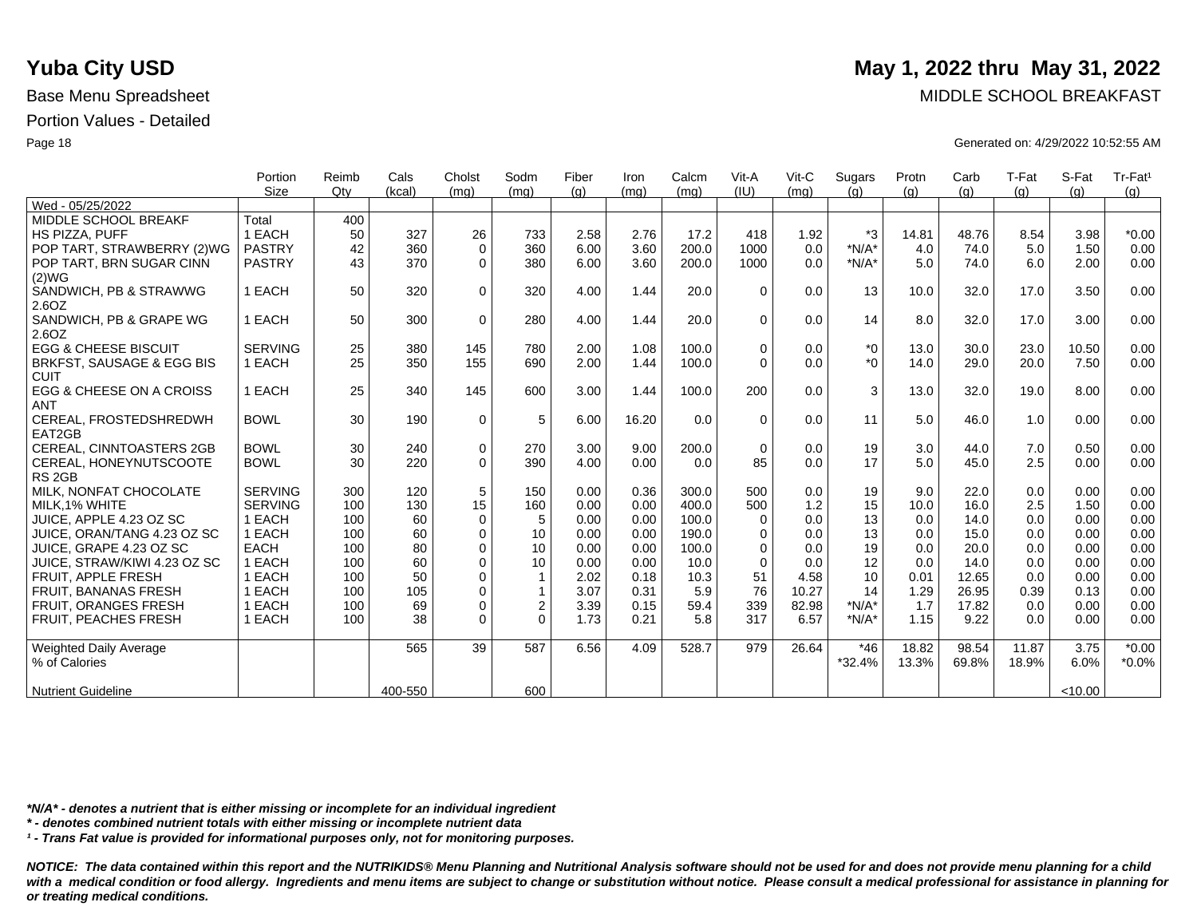# Yuba City USD

**May 1, 2022 thru May 31, 2022**

Base Menu Spreadsheet

MIDDLE SCHOOL BREAKFAST

Portion Values - Detailed

Generated on: 4/29/2022 10:52:55 AM

| | Portion Size | Reimb Qty | Cals (kcal) | Cholst (mg) | Sodm (mg) | Fiber (g) | Iron (mg) | Calcm (mg) | Vit-A (IU) | Vit-C (mg) | Sugars (g) | Protn (g) | Carb (g) | T-Fat (g) | S-Fat (g) | Tr-Fat¹ (g) |
|---|---|---|---|---|---|---|---|---|---|---|---|---|---|---|---|---|
| Wed - 05/25/2022 | | | | | | | | | | | | | | | | |
| MIDDLE SCHOOL BREAKF | Total | 400 | | | | | | | | | | | | | | |
| HS PIZZA, PUFF | 1 EACH | 50 | 327 | 26 | 733 | 2.58 | 2.76 | 17.2 | 418 | 1.92 | *3 | 14.81 | 48.76 | 8.54 | 3.98 | *0.00 |
| POP TART, STRAWBERRY (2)WG | PASTRY | 42 | 360 | 0 | 360 | 6.00 | 3.60 | 200.0 | 1000 | 0.0 | *N/A* | 4.0 | 74.0 | 5.0 | 1.50 | 0.00 |
| POP TART, BRN SUGAR CINN (2)WG | PASTRY | 43 | 370 | 0 | 380 | 6.00 | 3.60 | 200.0 | 1000 | 0.0 | *N/A* | 5.0 | 74.0 | 6.0 | 2.00 | 0.00 |
| SANDWICH, PB & STRAWWG 2.6OZ | 1 EACH | 50 | 320 | 0 | 320 | 4.00 | 1.44 | 20.0 | 0 | 0.0 | 13 | 10.0 | 32.0 | 17.0 | 3.50 | 0.00 |
| SANDWICH, PB & GRAPE WG 2.6OZ | 1 EACH | 50 | 300 | 0 | 280 | 4.00 | 1.44 | 20.0 | 0 | 0.0 | 14 | 8.0 | 32.0 | 17.0 | 3.00 | 0.00 |
| EGG & CHEESE BISCUIT | SERVING | 25 | 380 | 145 | 780 | 2.00 | 1.08 | 100.0 | 0 | 0.0 | *0 | 13.0 | 30.0 | 23.0 | 10.50 | 0.00 |
| BRKFST, SAUSAGE & EGG BISCUIT | 1 EACH | 25 | 350 | 155 | 690 | 2.00 | 1.44 | 100.0 | 0 | 0.0 | *0 | 14.0 | 29.0 | 20.0 | 7.50 | 0.00 |
| EGG & CHEESE ON A CROISSANT | 1 EACH | 25 | 340 | 145 | 600 | 3.00 | 1.44 | 100.0 | 200 | 0.0 | 3 | 13.0 | 32.0 | 19.0 | 8.00 | 0.00 |
| CEREAL, FROSTEDSHREDWHEAT2GB | BOWL | 30 | 190 | 0 | 5 | 6.00 | 16.20 | 0.0 | 0 | 0.0 | 11 | 5.0 | 46.0 | 1.0 | 0.00 | 0.00 |
| CEREAL, CINNTOASTERS 2GB | BOWL | 30 | 240 | 0 | 270 | 3.00 | 9.00 | 200.0 | 0 | 0.0 | 19 | 3.0 | 44.0 | 7.0 | 0.50 | 0.00 |
| CEREAL, HONEYNUTSCOOTERS 2GB | BOWL | 30 | 220 | 0 | 390 | 4.00 | 0.00 | 0.0 | 85 | 0.0 | 17 | 5.0 | 45.0 | 2.5 | 0.00 | 0.00 |
| MILK, NONFAT CHOCOLATE | SERVING | 300 | 120 | 5 | 150 | 0.00 | 0.36 | 300.0 | 500 | 0.0 | 19 | 9.0 | 22.0 | 0.0 | 0.00 | 0.00 |
| MILK,1% WHITE | SERVING | 100 | 130 | 15 | 160 | 0.00 | 0.00 | 400.0 | 500 | 1.2 | 15 | 10.0 | 16.0 | 2.5 | 1.50 | 0.00 |
| JUICE, APPLE 4.23 OZ SC | 1 EACH | 100 | 60 | 0 | 5 | 0.00 | 0.00 | 100.0 | 0 | 0.0 | 13 | 0.0 | 14.0 | 0.0 | 0.00 | 0.00 |
| JUICE, ORAN/TANG 4.23 OZ SC | 1 EACH | 100 | 60 | 0 | 10 | 0.00 | 0.00 | 190.0 | 0 | 0.0 | 13 | 0.0 | 15.0 | 0.0 | 0.00 | 0.00 |
| JUICE, GRAPE 4.23 OZ SC | EACH | 100 | 80 | 0 | 10 | 0.00 | 0.00 | 100.0 | 0 | 0.0 | 19 | 0.0 | 20.0 | 0.0 | 0.00 | 0.00 |
| JUICE, STRAW/KIWI 4.23 OZ SC | 1 EACH | 100 | 60 | 0 | 10 | 0.00 | 0.00 | 10.0 | 0 | 0.0 | 12 | 0.0 | 14.0 | 0.0 | 0.00 | 0.00 |
| FRUIT, APPLE FRESH | 1 EACH | 100 | 50 | 0 | 1 | 2.02 | 0.18 | 10.3 | 51 | 4.58 | 10 | 0.01 | 12.65 | 0.0 | 0.00 | 0.00 |
| FRUIT, BANANAS FRESH | 1 EACH | 100 | 105 | 0 | 1 | 3.07 | 0.31 | 5.9 | 76 | 10.27 | 14 | 1.29 | 26.95 | 0.39 | 0.13 | 0.00 |
| FRUIT, ORANGES FRESH | 1 EACH | 100 | 69 | 0 | 2 | 3.39 | 0.15 | 59.4 | 339 | 82.98 | *N/A* | 1.7 | 17.82 | 0.0 | 0.00 | 0.00 |
| FRUIT, PEACHES FRESH | 1 EACH | 100 | 38 | 0 | 0 | 1.73 | 0.21 | 5.8 | 317 | 6.57 | *N/A* | 1.15 | 9.22 | 0.0 | 0.00 | 0.00 |
| Weighted Daily Average | | | 565 | 39 | 587 | 6.56 | 4.09 | 528.7 | 979 | 26.64 | *46 | 18.82 | 98.54 | 11.87 | 3.75 | *0.00 |
| % of Calories | | | | | | | | | | | *32.4% | 13.3% | 69.8% | 18.9% | 6.0% | *0.0% |
| Nutrient Guideline | | | 400-550 | | 600 | | | | | | | | | | <10.00 | |

*\*N/A\* - denotes a nutrient that is either missing or incomplete for an individual ingredient*

*\* - denotes combined nutrient totals with either missing or incomplete nutrient data*

*¹ - Trans Fat value is provided for informational purposes only, not for monitoring purposes.*

***NOTICE: The data contained within this report and the NUTRIKIDS® Menu Planning and Nutritional Analysis software should not be used for and does not provide menu planning for a child with a medical condition or food allergy. Ingredients and menu items are subject to change or substitution without notice. Please consult a medical professional for assistance in planning for or treating medical conditions.***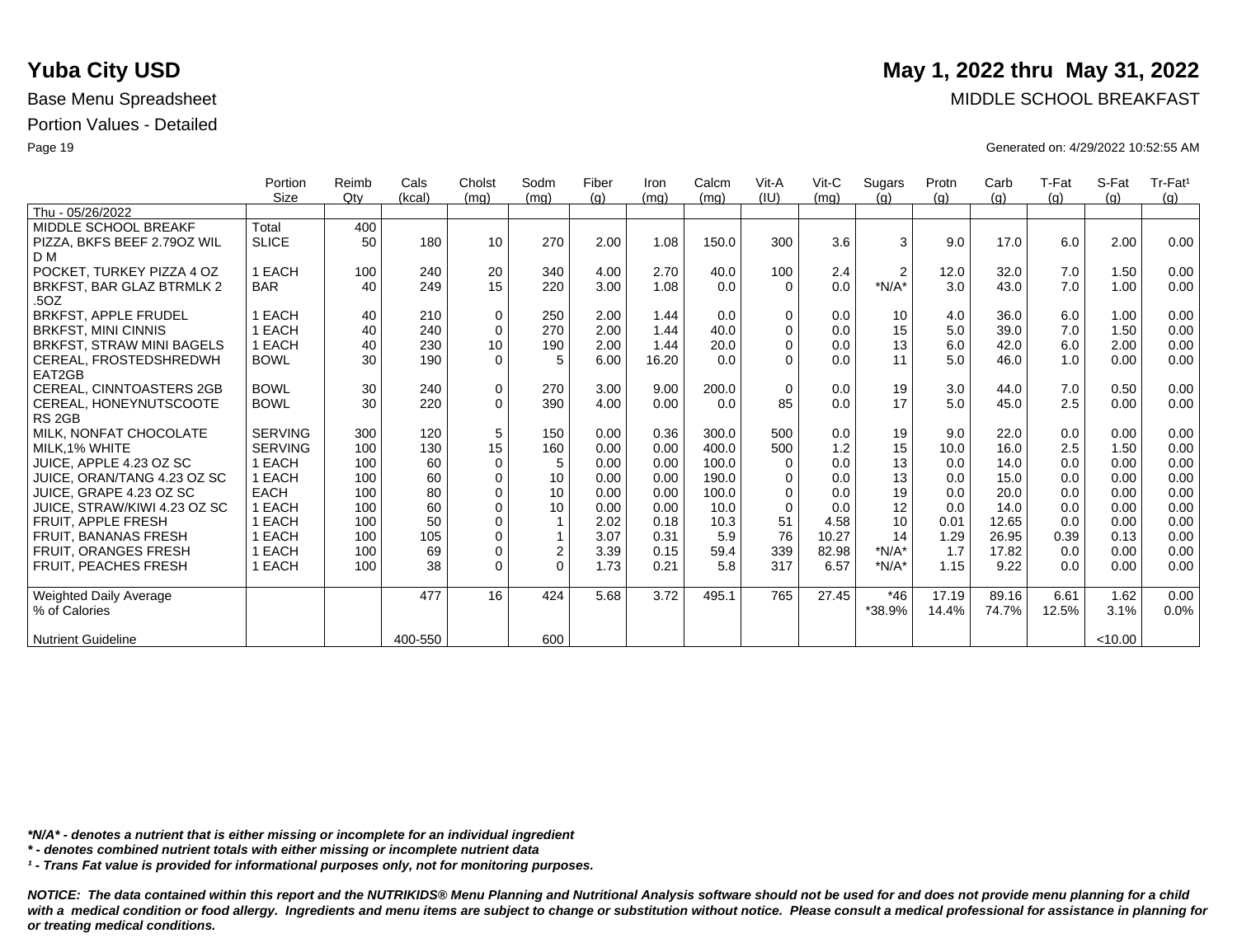# Yuba City USD

# May 1, 2022 thru May 31, 2022

Base Menu Spreadsheet

MIDDLE SCHOOL BREAKFAST

Portion Values - Detailed

Generated on: 4/29/2022 10:52:55 AM

| | Portion Size | Reimb Qty | Cals (kcal) | Cholst (mg) | Sodm (mg) | Fiber (g) | Iron (mg) | Calcm (mg) | Vit-A (IU) | Vit-C (mg) | Sugars (g) | Protn (g) | Carb (g) | T-Fat (g) | S-Fat (g) | Tr-Fat[1] (g) |
|---|---|---|---|---|---|---|---|---|---|---|---|---|---|---|---|---|
| Thu - 05/26/2022 | | | | | | | | | | | | | | | | |
| MIDDLE SCHOOL BREAKF | Total | 400 | | | | | | | | | | | | | | |
| PIZZA, BKFS BEEF 2.79OZ WIL D M | SLICE | 50 | 180 | 10 | 270 | 2.00 | 1.08 | 150.0 | 300 | 3.6 | 3 | 9.0 | 17.0 | 6.0 | 2.00 | 0.00 |
| POCKET, TURKEY PIZZA 4 OZ | 1 EACH | 100 | 240 | 20 | 340 | 4.00 | 2.70 | 40.0 | 100 | 2.4 | 2 | 12.0 | 32.0 | 7.0 | 1.50 | 0.00 |
| BRKFST, BAR GLAZ BTRMLK 2 .5OZ | BAR | 40 | 249 | 15 | 220 | 3.00 | 1.08 | 0.0 | 0 | 0.0 | *N/A* | 3.0 | 43.0 | 7.0 | 1.00 | 0.00 |
| BRKFST, APPLE FRUDEL | 1 EACH | 40 | 210 | 0 | 250 | 2.00 | 1.44 | 0.0 | 0 | 0.0 | 10 | 4.0 | 36.0 | 6.0 | 1.00 | 0.00 |
| BRKFST, MINI CINNIS | 1 EACH | 40 | 240 | 0 | 270 | 2.00 | 1.44 | 40.0 | 0 | 0.0 | 15 | 5.0 | 39.0 | 7.0 | 1.50 | 0.00 |
| BRKFST, STRAW MINI BAGELS | 1 EACH | 40 | 230 | 10 | 190 | 2.00 | 1.44 | 20.0 | 0 | 0.0 | 13 | 6.0 | 42.0 | 6.0 | 2.00 | 0.00 |
| CEREAL, FROSTEDSHREDWH EAT2GB | BOWL | 30 | 190 | 0 | 5 | 6.00 | 16.20 | 0.0 | 0 | 0.0 | 11 | 5.0 | 46.0 | 1.0 | 0.00 | 0.00 |
| CEREAL, CINNTOASTERS 2GB | BOWL | 30 | 240 | 0 | 270 | 3.00 | 9.00 | 200.0 | 0 | 0.0 | 19 | 3.0 | 44.0 | 7.0 | 0.50 | 0.00 |
| CEREAL, HONEYNUTSCOOTE RS 2GB | BOWL | 30 | 220 | 0 | 390 | 4.00 | 0.00 | 0.0 | 85 | 0.0 | 17 | 5.0 | 45.0 | 2.5 | 0.00 | 0.00 |
| MILK, NONFAT CHOCOLATE | SERVING | 300 | 120 | 5 | 150 | 0.00 | 0.36 | 300.0 | 500 | 0.0 | 19 | 9.0 | 22.0 | 0.0 | 0.00 | 0.00 |
| MILK,1% WHITE | SERVING | 100 | 130 | 15 | 160 | 0.00 | 0.00 | 400.0 | 500 | 1.2 | 15 | 10.0 | 16.0 | 2.5 | 1.50 | 0.00 |
| JUICE, APPLE 4.23 OZ SC | 1 EACH | 100 | 60 | 0 | 5 | 0.00 | 0.00 | 100.0 | 0 | 0.0 | 13 | 0.0 | 14.0 | 0.0 | 0.00 | 0.00 |
| JUICE, ORAN/TANG 4.23 OZ SC | 1 EACH | 100 | 60 | 0 | 10 | 0.00 | 0.00 | 190.0 | 0 | 0.0 | 13 | 0.0 | 15.0 | 0.0 | 0.00 | 0.00 |
| JUICE, GRAPE 4.23 OZ SC | EACH | 100 | 80 | 0 | 10 | 0.00 | 0.00 | 100.0 | 0 | 0.0 | 19 | 0.0 | 20.0 | 0.0 | 0.00 | 0.00 |
| JUICE, STRAW/KIWI 4.23 OZ SC | 1 EACH | 100 | 60 | 0 | 10 | 0.00 | 0.00 | 10.0 | 0 | 0.0 | 12 | 0.0 | 14.0 | 0.0 | 0.00 | 0.00 |
| FRUIT, APPLE FRESH | 1 EACH | 100 | 50 | 0 | 1 | 2.02 | 0.18 | 10.3 | 51 | 4.58 | 10 | 0.01 | 12.65 | 0.0 | 0.00 | 0.00 |
| FRUIT, BANANAS FRESH | 1 EACH | 100 | 105 | 0 | 1 | 3.07 | 0.31 | 5.9 | 76 | 10.27 | 14 | 1.29 | 26.95 | 0.39 | 0.13 | 0.00 |
| FRUIT, ORANGES FRESH | 1 EACH | 100 | 69 | 0 | 2 | 3.39 | 0.15 | 59.4 | 339 | 82.98 | *N/A* | 1.7 | 17.82 | 0.0 | 0.00 | 0.00 |
| FRUIT, PEACHES FRESH | 1 EACH | 100 | 38 | 0 | 0 | 1.73 | 0.21 | 5.8 | 317 | 6.57 | *N/A* | 1.15 | 9.22 | 0.0 | 0.00 | 0.00 |
| Weighted Daily Average | | | 477 | 16 | 424 | 5.68 | 3.72 | 495.1 | 765 | 27.45 | *46 | 17.19 | 89.16 | 6.61 | 1.62 | 0.00 |
| % of Calories | | | | | | | | | | | *38.9% | 14.4% | 74.7% | 12.5% | 3.1% | 0.0% |
| Nutrient Guideline | | | 400-550 | | 600 | | | | | | | | | | <10.00 | |

***N/A* - denotes a nutrient that is either missing or incomplete for an individual ingredient***

***\* - denotes combined nutrient totals with either missing or incomplete nutrient data***

***[1] - Trans Fat value is provided for informational purposes only, not for monitoring purposes.***

***NOTICE: The data contained within this report and the NUTRIKIDS® Menu Planning and Nutritional Analysis software should not be used for and does not provide menu planning for a child with a medical condition or food allergy. Ingredients and menu items are subject to change or substitution without notice. Please consult a medical professional for assistance in planning for or treating medical conditions.***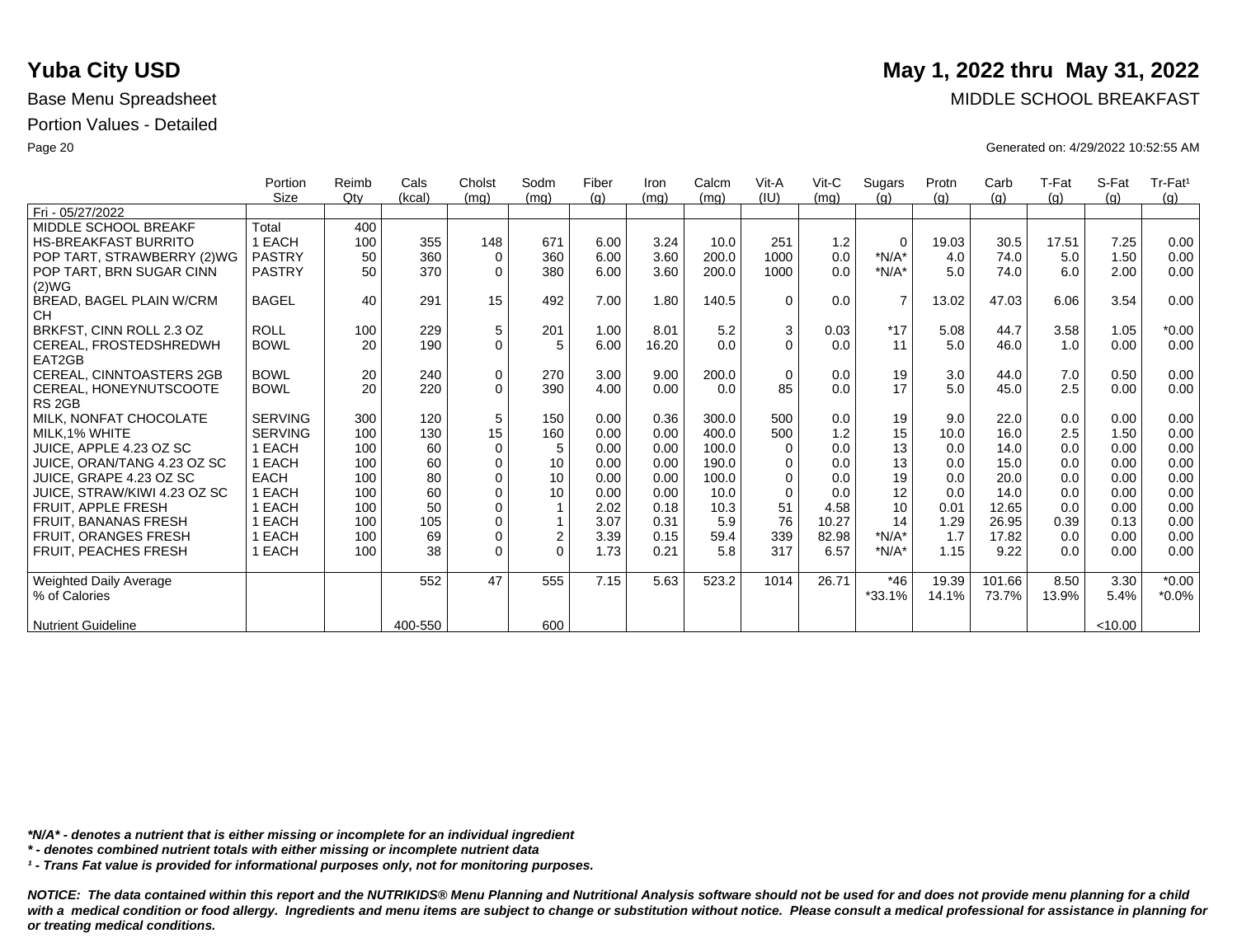# Yuba City USD

**May 1, 2022 thru May 31, 2022**

Base Menu Spreadsheet

MIDDLE SCHOOL BREAKFAST

Portion Values - Detailed

Generated on: 4/29/2022 10:52:55 AM

| | Portion Size | Reimb Qty | Cals (kcal) | Cholst (mg) | Sodm (mg) | Fiber (g) | Iron (mg) | Calcm (mg) | Vit-A (IU) | Vit-C (mg) | Sugars (g) | Protn (g) | Carb (g) | T-Fat (g) | S-Fat (g) | Tr-Fat[1] (g) |
|---|---|---|---|---|---|---|---|---|---|---|---|---|---|---|---|---|
| Fri - 05/27/2022 | | | | | | | | | | | | | | | | |
| MIDDLE SCHOOL BREAKF | Total | 400 | | | | | | | | | | | | | | |
| HS-BREAKFAST BURRITO | 1 EACH | 100 | 355 | 148 | 671 | 6.00 | 3.24 | 10.0 | 251 | 1.2 | 0 | 19.03 | 30.5 | 17.51 | 7.25 | 0.00 |
| POP TART, STRAWBERRY (2)WG | PASTRY | 50 | 360 | 0 | 360 | 6.00 | 3.60 | 200.0 | 1000 | 0.0 | *N/A* | 4.0 | 74.0 | 5.0 | 1.50 | 0.00 |
| POP TART, BRN SUGAR CINN (2)WG | PASTRY | 50 | 370 | 0 | 380 | 6.00 | 3.60 | 200.0 | 1000 | 0.0 | *N/A* | 5.0 | 74.0 | 6.0 | 2.00 | 0.00 |
| BREAD, BAGEL PLAIN W/CRM CH | BAGEL | 40 | 291 | 15 | 492 | 7.00 | 1.80 | 140.5 | 0 | 0.0 | 7 | 13.02 | 47.03 | 6.06 | 3.54 | 0.00 |
| BRKFST, CINN ROLL 2.3 OZ | ROLL | 100 | 229 | 5 | 201 | 1.00 | 8.01 | 5.2 | 3 | 0.03 | *17 | 5.08 | 44.7 | 3.58 | 1.05 | *0.00 |
| CEREAL, FROSTEDSHREDWH EAT2GB | BOWL | 20 | 190 | 0 | 5 | 6.00 | 16.20 | 0.0 | 0 | 0.0 | 11 | 5.0 | 46.0 | 1.0 | 0.00 | 0.00 |
| CEREAL, CINNTOASTERS 2GB | BOWL | 20 | 240 | 0 | 270 | 3.00 | 9.00 | 200.0 | 0 | 0.0 | 19 | 3.0 | 44.0 | 7.0 | 0.50 | 0.00 |
| CEREAL, HONEYNUTSCOOTE RS 2GB | BOWL | 20 | 220 | 0 | 390 | 4.00 | 0.00 | 0.0 | 85 | 0.0 | 17 | 5.0 | 45.0 | 2.5 | 0.00 | 0.00 |
| MILK, NONFAT CHOCOLATE | SERVING | 300 | 120 | 5 | 150 | 0.00 | 0.36 | 300.0 | 500 | 0.0 | 19 | 9.0 | 22.0 | 0.0 | 0.00 | 0.00 |
| MILK,1% WHITE | SERVING | 100 | 130 | 15 | 160 | 0.00 | 0.00 | 400.0 | 500 | 1.2 | 15 | 10.0 | 16.0 | 2.5 | 1.50 | 0.00 |
| JUICE, APPLE 4.23 OZ SC | 1 EACH | 100 | 60 | 0 | 5 | 0.00 | 0.00 | 100.0 | 0 | 0.0 | 13 | 0.0 | 14.0 | 0.0 | 0.00 | 0.00 |
| JUICE, ORAN/TANG 4.23 OZ SC | 1 EACH | 100 | 60 | 0 | 10 | 0.00 | 0.00 | 190.0 | 0 | 0.0 | 13 | 0.0 | 15.0 | 0.0 | 0.00 | 0.00 |
| JUICE, GRAPE 4.23 OZ SC | EACH | 100 | 80 | 0 | 10 | 0.00 | 0.00 | 100.0 | 0 | 0.0 | 19 | 0.0 | 20.0 | 0.0 | 0.00 | 0.00 |
| JUICE, STRAW/KIWI 4.23 OZ SC | 1 EACH | 100 | 60 | 0 | 10 | 0.00 | 0.00 | 10.0 | 0 | 0.0 | 12 | 0.0 | 14.0 | 0.0 | 0.00 | 0.00 |
| FRUIT, APPLE FRESH | 1 EACH | 100 | 50 | 0 | 1 | 2.02 | 0.18 | 10.3 | 51 | 4.58 | 10 | 0.01 | 12.65 | 0.0 | 0.00 | 0.00 |
| FRUIT, BANANAS FRESH | 1 EACH | 100 | 105 | 0 | 1 | 3.07 | 0.31 | 5.9 | 76 | 10.27 | 14 | 1.29 | 26.95 | 0.39 | 0.13 | 0.00 |
| FRUIT, ORANGES FRESH | 1 EACH | 100 | 69 | 0 | 2 | 3.39 | 0.15 | 59.4 | 339 | 82.98 | *N/A* | 1.7 | 17.82 | 0.0 | 0.00 | 0.00 |
| FRUIT, PEACHES FRESH | 1 EACH | 100 | 38 | 0 | 0 | 1.73 | 0.21 | 5.8 | 317 | 6.57 | *N/A* | 1.15 | 9.22 | 0.0 | 0.00 | 0.00 |
| Weighted Daily Average | | | 552 | 47 | 555 | 7.15 | 5.63 | 523.2 | 1014 | 26.71 | *46 | 19.39 | 101.66 | 8.50 | 3.30 | *0.00 |
| % of Calories | | | | | | | | | | | *33.1% | 14.1% | 73.7% | 13.9% | 5.4% | *0.0% |
| Nutrient Guideline | | | 400-550 | | 600 | | | | | | | | | | <10.00 | |

***N/A* - denotes a nutrient that is either missing or incomplete for an individual ingredient***

***\* - denotes combined nutrient totals with either missing or incomplete nutrient data***

***[1] - Trans Fat value is provided for informational purposes only, not for monitoring purposes.***

***NOTICE: The data contained within this report and the NUTRIKIDS® Menu Planning and Nutritional Analysis software should not be used for and does not provide menu planning for a child with a medical condition or food allergy. Ingredients and menu items are subject to change or substitution without notice. Please consult a medical professional for assistance in planning for or treating medical conditions.***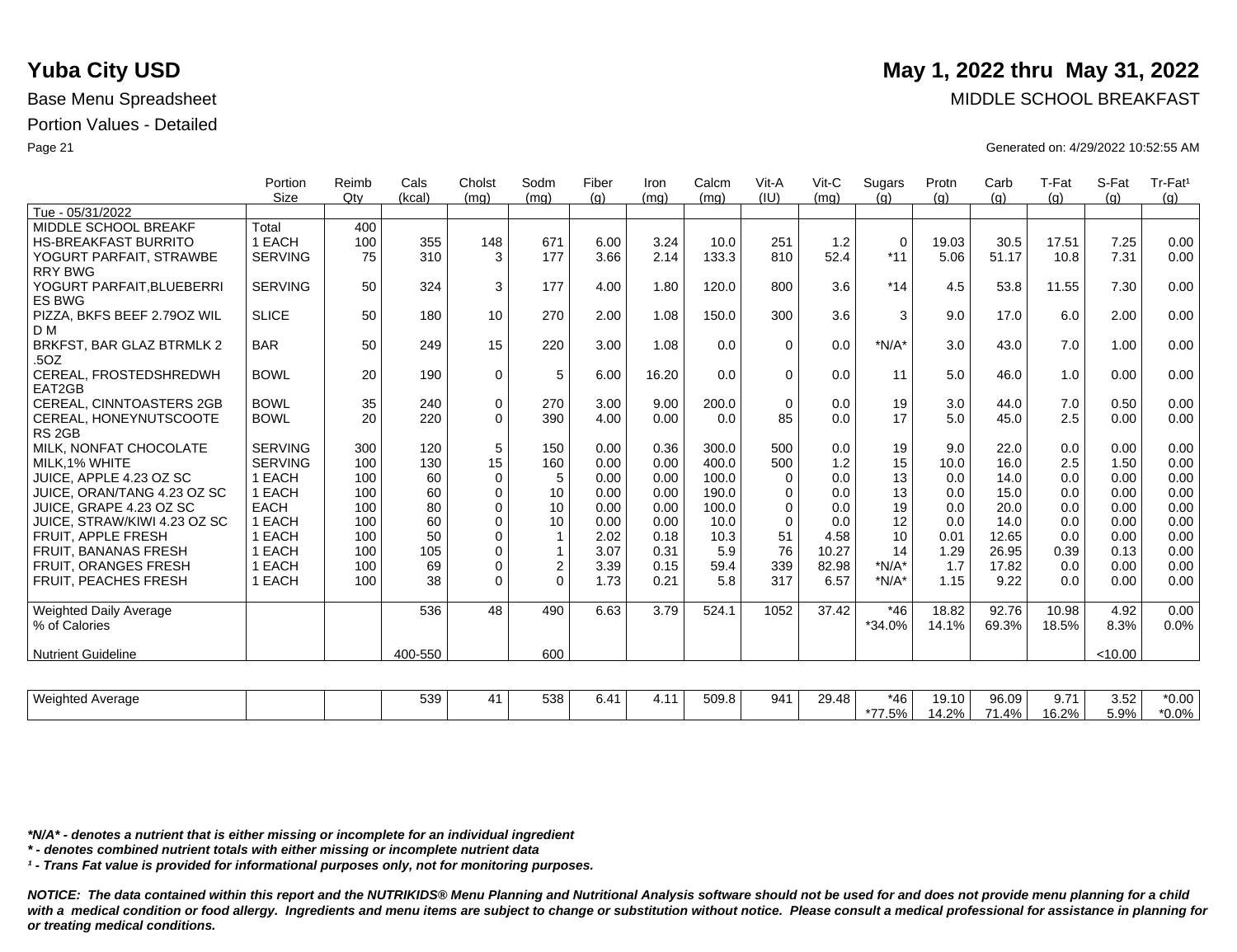# Yuba City USD

**May 1, 2022 thru May 31, 2022**

Base Menu Spreadsheet

MIDDLE SCHOOL BREAKFAST

Portion Values - Detailed

Generated on: 4/29/2022 10:52:55 AM

| | Portion Size | Reimb Qty | Cals (kcal) | Cholst (mg) | Sodm (mg) | Fiber (g) | Iron (mg) | Calcm (mg) | Vit-A (IU) | Vit-C (mg) | Sugars (g) | Protn (g) | Carb (g) | T-Fat (g) | S-Fat (g) | Tr-Fat¹ (g) |
|---|---|---|---|---|---|---|---|---|---|---|---|---|---|---|---|---|
| Tue - 05/31/2022 | | | | | | | | | | | | | | | | |
| MIDDLE SCHOOL BREAKF | Total | 400 | | | | | | | | | | | | | | |
| HS-BREAKFAST BURRITO | 1 EACH | 100 | 355 | 148 | 671 | 6.00 | 3.24 | 10.0 | 251 | 1.2 | 0 | 19.03 | 30.5 | 17.51 | 7.25 | 0.00 |
| YOGURT PARFAIT, STRAWBERRY BWG | SERVING | 75 | 310 | 3 | 177 | 3.66 | 2.14 | 133.3 | 810 | 52.4 | *11 | 5.06 | 51.17 | 10.8 | 7.31 | 0.00 |
| YOGURT PARFAIT,BLUEBERRIES BWG | SERVING | 50 | 324 | 3 | 177 | 4.00 | 1.80 | 120.0 | 800 | 3.6 | *14 | 4.5 | 53.8 | 11.55 | 7.30 | 0.00 |
| PIZZA, BKFS BEEF 2.79OZ WILD M | SLICE | 50 | 180 | 10 | 270 | 2.00 | 1.08 | 150.0 | 300 | 3.6 | 3 | 9.0 | 17.0 | 6.0 | 2.00 | 0.00 |
| BRKFST, BAR GLAZ BTRMLK 2.5OZ | BAR | 50 | 249 | 15 | 220 | 3.00 | 1.08 | 0.0 | 0 | 0.0 | *N/A* | 3.0 | 43.0 | 7.0 | 1.00 | 0.00 |
| CEREAL, FROSTEDSHREDWHEAT2GB | BOWL | 20 | 190 | 0 | 5 | 6.00 | 16.20 | 0.0 | 0 | 0.0 | 11 | 5.0 | 46.0 | 1.0 | 0.00 | 0.00 |
| CEREAL, CINNTOASTERS 2GB | BOWL | 35 | 240 | 0 | 270 | 3.00 | 9.00 | 200.0 | 0 | 0.0 | 19 | 3.0 | 44.0 | 7.0 | 0.50 | 0.00 |
| CEREAL, HONEYNUTSCOOTERS 2GB | BOWL | 20 | 220 | 0 | 390 | 4.00 | 0.00 | 0.0 | 85 | 0.0 | 17 | 5.0 | 45.0 | 2.5 | 0.00 | 0.00 |
| MILK, NONFAT CHOCOLATE | SERVING | 300 | 120 | 5 | 150 | 0.00 | 0.36 | 300.0 | 500 | 0.0 | 19 | 9.0 | 22.0 | 0.0 | 0.00 | 0.00 |
| MILK,1% WHITE | SERVING | 100 | 130 | 15 | 160 | 0.00 | 0.00 | 400.0 | 500 | 1.2 | 15 | 10.0 | 16.0 | 2.5 | 1.50 | 0.00 |
| JUICE, APPLE 4.23 OZ SC | 1 EACH | 100 | 60 | 0 | 5 | 0.00 | 0.00 | 100.0 | 0 | 0.0 | 13 | 0.0 | 14.0 | 0.0 | 0.00 | 0.00 |
| JUICE, ORAN/TANG 4.23 OZ SC | 1 EACH | 100 | 60 | 0 | 10 | 0.00 | 0.00 | 190.0 | 0 | 0.0 | 13 | 0.0 | 15.0 | 0.0 | 0.00 | 0.00 |
| JUICE, GRAPE 4.23 OZ SC | EACH | 100 | 80 | 0 | 10 | 0.00 | 0.00 | 100.0 | 0 | 0.0 | 19 | 0.0 | 20.0 | 0.0 | 0.00 | 0.00 |
| JUICE, STRAW/KIWI 4.23 OZ SC | 1 EACH | 100 | 60 | 0 | 10 | 0.00 | 0.00 | 10.0 | 0 | 0.0 | 12 | 0.0 | 14.0 | 0.0 | 0.00 | 0.00 |
| FRUIT, APPLE FRESH | 1 EACH | 100 | 50 | 0 | 1 | 2.02 | 0.18 | 10.3 | 51 | 4.58 | 10 | 0.01 | 12.65 | 0.0 | 0.00 | 0.00 |
| FRUIT, BANANAS FRESH | 1 EACH | 100 | 105 | 0 | 1 | 3.07 | 0.31 | 5.9 | 76 | 10.27 | 14 | 1.29 | 26.95 | 0.39 | 0.13 | 0.00 |
| FRUIT, ORANGES FRESH | 1 EACH | 100 | 69 | 0 | 2 | 3.39 | 0.15 | 59.4 | 339 | 82.98 | *N/A* | 1.7 | 17.82 | 0.0 | 0.00 | 0.00 |
| FRUIT, PEACHES FRESH | 1 EACH | 100 | 38 | 0 | 0 | 1.73 | 0.21 | 5.8 | 317 | 6.57 | *N/A* | 1.15 | 9.22 | 0.0 | 0.00 | 0.00 |
| Weighted Daily Average | | | 536 | 48 | 490 | 6.63 | 3.79 | 524.1 | 1052 | 37.42 | *46 | 18.82 | 92.76 | 10.98 | 4.92 | 0.00 |
| % of Calories | | | | | | | | | | | *34.0% | 14.1% | 69.3% | 18.5% | 8.3% | 0.0% |
| Nutrient Guideline | | | 400-550 | | 600 | | | | | | | | | | <10.00 | |

| | | | Cals (kcal) | Cholst (mg) | Sodm (mg) | Fiber (g) | Iron (mg) | Calcm (mg) | Vit-A (IU) | Vit-C (mg) | Sugars (g) | Protn (g) | Carb (g) | T-Fat (g) | S-Fat (g) | Tr-Fat¹ (g) |
|---|---|---|---|---|---|---|---|---|---|---|---|---|---|---|---|---|
| Weighted Average | | | 539 | 41 | 538 | 6.41 | 4.11 | 509.8 | 941 | 29.48 | *46 | 19.10 | 96.09 | 9.71 | 3.52 | *0.00 |
| | | | | | | | | | | | *77.5% | 14.2% | 71.4% | 16.2% | 5.9% | *0.0% |

***N/A* - denotes a nutrient that is either missing or incomplete for an individual ingredient***

***\* - denotes combined nutrient totals with either missing or incomplete nutrient data***

***¹ - Trans Fat value is provided for informational purposes only, not for monitoring purposes.***

***NOTICE: The data contained within this report and the NUTRIKIDS® Menu Planning and Nutritional Analysis software should not be used for and does not provide menu planning for a child with a medical condition or food allergy. Ingredients and menu items are subject to change or substitution without notice. Please consult a medical professional for assistance in planning for or treating medical conditions.***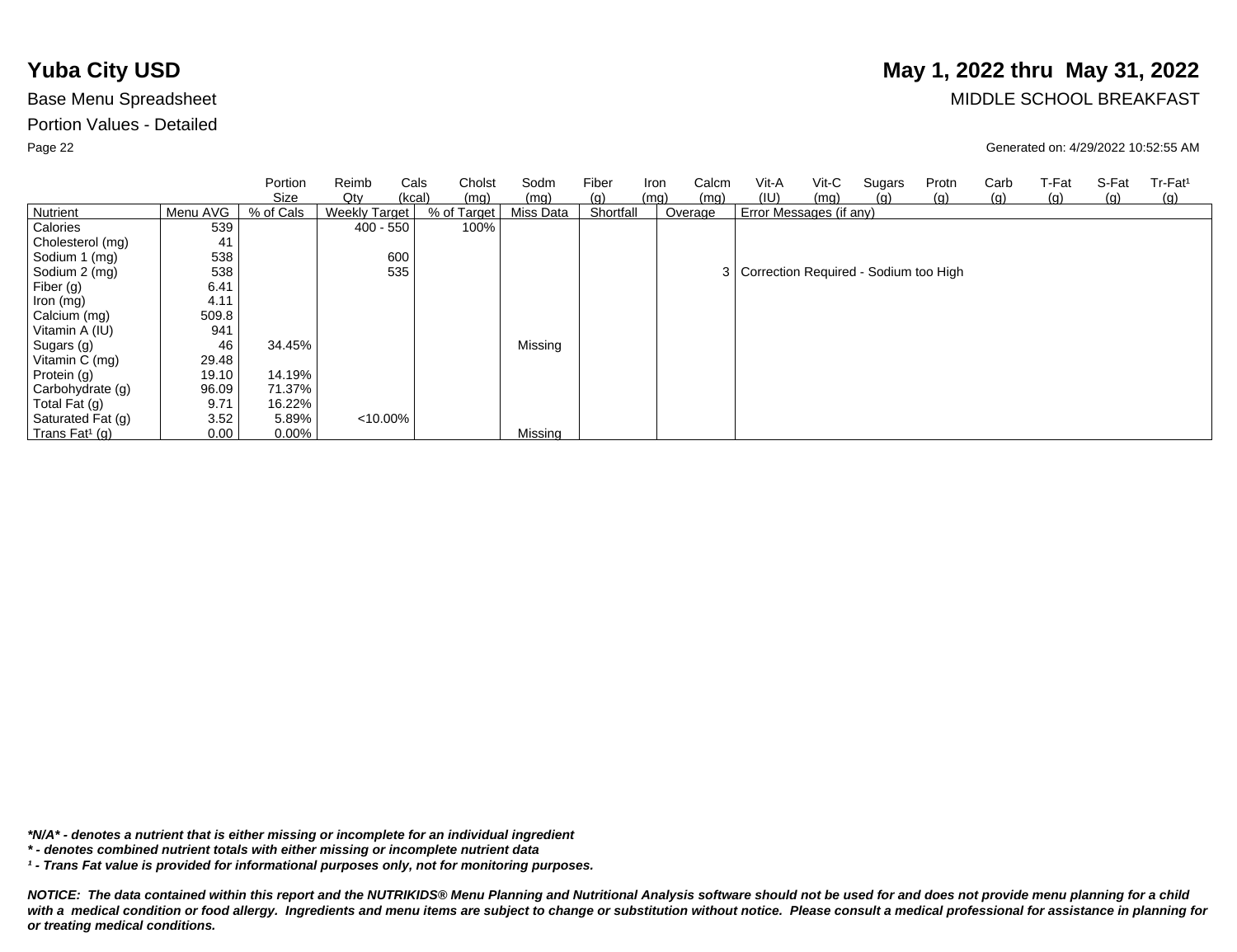**Yuba City USD** **May 1, 2022 thru May 31, 2022**

Base Menu Spreadsheet MIDDLE SCHOOL BREAKFAST

Portion Values - Detailed

Generated on: 4/29/2022 10:52:55 AM

| Portion Size | Reimb Qty | Cals (kcal) | Cholst (mg) | Sodm (mg) | Fiber (g) | Iron (mg) | Calcm (mg) | Vit-A (IU) | Vit-C (mg) | Sugars (g) | Protn (g) | Carb (g) | T-Fat (g) | S-Fat (g) | Tr-Fat¹ (g) |
|---|---|---|---|---|---|---|---|---|---|---|---|---|---|---|---|

| Nutrient | Menu AVG | % of Cals | Weekly Target | % of Target | Miss Data | Shortfall | Overage | Error Messages (if any) |
|---|---|---|---|---|---|---|---|---|
| Calories | 539 | | 400 - 550 | 100% | | | | |
| Cholesterol (mg) | 41 | | | | | | | |
| Sodium 1 (mg) | 538 | | 600 | | | | | |
| Sodium 2 (mg) | 538 | | 535 | | | | 3 | Correction Required - Sodium too High |
| Fiber (g) | 6.41 | | | | | | | |
| Iron (mg) | 4.11 | | | | | | | |
| Calcium (mg) | 509.8 | | | | | | | |
| Vitamin A (IU) | 941 | | | | | | | |
| Sugars (g) | 46 | 34.45% | | | Missing | | | |
| Vitamin C (mg) | 29.48 | | | | | | | |
| Protein (g) | 19.10 | 14.19% | | | | | | |
| Carbohydrate (g) | 96.09 | 71.37% | | | | | | |
| Total Fat (g) | 9.71 | 16.22% | | | | | | |
| Saturated Fat (g) | 3.52 | 5.89% | <10.00% | | | | | |
| Trans Fat¹ (g) | 0.00 | 0.00% | | | Missing | | | |

***N/A* - denotes a nutrient that is either missing or incomplete for an individual ingredient**

***\* - denotes combined nutrient totals with either missing or incomplete nutrient data***

***¹ - Trans Fat value is provided for informational purposes only, not for monitoring purposes.***

***NOTICE: The data contained within this report and the NUTRIKIDS® Menu Planning and Nutritional Analysis software should not be used for and does not provide menu planning for a child with a medical condition or food allergy. Ingredients and menu items are subject to change or substitution without notice. Please consult a medical professional for assistance in planning for or treating medical conditions.***